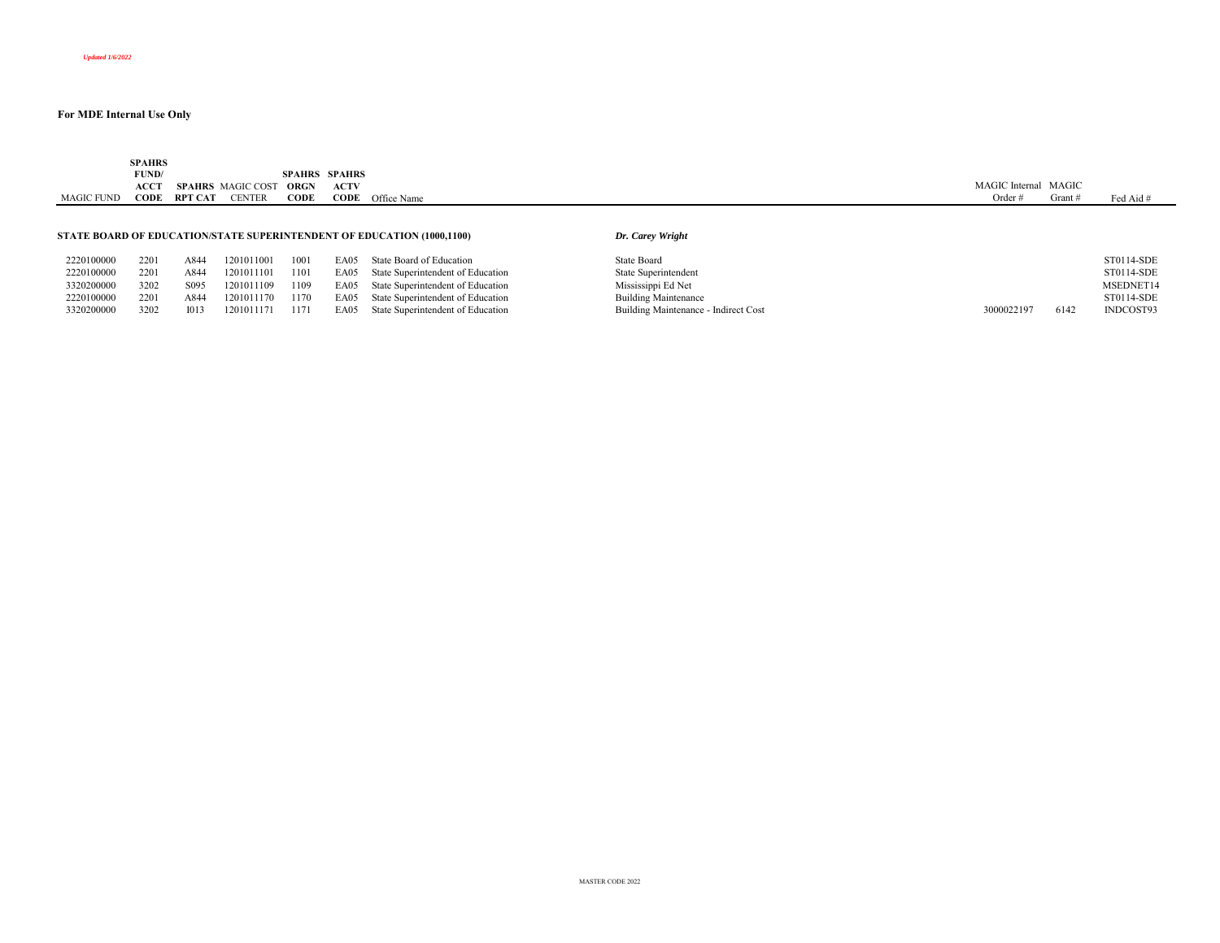*Updated 1/6/2022*

**For MDE Internal Use Only**

| MAGIC FUND | SPAHRS FUND/ ACCT CODE | SPAHRS RPT CAT | MAGIC COST CENTER | SPAHRS ORGN CODE | SPAHRS ACTV CODE | Office Name | | MAGIC Internal Order # | MAGIC Grant # | Fed Aid # |
|---|---|---|---|---|---|---|---|---|---|---|
| **STATE BOARD OF EDUCATION/STATE SUPERINTENDENT OF EDUCATION (1000,1100)** | | | | | | | ***Dr. Carey Wright*** | | | |
| 2220100000 | 2201 | A844 | 1201011001 | 1001 | EA05 | State Board of Education | State Board | | | ST0114-SDE |
| 2220100000 | 2201 | A844 | 1201011101 | 1101 | EA05 | State Superintendent of Education | State Superintendent | | | ST0114-SDE |
| 3320200000 | 3202 | S095 | 1201011109 | 1109 | EA05 | State Superintendent of Education | Mississippi Ed Net | | | MSEDNET14 |
| 2220100000 | 2201 | A844 | 1201011170 | 1170 | EA05 | State Superintendent of Education | Building Maintenance | | | ST0114-SDE |
| 3320200000 | 3202 | I013 | 1201011171 | 1171 | EA05 | State Superintendent of Education | Building Maintenance - Indirect Cost | 3000022197 | 6142 | INDCOST93 |

MASTER CODE 2022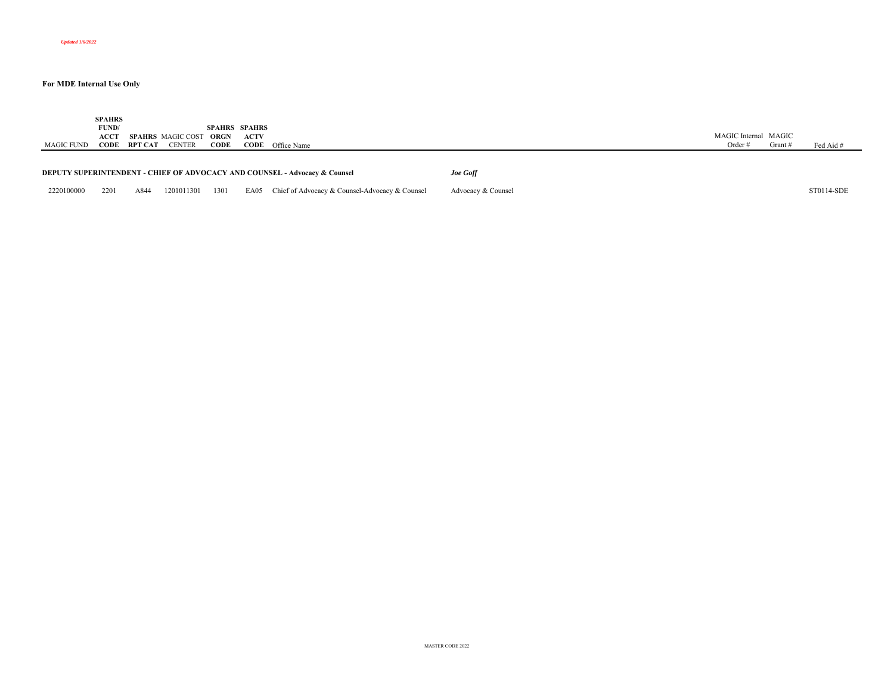*Updated 1/6/2022*

**For MDE Internal Use Only**

| MAGIC FUND | SPAHRS FUND/ ACCT CODE | SPAHRS RPT CAT | MAGIC COST CENTER | SPAHRS ORGN CODE | SPAHRS ACTV CODE | Office Name | | MAGIC Internal Order # | MAGIC Grant # | Fed Aid # |
|---|---|---|---|---|---|---|---|---|---|---|
| **DEPUTY SUPERINTENDENT - CHIEF OF ADVOCACY AND COUNSEL - Advocacy & Counsel** | | | | | | | ***Joe Goff*** | | | |
| 2220100000 | 2201 | A844 | 1201011301 | 1301 | EA05 | Chief of Advocacy & Counsel-Advocacy & Counsel | Advocacy & Counsel | | | ST0114-SDE |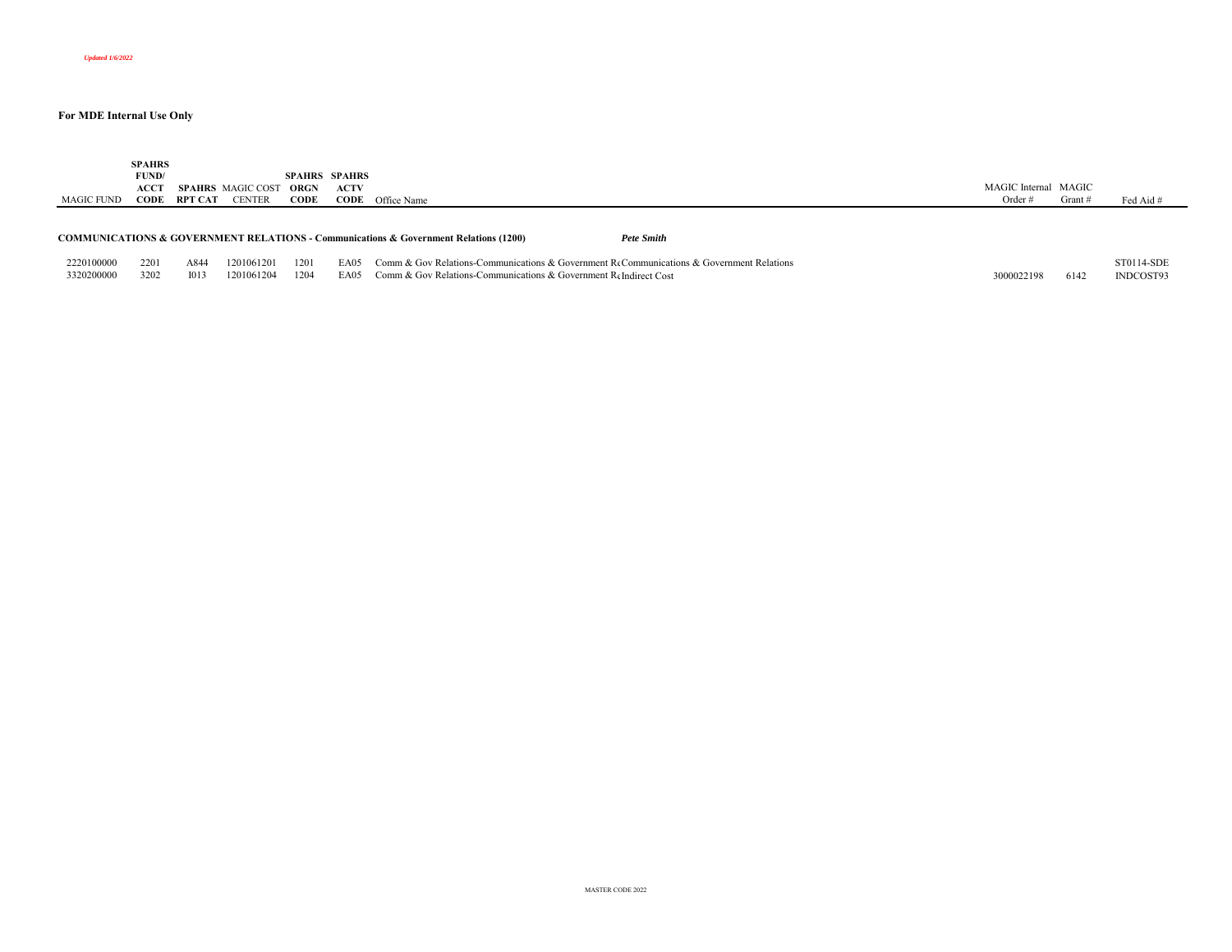*Updated 1/6/2022*

**For MDE Internal Use Only**

| MAGIC FUND | SPAHRS FUND/ ACCT CODE | SPAHRS RPT CAT | MAGIC COST CENTER | SPAHRS ORGN CODE | SPAHRS ACTV CODE | Office Name | | MAGIC Internal Order # | MAGIC Grant # | Fed Aid # |
|---|---|---|---|---|---|---|---|---|---|---|
| **COMMUNICATIONS & GOVERNMENT RELATIONS - Communications & Government Relations (1200)** | | | | | | | ***Pete Smith*** | | | |
| 2220100000 | 2201 | A844 | 1201061201 | 1201 | EA05 | Comm & Gov Relations-Communications & Government Re | Communications & Government Relations | | | ST0114-SDE |
| 3320200000 | 3202 | I013 | 1201061204 | 1204 | EA05 | Comm & Gov Relations-Communications & Government Re | Indirect Cost | 3000022198 | 6142 | INDCOST93 |

MASTER CODE 2022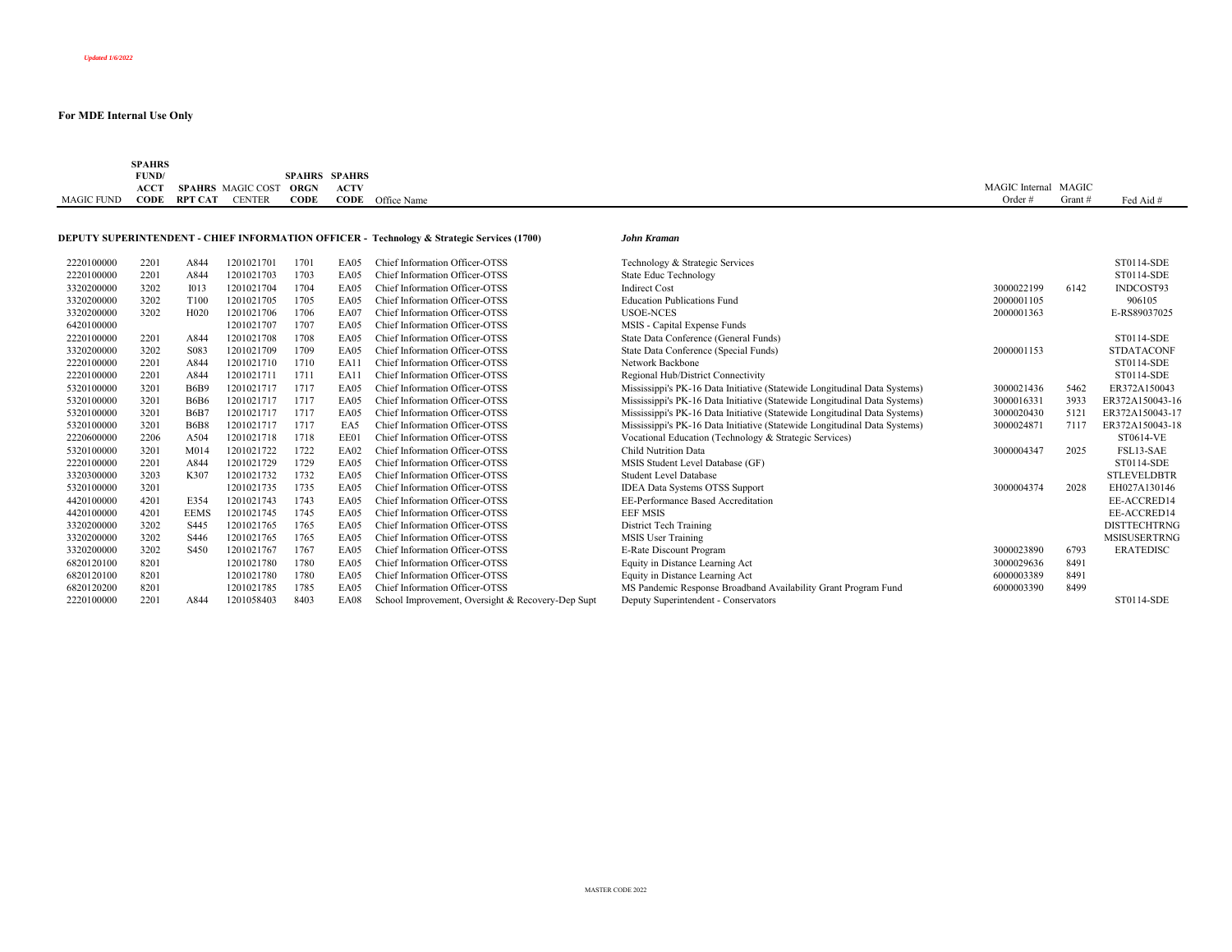*Updated 1/6/2022*

**For MDE Internal Use Only**

| MAGIC FUND | SPAHRS FUND/ ACCT CODE | SPAHRS RPT CAT | MAGIC COST CENTER | SPAHRS ORGN CODE | SPAHRS ACTV CODE | Office Name | | MAGIC Internal Order # | MAGIC Grant # | Fed Aid # |
|---|---|---|---|---|---|---|---|---|---|---|
| **DEPUTY SUPERINTENDENT - CHIEF INFORMATION OFFICER - Technology & Strategic Services (1700)** | | | | | | | ***John Kraman*** | | | |
| 2220100000 | 2201 | A844 | 1201021701 | 1701 | EA05 | Chief Information Officer-OTSS | Technology & Strategic Services | | | ST0114-SDE |
| 2220100000 | 2201 | A844 | 1201021703 | 1703 | EA05 | Chief Information Officer-OTSS | State Educ Technology | | | ST0114-SDE |
| 3320200000 | 3202 | I013 | 1201021704 | 1704 | EA05 | Chief Information Officer-OTSS | Indirect Cost | 3000022199 | 6142 | INDCOST93 |
| 3320200000 | 3202 | T100 | 1201021705 | 1705 | EA05 | Chief Information Officer-OTSS | Education Publications Fund | 2000001105 | | 906105 |
| 3320200000 | 3202 | H020 | 1201021706 | 1706 | EA07 | Chief Information Officer-OTSS | USOE-NCES | 2000001363 | | E-RS89037025 |
| 6420100000 | | | 1201021707 | 1707 | EA05 | Chief Information Officer-OTSS | MSIS - Capital Expense Funds | | | |
| 2220100000 | 2201 | A844 | 1201021708 | 1708 | EA05 | Chief Information Officer-OTSS | State Data Conference (General Funds) | | | ST0114-SDE |
| 3320200000 | 3202 | S083 | 1201021709 | 1709 | EA05 | Chief Information Officer-OTSS | State Data Conference (Special Funds) | 2000001153 | | STDATACONF |
| 2220100000 | 2201 | A844 | 1201021710 | 1710 | EA11 | Chief Information Officer-OTSS | Network Backbone | | | ST0114-SDE |
| 2220100000 | 2201 | A844 | 1201021711 | 1711 | EA11 | Chief Information Officer-OTSS | Regional Hub/District Connectivity | | | ST0114-SDE |
| 5320100000 | 3201 | B6B9 | 1201021717 | 1717 | EA05 | Chief Information Officer-OTSS | Mississippi's PK-16 Data Initiative (Statewide Longitudinal Data Systems) | 3000021436 | 5462 | ER372A150043 |
| 5320100000 | 3201 | B6B6 | 1201021717 | 1717 | EA05 | Chief Information Officer-OTSS | Mississippi's PK-16 Data Initiative (Statewide Longitudinal Data Systems) | 3000016331 | 3933 | ER372A150043-16 |
| 5320100000 | 3201 | B6B7 | 1201021717 | 1717 | EA05 | Chief Information Officer-OTSS | Mississippi's PK-16 Data Initiative (Statewide Longitudinal Data Systems) | 3000020430 | 5121 | ER372A150043-17 |
| 5320100000 | 3201 | B6B8 | 1201021717 | 1717 | EA5 | Chief Information Officer-OTSS | Mississippi's PK-16 Data Initiative (Statewide Longitudinal Data Systems) | 3000024871 | 7117 | ER372A150043-18 |
| 2220600000 | 2206 | A504 | 1201021718 | 1718 | EE01 | Chief Information Officer-OTSS | Vocational Education (Technology & Strategic Services) | | | ST0614-VE |
| 5320100000 | 3201 | M014 | 1201021722 | 1722 | EA02 | Chief Information Officer-OTSS | Child Nutrition Data | 3000004347 | 2025 | FSL13-SAE |
| 2220100000 | 2201 | A844 | 1201021729 | 1729 | EA05 | Chief Information Officer-OTSS | MSIS Student Level Database (GF) | | | ST0114-SDE |
| 3320300000 | 3203 | K307 | 1201021732 | 1732 | EA05 | Chief Information Officer-OTSS | Student Level Database | | | STLEVELDBTR |
| 5320100000 | 3201 | | 1201021735 | 1735 | EA05 | Chief Information Officer-OTSS | IDEA Data Systems OTSS Support | 3000004374 | 2028 | EH027A130146 |
| 4420100000 | 4201 | E354 | 1201021743 | 1743 | EA05 | Chief Information Officer-OTSS | EE-Performance Based Accreditation | | | EE-ACCRED14 |
| 4420100000 | 4201 | EEMS | 1201021745 | 1745 | EA05 | Chief Information Officer-OTSS | EEF MSIS | | | EE-ACCRED14 |
| 3320200000 | 3202 | S445 | 1201021765 | 1765 | EA05 | Chief Information Officer-OTSS | District Tech Training | | | DISTTECHTRNG |
| 3320200000 | 3202 | S446 | 1201021765 | 1765 | EA05 | Chief Information Officer-OTSS | MSIS User Training | | | MSISUSERTRNG |
| 3320200000 | 3202 | S450 | 1201021767 | 1767 | EA05 | Chief Information Officer-OTSS | E-Rate Discount Program | 3000023890 | 6793 | ERATEDISC |
| 6820120100 | 8201 | | 1201021780 | 1780 | EA05 | Chief Information Officer-OTSS | Equity in Distance Learning Act | 3000029636 | 8491 | |
| 6820120100 | 8201 | | 1201021780 | 1780 | EA05 | Chief Information Officer-OTSS | Equity in Distance Learning Act | 6000003389 | 8491 | |
| 6820120200 | 8201 | | 1201021785 | 1785 | EA05 | Chief Information Officer-OTSS | MS Pandemic Response Broadband Availability Grant Program Fund | 6000003390 | 8499 | |
| 2220100000 | 2201 | A844 | 1201058403 | 8403 | EA08 | School Improvement, Oversight & Recovery-Dep Supt | Deputy Superintendent - Conservators | | | ST0114-SDE |

MASTER CODE 2022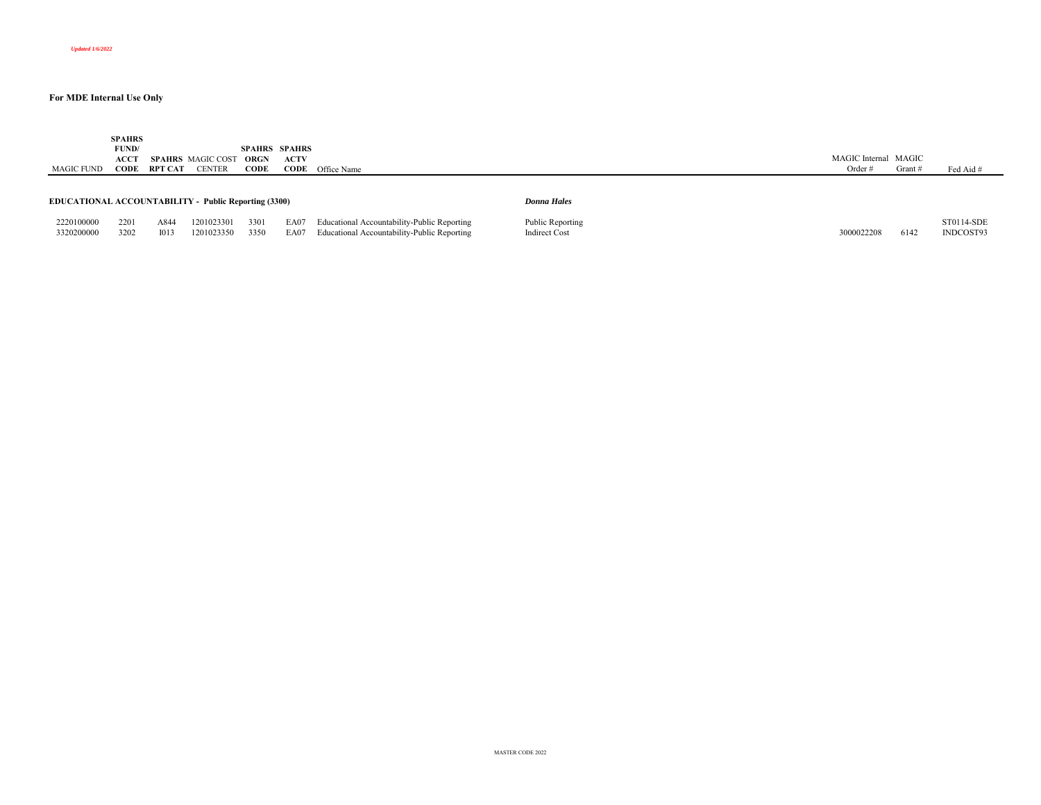*Updated 1/6/2022*

**For MDE Internal Use Only**

| MAGIC FUND | SPAHRS FUND/ ACCT CODE | SPAHRS RPT CAT | MAGIC COST CENTER | SPAHRS ORGN CODE | SPAHRS ACTV CODE | Office Name | | MAGIC Internal Order # | MAGIC Grant # | Fed Aid # |
|---|---|---|---|---|---|---|---|---|---|---|
| **EDUCATIONAL ACCOUNTABILITY - Public Reporting (3300)** | | | | | | | ***Donna Hales*** | | | |
| 2220100000 | 2201 | A844 | 1201023301 | 3301 | EA07 | Educational Accountability-Public Reporting | Public Reporting | | | ST0114-SDE |
| 3320200000 | 3202 | I013 | 1201023350 | 3350 | EA07 | Educational Accountability-Public Reporting | Indirect Cost | 3000022208 | 6142 | INDCOST93 |

MASTER CODE 2022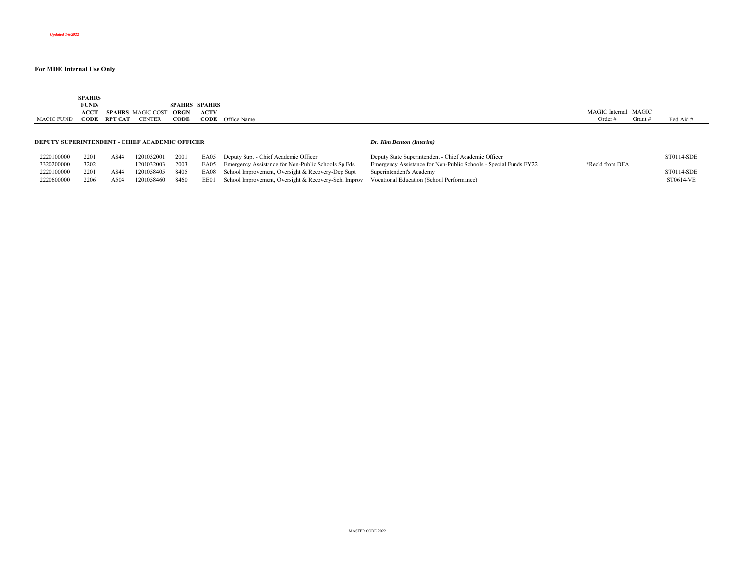*Updated 1/6/2022*

**For MDE Internal Use Only**

| MAGIC FUND | SPAHRS FUND/ ACCT CODE | SPAHRS RPT CAT | MAGIC COST CENTER | SPAHRS ORGN CODE | SPAHRS ACTV CODE | Office Name | | MAGIC Internal Order # | MAGIC Grant # | Fed Aid # |
|---|---|---|---|---|---|---|---|---|---|---|
| **DEPUTY SUPERINTENDENT - CHIEF ACADEMIC OFFICER** | | | | | | | ***Dr. Kim Benton (Interim)*** | | | |
| 2220100000 | 2201 | A844 | 1201032001 | 2001 | EA05 | Deputy Supt - Chief Academic Officer | Deputy State Superintendent - Chief Academic Officer | | | ST0114-SDE |
| 3320200000 | 3202 | | 1201032003 | 2003 | EA05 | Emergency Assistance for Non-Public Schools Sp Fds | Emergency Assistance for Non-Public Schools - Special Funds FY22 | *Rec'd from DFA | | |
| 2220100000 | 2201 | A844 | 1201058405 | 8405 | EA08 | School Improvement, Oversight & Recovery-Dep Supt | Superintendent's Academy | | | ST0114-SDE |
| 2220600000 | 2206 | A504 | 1201058460 | 8460 | EE01 | School Improvement, Oversight & Recovery-Schl Improv | Vocational Education (School Performance) | | | ST0614-VE |

MASTER CODE 2022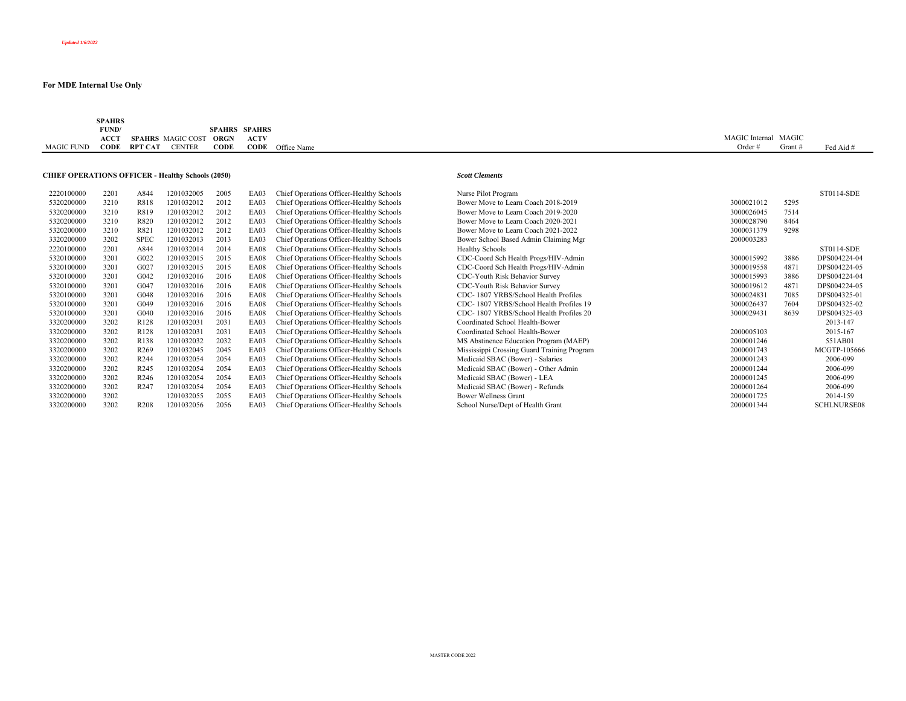*Updated 1/6/2022*

**For MDE Internal Use Only**

| MAGIC FUND | SPAHRS FUND/ ACCT CODE | SPAHRS RPT CAT | MAGIC COST CENTER | SPAHRS ORGN CODE | SPAHRS ACTV CODE | Office Name | | MAGIC Internal Order # | MAGIC Grant # | Fed Aid # |
|---|---|---|---|---|---|---|---|---|---|---|
| **CHIEF OPERATIONS OFFICER - Healthy Schools (2050)** | | | | | | | ***Scott Clements*** | | | |
| 2220100000 | 2201 | A844 | 1201032005 | 2005 | EA03 | Chief Operations Officer-Healthy Schools | Nurse Pilot Program | | | ST0114-SDE |
| 5320200000 | 3210 | R818 | 1201032012 | 2012 | EA03 | Chief Operations Officer-Healthy Schools | Bower Move to Learn Coach 2018-2019 | 3000021012 | 5295 | |
| 5320200000 | 3210 | R819 | 1201032012 | 2012 | EA03 | Chief Operations Officer-Healthy Schools | Bower Move to Learn Coach 2019-2020 | 3000026045 | 7514 | |
| 5320200000 | 3210 | R820 | 1201032012 | 2012 | EA03 | Chief Operations Officer-Healthy Schools | Bower Move to Learn Coach 2020-2021 | 3000028790 | 8464 | |
| 5320200000 | 3210 | R821 | 1201032012 | 2012 | EA03 | Chief Operations Officer-Healthy Schools | Bower Move to Learn Coach 2021-2022 | 3000031379 | 9298 | |
| 3320200000 | 3202 | SPEC | 1201032013 | 2013 | EA03 | Chief Operations Officer-Healthy Schools | Bower School Based Admin Claiming Mgr | 2000003283 | | |
| 2220100000 | 2201 | A844 | 1201032014 | 2014 | EA08 | Chief Operations Officer-Healthy Schools | Healthy Schools | | | ST0114-SDE |
| 5320100000 | 3201 | G022 | 1201032015 | 2015 | EA08 | Chief Operations Officer-Healthy Schools | CDC-Coord Sch Health Progs/HIV-Admin | 3000015992 | 3886 | DPS004224-04 |
| 5320100000 | 3201 | G027 | 1201032015 | 2015 | EA08 | Chief Operations Officer-Healthy Schools | CDC-Coord Sch Health Progs/HIV-Admin | 3000019558 | 4871 | DPS004224-05 |
| 5320100000 | 3201 | G042 | 1201032016 | 2016 | EA08 | Chief Operations Officer-Healthy Schools | CDC-Youth Risk Behavior Survey | 3000015993 | 3886 | DPS004224-04 |
| 5320100000 | 3201 | G047 | 1201032016 | 2016 | EA08 | Chief Operations Officer-Healthy Schools | CDC-Youth Risk Behavior Survey | 3000019612 | 4871 | DPS004224-05 |
| 5320100000 | 3201 | G048 | 1201032016 | 2016 | EA08 | Chief Operations Officer-Healthy Schools | CDC- 1807 YRBS/School Health Profiles | 3000024831 | 7085 | DPS004325-01 |
| 5320100000 | 3201 | G049 | 1201032016 | 2016 | EA08 | Chief Operations Officer-Healthy Schools | CDC- 1807 YRBS/School Health Profiles 19 | 3000026437 | 7604 | DPS004325-02 |
| 5320100000 | 3201 | G040 | 1201032016 | 2016 | EA08 | Chief Operations Officer-Healthy Schools | CDC- 1807 YRBS/School Health Profiles 20 | 3000029431 | 8639 | DPS004325-03 |
| 3320200000 | 3202 | R128 | 1201032031 | 2031 | EA03 | Chief Operations Officer-Healthy Schools | Coordinated School Health-Bower | | | 2013-147 |
| 3320200000 | 3202 | R128 | 1201032031 | 2031 | EA03 | Chief Operations Officer-Healthy Schools | Coordinated School Health-Bower | 2000005103 | | 2015-167 |
| 3320200000 | 3202 | R138 | 1201032032 | 2032 | EA03 | Chief Operations Officer-Healthy Schools | MS Abstinence Education Program (MAEP) | 2000001246 | | 551AB01 |
| 3320200000 | 3202 | R269 | 1201032045 | 2045 | EA03 | Chief Operations Officer-Healthy Schools | Mississippi Crossing Guard Training Program | 2000001743 | | MCGTP-105666 |
| 3320200000 | 3202 | R244 | 1201032054 | 2054 | EA03 | Chief Operations Officer-Healthy Schools | Medicaid SBAC (Bower) - Salaries | 2000001243 | | 2006-099 |
| 3320200000 | 3202 | R245 | 1201032054 | 2054 | EA03 | Chief Operations Officer-Healthy Schools | Medicaid SBAC (Bower) - Other Admin | 2000001244 | | 2006-099 |
| 3320200000 | 3202 | R246 | 1201032054 | 2054 | EA03 | Chief Operations Officer-Healthy Schools | Medicaid SBAC (Bower) - LEA | 2000001245 | | 2006-099 |
| 3320200000 | 3202 | R247 | 1201032054 | 2054 | EA03 | Chief Operations Officer-Healthy Schools | Medicaid SBAC (Bower) - Refunds | 2000001264 | | 2006-099 |
| 3320200000 | 3202 | | 1201032055 | 2055 | EA03 | Chief Operations Officer-Healthy Schools | Bower Wellness Grant | 2000001725 | | 2014-159 |
| 3320200000 | 3202 | R208 | 1201032056 | 2056 | EA03 | Chief Operations Officer-Healthy Schools | School Nurse/Dept of Health Grant | 2000001344 | | SCHLNURSE08 |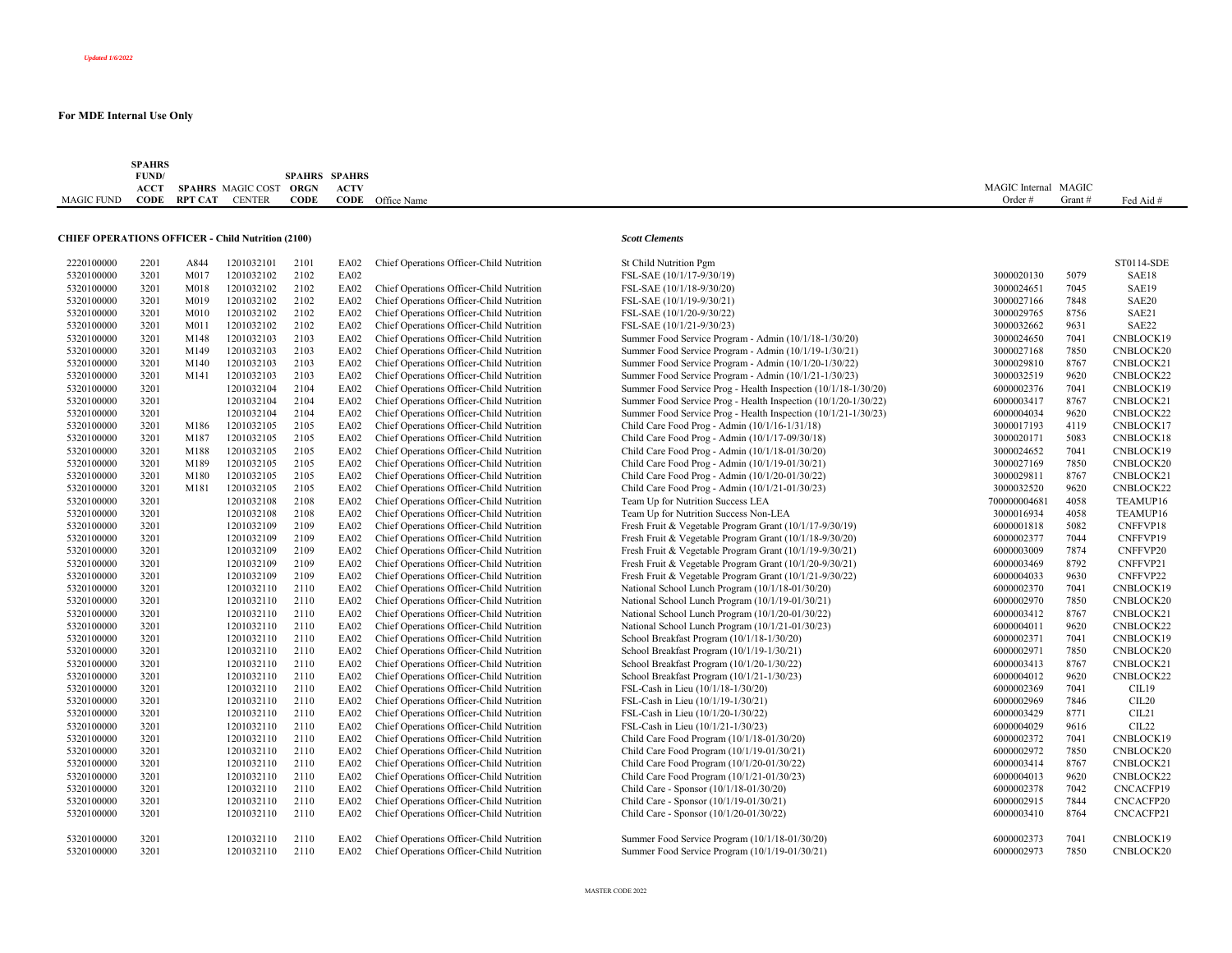*Updated 1/6/2022*

**For MDE Internal Use Only**

| MAGIC FUND | SPAHRS FUND/ ACCT CODE | SPAHRS RPT CAT | MAGIC COST CENTER | SPAHRS ORGN CODE | SPAHRS ACTV CODE | Office Name | | MAGIC Internal Order # | MAGIC Grant # | Fed Aid # |
|---|---|---|---|---|---|---|---|---|---|---|
| **CHIEF OPERATIONS OFFICER - Child Nutrition (2100)** | | | | | | | ***Scott Clements*** | | | |
| 2220100000 | 2201 | A844 | 1201032101 | 2101 | EA02 | Chief Operations Officer-Child Nutrition | St Child Nutrition Pgm | | | ST0114-SDE |
| 5320100000 | 3201 | M017 | 1201032102 | 2102 | EA02 | | FSL-SAE (10/1/17-9/30/19) | 3000020130 | 5079 | SAE18 |
| 5320100000 | 3201 | M018 | 1201032102 | 2102 | EA02 | Chief Operations Officer-Child Nutrition | FSL-SAE (10/1/18-9/30/20) | 3000024651 | 7045 | SAE19 |
| 5320100000 | 3201 | M019 | 1201032102 | 2102 | EA02 | Chief Operations Officer-Child Nutrition | FSL-SAE (10/1/19-9/30/21) | 3000027166 | 7848 | SAE20 |
| 5320100000 | 3201 | M010 | 1201032102 | 2102 | EA02 | Chief Operations Officer-Child Nutrition | FSL-SAE (10/1/20-9/30/22) | 3000029765 | 8756 | SAE21 |
| 5320100000 | 3201 | M011 | 1201032102 | 2102 | EA02 | Chief Operations Officer-Child Nutrition | FSL-SAE (10/1/21-9/30/23) | 3000032662 | 9631 | SAE22 |
| 5320100000 | 3201 | M148 | 1201032103 | 2103 | EA02 | Chief Operations Officer-Child Nutrition | Summer Food Service Program - Admin (10/1/18-1/30/20) | 3000024650 | 7041 | CNBLOCK19 |
| 5320100000 | 3201 | M149 | 1201032103 | 2103 | EA02 | Chief Operations Officer-Child Nutrition | Summer Food Service Program - Admin (10/1/19-1/30/21) | 3000027168 | 7850 | CNBLOCK20 |
| 5320100000 | 3201 | M140 | 1201032103 | 2103 | EA02 | Chief Operations Officer-Child Nutrition | Summer Food Service Program - Admin (10/1/20-1/30/22) | 3000029810 | 8767 | CNBLOCK21 |
| 5320100000 | 3201 | M141 | 1201032103 | 2103 | EA02 | Chief Operations Officer-Child Nutrition | Summer Food Service Program - Admin (10/1/21-1/30/23) | 3000032519 | 9620 | CNBLOCK22 |
| 5320100000 | 3201 | | 1201032104 | 2104 | EA02 | Chief Operations Officer-Child Nutrition | Summer Food Service Prog - Health Inspection (10/1/18-1/30/20) | 6000002376 | 7041 | CNBLOCK19 |
| 5320100000 | 3201 | | 1201032104 | 2104 | EA02 | Chief Operations Officer-Child Nutrition | Summer Food Service Prog - Health Inspection (10/1/20-1/30/22) | 6000003417 | 8767 | CNBLOCK21 |
| 5320100000 | 3201 | | 1201032104 | 2104 | EA02 | Chief Operations Officer-Child Nutrition | Summer Food Service Prog - Health Inspection (10/1/21-1/30/23) | 6000004034 | 9620 | CNBLOCK22 |
| 5320100000 | 3201 | M186 | 1201032105 | 2105 | EA02 | Chief Operations Officer-Child Nutrition | Child Care Food Prog - Admin (10/1/16-1/31/18) | 3000017193 | 4119 | CNBLOCK17 |
| 5320100000 | 3201 | M187 | 1201032105 | 2105 | EA02 | Chief Operations Officer-Child Nutrition | Child Care Food Prog - Admin (10/1/17-09/30/18) | 3000020171 | 5083 | CNBLOCK18 |
| 5320100000 | 3201 | M188 | 1201032105 | 2105 | EA02 | Chief Operations Officer-Child Nutrition | Child Care Food Prog - Admin (10/1/18-01/30/20) | 3000024652 | 7041 | CNBLOCK19 |
| 5320100000 | 3201 | M189 | 1201032105 | 2105 | EA02 | Chief Operations Officer-Child Nutrition | Child Care Food Prog - Admin (10/1/19-01/30/21) | 3000027169 | 7850 | CNBLOCK20 |
| 5320100000 | 3201 | M180 | 1201032105 | 2105 | EA02 | Chief Operations Officer-Child Nutrition | Child Care Food Prog - Admin (10/1/20-01/30/22) | 3000029811 | 8767 | CNBLOCK21 |
| 5320100000 | 3201 | M181 | 1201032105 | 2105 | EA02 | Chief Operations Officer-Child Nutrition | Child Care Food Prog - Admin (10/1/21-01/30/23) | 3000032520 | 9620 | CNBLOCK22 |
| 5320100000 | 3201 | | 1201032108 | 2108 | EA02 | Chief Operations Officer-Child Nutrition | Team Up for Nutrition Success LEA | 700000004681 | 4058 | TEAMUP16 |
| 5320100000 | 3201 | | 1201032108 | 2108 | EA02 | Chief Operations Officer-Child Nutrition | Team Up for Nutrition Success Non-LEA | 3000016934 | 4058 | TEAMUP16 |
| 5320100000 | 3201 | | 1201032109 | 2109 | EA02 | Chief Operations Officer-Child Nutrition | Fresh Fruit & Vegetable Program Grant (10/1/17-9/30/19) | 6000001818 | 5082 | CNFFVP18 |
| 5320100000 | 3201 | | 1201032109 | 2109 | EA02 | Chief Operations Officer-Child Nutrition | Fresh Fruit & Vegetable Program Grant (10/1/18-9/30/20) | 6000002377 | 7044 | CNFFVP19 |
| 5320100000 | 3201 | | 1201032109 | 2109 | EA02 | Chief Operations Officer-Child Nutrition | Fresh Fruit & Vegetable Program Grant (10/1/19-9/30/21) | 6000003009 | 7874 | CNFFVP20 |
| 5320100000 | 3201 | | 1201032109 | 2109 | EA02 | Chief Operations Officer-Child Nutrition | Fresh Fruit & Vegetable Program Grant (10/1/20-9/30/21) | 6000003469 | 8792 | CNFFVP21 |
| 5320100000 | 3201 | | 1201032109 | 2109 | EA02 | Chief Operations Officer-Child Nutrition | Fresh Fruit & Vegetable Program Grant (10/1/21-9/30/22) | 6000004033 | 9630 | CNFFVP22 |
| 5320100000 | 3201 | | 1201032110 | 2110 | EA02 | Chief Operations Officer-Child Nutrition | National School Lunch Program (10/1/18-01/30/20) | 6000002370 | 7041 | CNBLOCK19 |
| 5320100000 | 3201 | | 1201032110 | 2110 | EA02 | Chief Operations Officer-Child Nutrition | National School Lunch Program (10/1/19-01/30/21) | 6000002970 | 7850 | CNBLOCK20 |
| 5320100000 | 3201 | | 1201032110 | 2110 | EA02 | Chief Operations Officer-Child Nutrition | National School Lunch Program (10/1/20-01/30/22) | 6000003412 | 8767 | CNBLOCK21 |
| 5320100000 | 3201 | | 1201032110 | 2110 | EA02 | Chief Operations Officer-Child Nutrition | National School Lunch Program (10/1/21-01/30/23) | 6000004011 | 9620 | CNBLOCK22 |
| 5320100000 | 3201 | | 1201032110 | 2110 | EA02 | Chief Operations Officer-Child Nutrition | School Breakfast Program (10/1/18-1/30/20) | 6000002371 | 7041 | CNBLOCK19 |
| 5320100000 | 3201 | | 1201032110 | 2110 | EA02 | Chief Operations Officer-Child Nutrition | School Breakfast Program (10/1/19-1/30/21) | 6000002971 | 7850 | CNBLOCK20 |
| 5320100000 | 3201 | | 1201032110 | 2110 | EA02 | Chief Operations Officer-Child Nutrition | School Breakfast Program (10/1/20-1/30/22) | 6000003413 | 8767 | CNBLOCK21 |
| 5320100000 | 3201 | | 1201032110 | 2110 | EA02 | Chief Operations Officer-Child Nutrition | School Breakfast Program (10/1/21-1/30/23) | 6000004012 | 9620 | CNBLOCK22 |
| 5320100000 | 3201 | | 1201032110 | 2110 | EA02 | Chief Operations Officer-Child Nutrition | FSL-Cash in Lieu (10/1/18-1/30/20) | 6000002369 | 7041 | CIL19 |
| 5320100000 | 3201 | | 1201032110 | 2110 | EA02 | Chief Operations Officer-Child Nutrition | FSL-Cash in Lieu (10/1/19-1/30/21) | 6000002969 | 7846 | CIL20 |
| 5320100000 | 3201 | | 1201032110 | 2110 | EA02 | Chief Operations Officer-Child Nutrition | FSL-Cash in Lieu (10/1/20-1/30/22) | 6000003429 | 8771 | CIL21 |
| 5320100000 | 3201 | | 1201032110 | 2110 | EA02 | Chief Operations Officer-Child Nutrition | FSL-Cash in Lieu (10/1/21-1/30/23) | 6000004029 | 9616 | CIL22 |
| 5320100000 | 3201 | | 1201032110 | 2110 | EA02 | Chief Operations Officer-Child Nutrition | Child Care Food Program (10/1/18-01/30/20) | 6000002372 | 7041 | CNBLOCK19 |
| 5320100000 | 3201 | | 1201032110 | 2110 | EA02 | Chief Operations Officer-Child Nutrition | Child Care Food Program (10/1/19-01/30/21) | 6000002972 | 7850 | CNBLOCK20 |
| 5320100000 | 3201 | | 1201032110 | 2110 | EA02 | Chief Operations Officer-Child Nutrition | Child Care Food Program (10/1/20-01/30/22) | 6000003414 | 8767 | CNBLOCK21 |
| 5320100000 | 3201 | | 1201032110 | 2110 | EA02 | Chief Operations Officer-Child Nutrition | Child Care Food Program (10/1/21-01/30/23) | 6000004013 | 9620 | CNBLOCK22 |
| 5320100000 | 3201 | | 1201032110 | 2110 | EA02 | Chief Operations Officer-Child Nutrition | Child Care - Sponsor (10/1/18-01/30/20) | 6000002378 | 7042 | CNCACFP19 |
| 5320100000 | 3201 | | 1201032110 | 2110 | EA02 | Chief Operations Officer-Child Nutrition | Child Care - Sponsor (10/1/19-01/30/21) | 6000002915 | 7844 | CNCACFP20 |
| 5320100000 | 3201 | | 1201032110 | 2110 | EA02 | Chief Operations Officer-Child Nutrition | Child Care - Sponsor (10/1/20-01/30/22) | 6000003410 | 8764 | CNCACFP21 |
| 5320100000 | 3201 | | 1201032110 | 2110 | EA02 | Chief Operations Officer-Child Nutrition | Summer Food Service Program (10/1/18-01/30/20) | 6000002373 | 7041 | CNBLOCK19 |
| 5320100000 | 3201 | | 1201032110 | 2110 | EA02 | Chief Operations Officer-Child Nutrition | Summer Food Service Program (10/1/19-01/30/21) | 6000002973 | 7850 | CNBLOCK20 |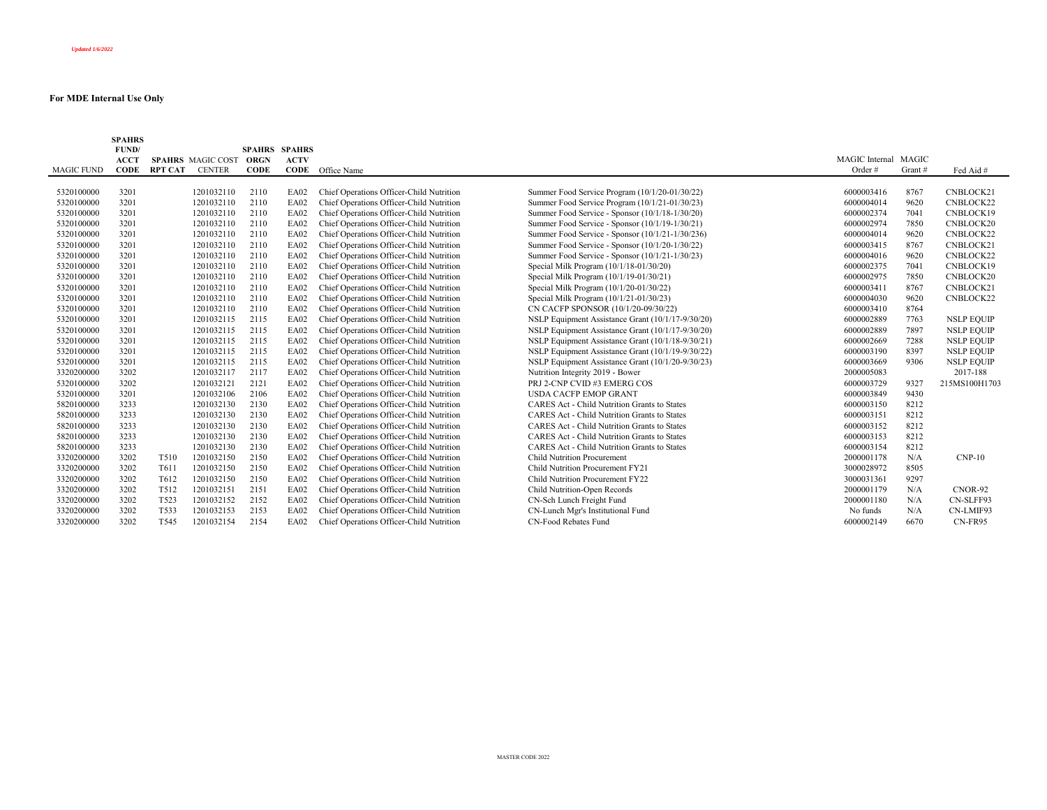*Updated 1/6/2022*

**For MDE Internal Use Only**

| MAGIC FUND | SPAHRS FUND/ ACCT CODE | SPAHRS RPT CAT | MAGIC COST CENTER | SPAHRS ORGN CODE | SPAHRS ACTV CODE | Office Name | | MAGIC Internal Order # | MAGIC Grant # | Fed Aid # |
|---|---|---|---|---|---|---|---|---|---|---|
| 5320100000 | 3201 | | 1201032110 | 2110 | EA02 | Chief Operations Officer-Child Nutrition | Summer Food Service Program (10/1/20-01/30/22) | 6000003416 | 8767 | CNBLOCK21 |
| 5320100000 | 3201 | | 1201032110 | 2110 | EA02 | Chief Operations Officer-Child Nutrition | Summer Food Service Program (10/1/21-01/30/23) | 6000004014 | 9620 | CNBLOCK22 |
| 5320100000 | 3201 | | 1201032110 | 2110 | EA02 | Chief Operations Officer-Child Nutrition | Summer Food Service - Sponsor (10/1/18-1/30/20) | 6000002374 | 7041 | CNBLOCK19 |
| 5320100000 | 3201 | | 1201032110 | 2110 | EA02 | Chief Operations Officer-Child Nutrition | Summer Food Service - Sponsor (10/1/19-1/30/21) | 6000002974 | 7850 | CNBLOCK20 |
| 5320100000 | 3201 | | 1201032110 | 2110 | EA02 | Chief Operations Officer-Child Nutrition | Summer Food Service - Sponsor (10/1/21-1/30/236) | 6000004014 | 9620 | CNBLOCK22 |
| 5320100000 | 3201 | | 1201032110 | 2110 | EA02 | Chief Operations Officer-Child Nutrition | Summer Food Service - Sponsor (10/1/20-1/30/22) | 6000003415 | 8767 | CNBLOCK21 |
| 5320100000 | 3201 | | 1201032110 | 2110 | EA02 | Chief Operations Officer-Child Nutrition | Summer Food Service - Sponsor (10/1/21-1/30/23) | 6000004016 | 9620 | CNBLOCK22 |
| 5320100000 | 3201 | | 1201032110 | 2110 | EA02 | Chief Operations Officer-Child Nutrition | Special Milk Program (10/1/18-01/30/20) | 6000002375 | 7041 | CNBLOCK19 |
| 5320100000 | 3201 | | 1201032110 | 2110 | EA02 | Chief Operations Officer-Child Nutrition | Special Milk Program (10/1/19-01/30/21) | 6000002975 | 7850 | CNBLOCK20 |
| 5320100000 | 3201 | | 1201032110 | 2110 | EA02 | Chief Operations Officer-Child Nutrition | Special Milk Program (10/1/20-01/30/22) | 6000003411 | 8767 | CNBLOCK21 |
| 5320100000 | 3201 | | 1201032110 | 2110 | EA02 | Chief Operations Officer-Child Nutrition | Special Milk Program (10/1/21-01/30/23) | 6000004030 | 9620 | CNBLOCK22 |
| 5320100000 | 3201 | | 1201032110 | 2110 | EA02 | Chief Operations Officer-Child Nutrition | CN CACFP SPONSOR (10/1/20-09/30/22) | 6000003410 | 8764 | |
| 5320100000 | 3201 | | 1201032115 | 2115 | EA02 | Chief Operations Officer-Child Nutrition | NSLP Equipment Assistance Grant (10/1/17-9/30/20) | 6000002889 | 7763 | NSLP EQUIP |
| 5320100000 | 3201 | | 1201032115 | 2115 | EA02 | Chief Operations Officer-Child Nutrition | NSLP Equipment Assistance Grant (10/1/17-9/30/20) | 6000002889 | 7897 | NSLP EQUIP |
| 5320100000 | 3201 | | 1201032115 | 2115 | EA02 | Chief Operations Officer-Child Nutrition | NSLP Equipment Assistance Grant (10/1/18-9/30/21) | 6000002669 | 7288 | NSLP EQUIP |
| 5320100000 | 3201 | | 1201032115 | 2115 | EA02 | Chief Operations Officer-Child Nutrition | NSLP Equipment Assistance Grant (10/1/19-9/30/22) | 6000003190 | 8397 | NSLP EQUIP |
| 5320100000 | 3201 | | 1201032115 | 2115 | EA02 | Chief Operations Officer-Child Nutrition | NSLP Equipment Assistance Grant (10/1/20-9/30/23) | 6000003669 | 9306 | NSLP EQUIP |
| 3320200000 | 3202 | | 1201032117 | 2117 | EA02 | Chief Operations Officer-Child Nutrition | Nutrition Integrity 2019 - Bower | 2000005083 | | 2017-188 |
| 5320100000 | 3202 | | 1201032121 | 2121 | EA02 | Chief Operations Officer-Child Nutrition | PRJ 2-CNP CVID #3 EMERG COS | 6000003729 | 9327 | 215MS100H1703 |
| 5320100000 | 3201 | | 1201032106 | 2106 | EA02 | Chief Operations Officer-Child Nutrition | USDA CACFP EMOP GRANT | 6000003849 | 9430 | |
| 5820100000 | 3233 | | 1201032130 | 2130 | EA02 | Chief Operations Officer-Child Nutrition | CARES Act - Child Nutrition Grants to States | 6000003150 | 8212 | |
| 5820100000 | 3233 | | 1201032130 | 2130 | EA02 | Chief Operations Officer-Child Nutrition | CARES Act - Child Nutrition Grants to States | 6000003151 | 8212 | |
| 5820100000 | 3233 | | 1201032130 | 2130 | EA02 | Chief Operations Officer-Child Nutrition | CARES Act - Child Nutrition Grants to States | 6000003152 | 8212 | |
| 5820100000 | 3233 | | 1201032130 | 2130 | EA02 | Chief Operations Officer-Child Nutrition | CARES Act - Child Nutrition Grants to States | 6000003153 | 8212 | |
| 5820100000 | 3233 | | 1201032130 | 2130 | EA02 | Chief Operations Officer-Child Nutrition | CARES Act - Child Nutrition Grants to States | 6000003154 | 8212 | |
| 3320200000 | 3202 | T510 | 1201032150 | 2150 | EA02 | Chief Operations Officer-Child Nutrition | Child Nutrition Procurement | 2000001178 | N/A | CNP-10 |
| 3320200000 | 3202 | T611 | 1201032150 | 2150 | EA02 | Chief Operations Officer-Child Nutrition | Child Nutrition Procurement FY21 | 3000028972 | 8505 | |
| 3320200000 | 3202 | T612 | 1201032150 | 2150 | EA02 | Chief Operations Officer-Child Nutrition | Child Nutrition Procurement FY22 | 3000031361 | 9297 | |
| 3320200000 | 3202 | T512 | 1201032151 | 2151 | EA02 | Chief Operations Officer-Child Nutrition | Child Nutrition-Open Records | 2000001179 | N/A | CNOR-92 |
| 3320200000 | 3202 | T523 | 1201032152 | 2152 | EA02 | Chief Operations Officer-Child Nutrition | CN-Sch Lunch Freight Fund | 2000001180 | N/A | CN-SLFF93 |
| 3320200000 | 3202 | T533 | 1201032153 | 2153 | EA02 | Chief Operations Officer-Child Nutrition | CN-Lunch Mgr's Institutional Fund | No funds | N/A | CN-LMIF93 |
| 3320200000 | 3202 | T545 | 1201032154 | 2154 | EA02 | Chief Operations Officer-Child Nutrition | CN-Food Rebates Fund | 6000002149 | 6670 | CN-FR95 |

MASTER CODE 2022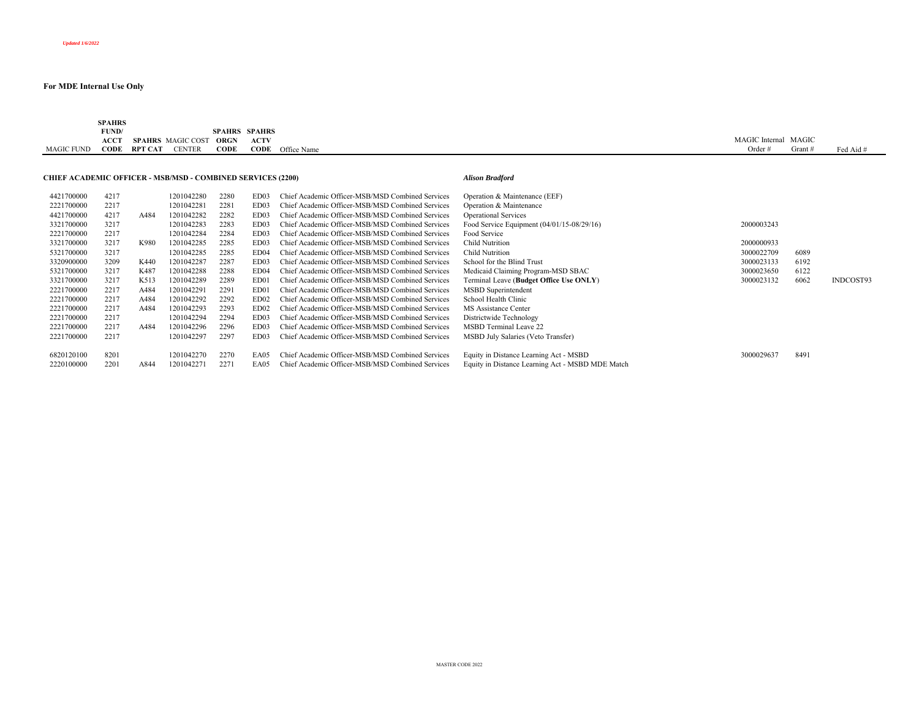*Updated 1/6/2022*

**For MDE Internal Use Only**

| MAGIC FUND | SPAHRS FUND/ ACCT CODE | SPAHRS RPT CAT | MAGIC COST CENTER | SPAHRS ORGN CODE | SPAHRS ACTV CODE | Office Name | | MAGIC Internal Order # | MAGIC Grant # | Fed Aid # |
|---|---|---|---|---|---|---|---|---|---|---|
| **CHIEF ACADEMIC OFFICER - MSB/MSD - COMBINED SERVICES (2200)** | | | | | | | ***Alison Bradford*** | | | |
| 4421700000 | 4217 | | 1201042280 | 2280 | ED03 | Chief Academic Officer-MSB/MSD Combined Services | Operation & Maintenance (EEF) | | | |
| 2221700000 | 2217 | | 1201042281 | 2281 | ED03 | Chief Academic Officer-MSB/MSD Combined Services | Operation & Maintenance | | | |
| 4421700000 | 4217 | A484 | 1201042282 | 2282 | ED03 | Chief Academic Officer-MSB/MSD Combined Services | Operational Services | | | |
| 3321700000 | 3217 | | 1201042283 | 2283 | ED03 | Chief Academic Officer-MSB/MSD Combined Services | Food Service Equipment (04/01/15-08/29/16) | 2000003243 | | |
| 2221700000 | 2217 | | 1201042284 | 2284 | ED03 | Chief Academic Officer-MSB/MSD Combined Services | Food Service | | | |
| 3321700000 | 3217 | K980 | 1201042285 | 2285 | ED03 | Chief Academic Officer-MSB/MSD Combined Services | Child Nutrition | 2000000933 | | |
| 5321700000 | 3217 | | 1201042285 | 2285 | ED04 | Chief Academic Officer-MSB/MSD Combined Services | Child Nutrition | 3000022709 | 6089 | |
| 3320900000 | 3209 | K440 | 1201042287 | 2287 | ED03 | Chief Academic Officer-MSB/MSD Combined Services | School for the Blind Trust | 3000023133 | 6192 | |
| 5321700000 | 3217 | K487 | 1201042288 | 2288 | ED04 | Chief Academic Officer-MSB/MSD Combined Services | Medicaid Claiming Program-MSD SBAC | 3000023650 | 6122 | |
| 3321700000 | 3217 | K513 | 1201042289 | 2289 | ED01 | Chief Academic Officer-MSB/MSD Combined Services | Terminal Leave (**Budget Office Use ONLY**) | 3000023132 | 6062 | INDCOST93 |
| 2221700000 | 2217 | A484 | 1201042291 | 2291 | ED01 | Chief Academic Officer-MSB/MSD Combined Services | MSBD Superintendent | | | |
| 2221700000 | 2217 | A484 | 1201042292 | 2292 | ED02 | Chief Academic Officer-MSB/MSD Combined Services | School Health Clinic | | | |
| 2221700000 | 2217 | A484 | 1201042293 | 2293 | ED02 | Chief Academic Officer-MSB/MSD Combined Services | MS Assistance Center | | | |
| 2221700000 | 2217 | | 1201042294 | 2294 | ED03 | Chief Academic Officer-MSB/MSD Combined Services | Districtwide Technology | | | |
| 2221700000 | 2217 | A484 | 1201042296 | 2296 | ED03 | Chief Academic Officer-MSB/MSD Combined Services | MSBD Terminal Leave 22 | | | |
| 2221700000 | 2217 | | 1201042297 | 2297 | ED03 | Chief Academic Officer-MSB/MSD Combined Services | MSBD July Salaries (Veto Transfer) | | | |
| 6820120100 | 8201 | | 1201042270 | 2270 | EA05 | Chief Academic Officer-MSB/MSD Combined Services | Equity in Distance Learning Act - MSBD | 3000029637 | 8491 | |
| 2220100000 | 2201 | A844 | 1201042271 | 2271 | EA05 | Chief Academic Officer-MSB/MSD Combined Services | Equity in Distance Learning Act - MSBD MDE Match | | | |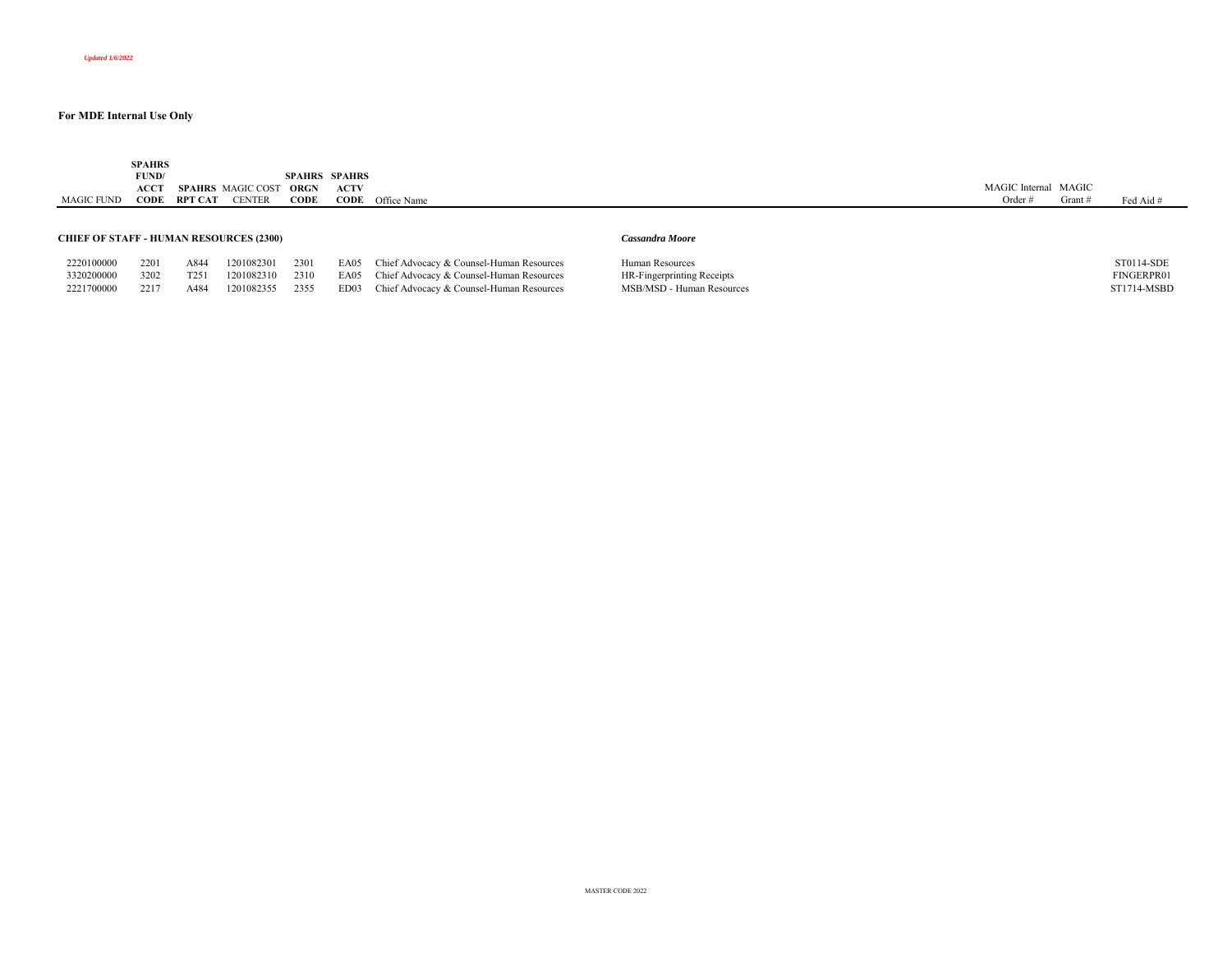*Updated 1/6/2022*

**For MDE Internal Use Only**

| MAGIC FUND | SPAHRS FUND/ ACCT CODE | SPAHRS RPT CAT | MAGIC COST CENTER | SPAHRS ORGN CODE | SPAHRS ACTV CODE | Office Name | | MAGIC Internal Order # | MAGIC Grant # | Fed Aid # |
|---|---|---|---|---|---|---|---|---|---|---|
| **CHIEF OF STAFF - HUMAN RESOURCES (2300)** | | | | | | | ***Cassandra Moore*** | | | |
| 2220100000 | 2201 | A844 | 1201082301 | 2301 | EA05 | Chief Advocacy & Counsel-Human Resources | Human Resources | | | ST0114-SDE |
| 3320200000 | 3202 | T251 | 1201082310 | 2310 | EA05 | Chief Advocacy & Counsel-Human Resources | HR-Fingerprinting Receipts | | | FINGERPR01 |
| 2221700000 | 2217 | A484 | 1201082355 | 2355 | ED03 | Chief Advocacy & Counsel-Human Resources | MSB/MSD - Human Resources | | | ST1714-MSBD |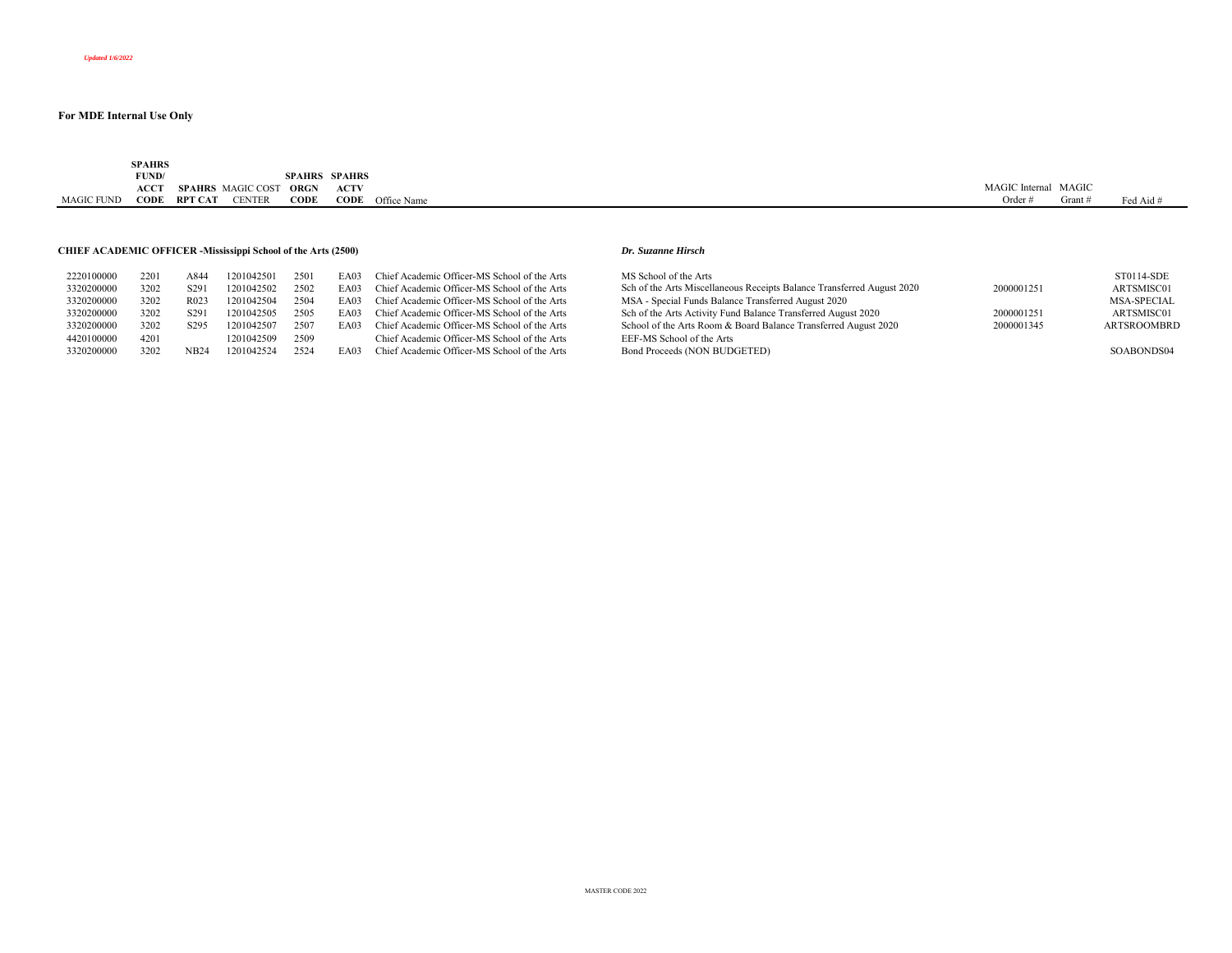*Updated 1/6/2022*

**For MDE Internal Use Only**

| MAGIC FUND | SPAHRS FUND/ ACCT CODE | SPAHRS RPT CAT | MAGIC COST CENTER | SPAHRS ORGN CODE | SPAHRS ACTV CODE | Office Name | | MAGIC Internal Order # | MAGIC Grant # | Fed Aid # |
|---|---|---|---|---|---|---|---|---|---|---|
| **CHIEF ACADEMIC OFFICER -Mississippi School of the Arts (2500)** | | | | | | | ***Dr. Suzanne Hirsch*** | | | |
| 2220100000 | 2201 | A844 | 1201042501 | 2501 | EA03 | Chief Academic Officer-MS School of the Arts | MS School of the Arts | | | ST0114-SDE |
| 3320200000 | 3202 | S291 | 1201042502 | 2502 | EA03 | Chief Academic Officer-MS School of the Arts | Sch of the Arts Miscellaneous Receipts Balance Transferred August 2020 | 2000001251 | | ARTSMISC01 |
| 3320200000 | 3202 | R023 | 1201042504 | 2504 | EA03 | Chief Academic Officer-MS School of the Arts | MSA - Special Funds Balance Transferred August 2020 | | | MSA-SPECIAL |
| 3320200000 | 3202 | S291 | 1201042505 | 2505 | EA03 | Chief Academic Officer-MS School of the Arts | Sch of the Arts Activity Fund Balance Transferred August 2020 | 2000001251 | | ARTSMISC01 |
| 3320200000 | 3202 | S295 | 1201042507 | 2507 | EA03 | Chief Academic Officer-MS School of the Arts | School of the Arts Room & Board Balance Transferred August 2020 | 2000001345 | | ARTSROOMBRD |
| 4420100000 | 4201 | | 1201042509 | 2509 | | Chief Academic Officer-MS School of the Arts | EEF-MS School of the Arts | | | |
| 3320200000 | 3202 | NB24 | 1201042524 | 2524 | EA03 | Chief Academic Officer-MS School of the Arts | Bond Proceeds (NON BUDGETED) | | | SOABONDS04 |

MASTER CODE 2022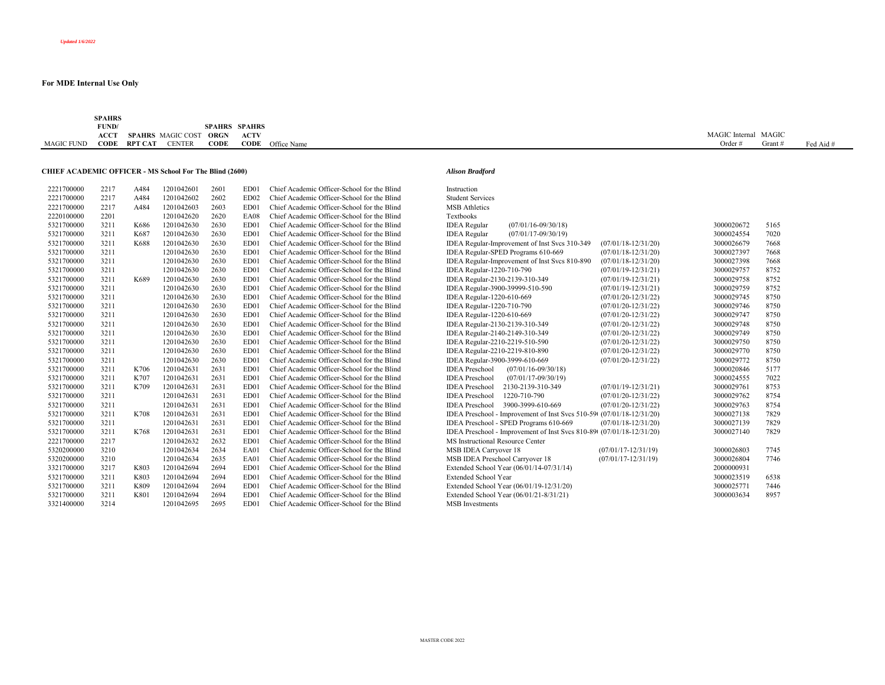*Updated 1/6/2022*

**For MDE Internal Use Only**

| MAGIC FUND | SPAHRS FUND/ ACCT CODE | SPAHRS RPT CAT | MAGIC COST CENTER | SPAHRS ORGN CODE | SPAHRS ACTV CODE | Office Name | | | MAGIC Internal Order # | MAGIC Grant # | Fed Aid # |
|---|---|---|---|---|---|---|---|---|---|---|---|
| **CHIEF ACADEMIC OFFICER - MS School For The Blind (2600)** | | | | | | | ***Alison Bradford*** | | | | |
| 2221700000 | 2217 | A484 | 1201042601 | 2601 | ED01 | Chief Academic Officer-School for the Blind | Instruction | | | | |
| 2221700000 | 2217 | A484 | 1201042602 | 2602 | ED02 | Chief Academic Officer-School for the Blind | Student Services | | | | |
| 2221700000 | 2217 | A484 | 1201042603 | 2603 | ED01 | Chief Academic Officer-School for the Blind | MSB Athletics | | | | |
| 2220100000 | 2201 | | 1201042620 | 2620 | EA08 | Chief Academic Officer-School for the Blind | Textbooks | | | | |
| 5321700000 | 3211 | K686 | 1201042630 | 2630 | ED01 | Chief Academic Officer-School for the Blind | IDEA Regular (07/01/16-09/30/18) | | 3000020672 | 5165 | |
| 5321700000 | 3211 | K687 | 1201042630 | 2630 | ED01 | Chief Academic Officer-School for the Blind | IDEA Regular (07/01/17-09/30/19) | | 3000024554 | 7020 | |
| 5321700000 | 3211 | K688 | 1201042630 | 2630 | ED01 | Chief Academic Officer-School for the Blind | IDEA Regular-Improvement of Inst Svcs 310-349 | (07/01/18-12/31/20) | 3000026679 | 7668 | |
| 5321700000 | 3211 | | 1201042630 | 2630 | ED01 | Chief Academic Officer-School for the Blind | IDEA Regular-SPED Programs 610-669 | (07/01/18-12/31/20) | 3000027397 | 7668 | |
| 5321700000 | 3211 | | 1201042630 | 2630 | ED01 | Chief Academic Officer-School for the Blind | IDEA Regular-Improvement of Inst Svcs 810-890 | (07/01/18-12/31/20) | 3000027398 | 7668 | |
| 5321700000 | 3211 | | 1201042630 | 2630 | ED01 | Chief Academic Officer-School for the Blind | IDEA Regular-1220-710-790 | (07/01/19-12/31/21) | 3000029757 | 8752 | |
| 5321700000 | 3211 | K689 | 1201042630 | 2630 | ED01 | Chief Academic Officer-School for the Blind | IDEA Regular-2130-2139-310-349 | (07/01/19-12/31/21) | 3000029758 | 8752 | |
| 5321700000 | 3211 | | 1201042630 | 2630 | ED01 | Chief Academic Officer-School for the Blind | IDEA Regular-3900-39999-510-590 | (07/01/19-12/31/21) | 3000029759 | 8752 | |
| 5321700000 | 3211 | | 1201042630 | 2630 | ED01 | Chief Academic Officer-School for the Blind | IDEA Regular-1220-610-669 | (07/01/20-12/31/22) | 3000029745 | 8750 | |
| 5321700000 | 3211 | | 1201042630 | 2630 | ED01 | Chief Academic Officer-School for the Blind | IDEA Regular-1220-710-790 | (07/01/20-12/31/22) | 3000029746 | 8750 | |
| 5321700000 | 3211 | | 1201042630 | 2630 | ED01 | Chief Academic Officer-School for the Blind | IDEA Regular-1220-610-669 | (07/01/20-12/31/22) | 3000029747 | 8750 | |
| 5321700000 | 3211 | | 1201042630 | 2630 | ED01 | Chief Academic Officer-School for the Blind | IDEA Regular-2130-2139-310-349 | (07/01/20-12/31/22) | 3000029748 | 8750 | |
| 5321700000 | 3211 | | 1201042630 | 2630 | ED01 | Chief Academic Officer-School for the Blind | IDEA Regular-2140-2149-310-349 | (07/01/20-12/31/22) | 3000029749 | 8750 | |
| 5321700000 | 3211 | | 1201042630 | 2630 | ED01 | Chief Academic Officer-School for the Blind | IDEA Regular-2210-2219-510-590 | (07/01/20-12/31/22) | 3000029750 | 8750 | |
| 5321700000 | 3211 | | 1201042630 | 2630 | ED01 | Chief Academic Officer-School for the Blind | IDEA Regular-2210-2219-810-890 | (07/01/20-12/31/22) | 3000029770 | 8750 | |
| 5321700000 | 3211 | | 1201042630 | 2630 | ED01 | Chief Academic Officer-School for the Blind | IDEA Regular-3900-3999-610-669 | (07/01/20-12/31/22) | 3000029772 | 8750 | |
| 5321700000 | 3211 | K706 | 1201042631 | 2631 | ED01 | Chief Academic Officer-School for the Blind | IDEA Preschool (07/01/16-09/30/18) | | 3000020846 | 5177 | |
| 5321700000 | 3211 | K707 | 1201042631 | 2631 | ED01 | Chief Academic Officer-School for the Blind | IDEA Preschool (07/01/17-09/30/19) | | 3000024555 | 7022 | |
| 5321700000 | 3211 | K709 | 1201042631 | 2631 | ED01 | Chief Academic Officer-School for the Blind | IDEA Preschool 2130-2139-310-349 | (07/01/19-12/31/21) | 3000029761 | 8753 | |
| 5321700000 | 3211 | | 1201042631 | 2631 | ED01 | Chief Academic Officer-School for the Blind | IDEA Preschool 1220-710-790 | (07/01/20-12/31/22) | 3000029762 | 8754 | |
| 5321700000 | 3211 | | 1201042631 | 2631 | ED01 | Chief Academic Officer-School for the Blind | IDEA Preschool 3900-3999-610-669 | (07/01/20-12/31/22) | 3000029763 | 8754 | |
| 5321700000 | 3211 | K708 | 1201042631 | 2631 | ED01 | Chief Academic Officer-School for the Blind | IDEA Preschool - Improvement of Inst Svcs 510-59( | (07/01/18-12/31/20) | 3000027138 | 7829 | |
| 5321700000 | 3211 | | 1201042631 | 2631 | ED01 | Chief Academic Officer-School for the Blind | IDEA Preschool - SPED Programs 610-669 | (07/01/18-12/31/20) | 3000027139 | 7829 | |
| 5321700000 | 3211 | K768 | 1201042631 | 2631 | ED01 | Chief Academic Officer-School for the Blind | IDEA Preschool - Improvement of Inst Svcs 810-89( | (07/01/18-12/31/20) | 3000027140 | 7829 | |
| 2221700000 | 2217 | | 1201042632 | 2632 | ED01 | Chief Academic Officer-School for the Blind | MS Instructional Resource Center | | | | |
| 5320200000 | 3210 | | 1201042634 | 2634 | EA01 | Chief Academic Officer-School for the Blind | MSB IDEA Carryover 18 | (07/01/17-12/31/19) | 3000026803 | 7745 | |
| 5320200000 | 3210 | | 1201042634 | 2635 | EA01 | Chief Academic Officer-School for the Blind | MSB IDEA Preschool Carryover 18 | (07/01/17-12/31/19) | 3000026804 | 7746 | |
| 3321700000 | 3217 | K803 | 1201042694 | 2694 | ED01 | Chief Academic Officer-School for the Blind | Extended School Year (06/01/14-07/31/14) | | 2000000931 | | |
| 5321700000 | 3211 | K803 | 1201042694 | 2694 | ED01 | Chief Academic Officer-School for the Blind | Extended School Year | | 3000023519 | 6538 | |
| 5321700000 | 3211 | K809 | 1201042694 | 2694 | ED01 | Chief Academic Officer-School for the Blind | Extended School Year (06/01/19-12/31/20) | | 3000025771 | 7446 | |
| 5321700000 | 3211 | K801 | 1201042694 | 2694 | ED01 | Chief Academic Officer-School for the Blind | Extended School Year (06/01/21-8/31/21) | | 3000003634 | 8957 | |
| 3321400000 | 3214 | | 1201042695 | 2695 | ED01 | Chief Academic Officer-School for the Blind | MSB Investments | | | | |

MASTER CODE 2022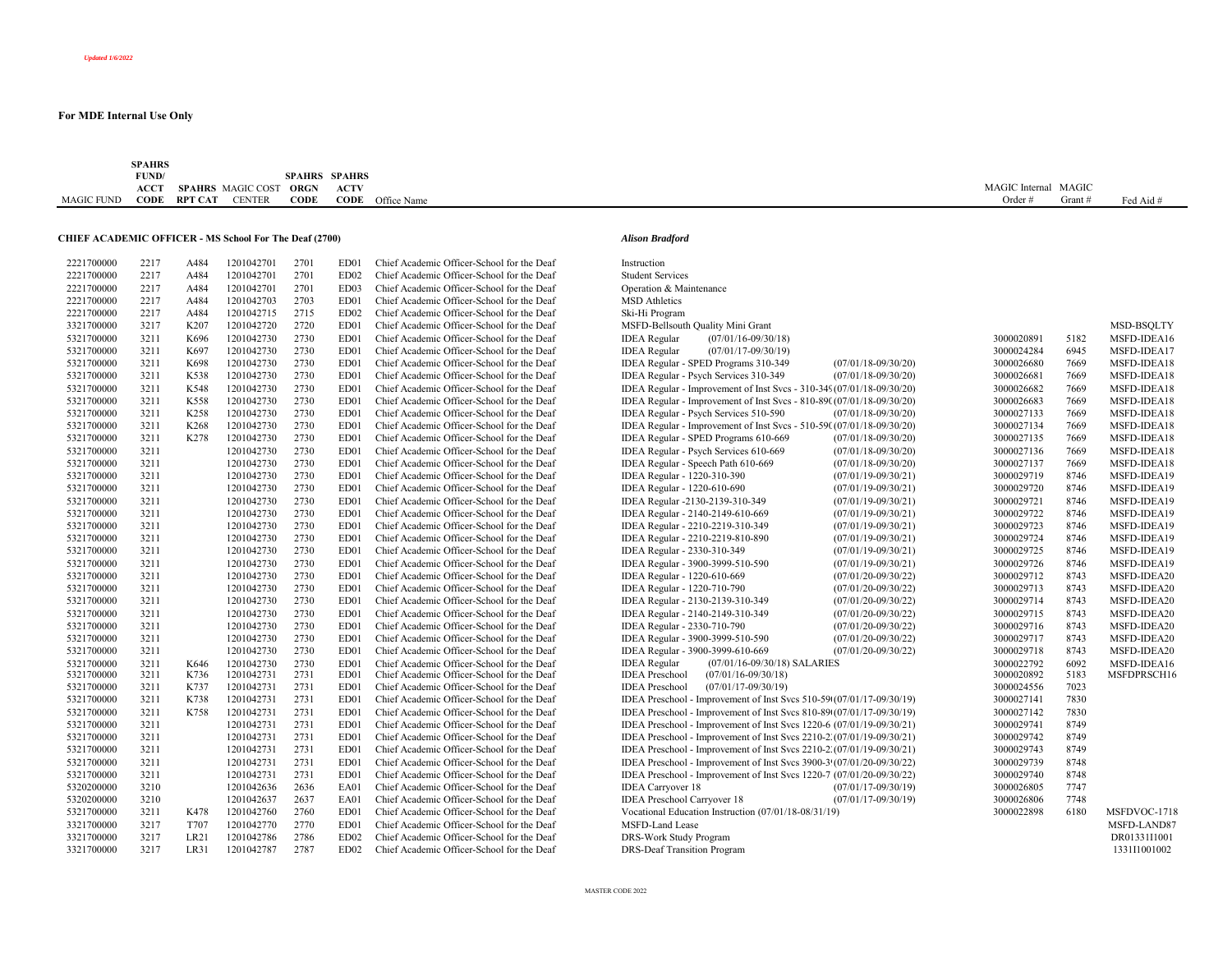*Updated 1/6/2022*

**For MDE Internal Use Only**

| MAGIC FUND | SPAHRS FUND/ ACCT CODE | SPAHRS RPT CAT | MAGIC COST CENTER | SPAHRS ORGN CODE | SPAHRS ACTV CODE | Office Name | | | MAGIC Internal Order # | MAGIC Grant # | Fed Aid # |
|---|---|---|---|---|---|---|---|---|---|---|---|
| **CHIEF ACADEMIC OFFICER - MS School For The Deaf (2700)** | | | | | | | ***Alison Bradford*** | | | | |
| 2221700000 | 2217 | A484 | 1201042701 | 2701 | ED01 | Chief Academic Officer-School for the Deaf | Instruction | | | | |
| 2221700000 | 2217 | A484 | 1201042701 | 2701 | ED02 | Chief Academic Officer-School for the Deaf | Student Services | | | | |
| 2221700000 | 2217 | A484 | 1201042701 | 2701 | ED03 | Chief Academic Officer-School for the Deaf | Operation & Maintenance | | | | |
| 2221700000 | 2217 | A484 | 1201042703 | 2703 | ED01 | Chief Academic Officer-School for the Deaf | MSD Athletics | | | | |
| 2221700000 | 2217 | A484 | 1201042715 | 2715 | ED02 | Chief Academic Officer-School for the Deaf | Ski-Hi Program | | | | |
| 3321700000 | 3217 | K207 | 1201042720 | 2720 | ED01 | Chief Academic Officer-School for the Deaf | MSFD-Bellsouth Quality Mini Grant | | | | MSD-BSQLTY |
| 5321700000 | 3211 | K696 | 1201042730 | 2730 | ED01 | Chief Academic Officer-School for the Deaf | IDEA Regular (07/01/16-09/30/18) | | 3000020891 | 5182 | MSFD-IDEA16 |
| 5321700000 | 3211 | K697 | 1201042730 | 2730 | ED01 | Chief Academic Officer-School for the Deaf | IDEA Regular (07/01/17-09/30/19) | | 3000024284 | 6945 | MSFD-IDEA17 |
| 5321700000 | 3211 | K698 | 1201042730 | 2730 | ED01 | Chief Academic Officer-School for the Deaf | IDEA Regular - SPED Programs 310-349 | (07/01/18-09/30/20) | 3000026680 | 7669 | MSFD-IDEA18 |
| 5321700000 | 3211 | K538 | 1201042730 | 2730 | ED01 | Chief Academic Officer-School for the Deaf | IDEA Regular - Psych Services 310-349 | (07/01/18-09/30/20) | 3000026681 | 7669 | MSFD-IDEA18 |
| 5321700000 | 3211 | K548 | 1201042730 | 2730 | ED01 | Chief Academic Officer-School for the Deaf | IDEA Regular - Improvement of Inst Svcs - 310-349 | (07/01/18-09/30/20) | 3000026682 | 7669 | MSFD-IDEA18 |
| 5321700000 | 3211 | K558 | 1201042730 | 2730 | ED01 | Chief Academic Officer-School for the Deaf | IDEA Regular - Improvement of Inst Svcs - 810-890 | (07/01/18-09/30/20) | 3000026683 | 7669 | MSFD-IDEA18 |
| 5321700000 | 3211 | K258 | 1201042730 | 2730 | ED01 | Chief Academic Officer-School for the Deaf | IDEA Regular - Psych Services 510-590 | (07/01/18-09/30/20) | 3000027133 | 7669 | MSFD-IDEA18 |
| 5321700000 | 3211 | K268 | 1201042730 | 2730 | ED01 | Chief Academic Officer-School for the Deaf | IDEA Regular - Improvement of Inst Svcs - 510-590 | (07/01/18-09/30/20) | 3000027134 | 7669 | MSFD-IDEA18 |
| 5321700000 | 3211 | K278 | 1201042730 | 2730 | ED01 | Chief Academic Officer-School for the Deaf | IDEA Regular - SPED Programs 610-669 | (07/01/18-09/30/20) | 3000027135 | 7669 | MSFD-IDEA18 |
| 5321700000 | 3211 | | 1201042730 | 2730 | ED01 | Chief Academic Officer-School for the Deaf | IDEA Regular - Psych Services 610-669 | (07/01/18-09/30/20) | 3000027136 | 7669 | MSFD-IDEA18 |
| 5321700000 | 3211 | | 1201042730 | 2730 | ED01 | Chief Academic Officer-School for the Deaf | IDEA Regular - Speech Path 610-669 | (07/01/18-09/30/20) | 3000027137 | 7669 | MSFD-IDEA18 |
| 5321700000 | 3211 | | 1201042730 | 2730 | ED01 | Chief Academic Officer-School for the Deaf | IDEA Regular - 1220-310-390 | (07/01/19-09/30/21) | 3000029719 | 8746 | MSFD-IDEA19 |
| 5321700000 | 3211 | | 1201042730 | 2730 | ED01 | Chief Academic Officer-School for the Deaf | IDEA Regular - 1220-610-690 | (07/01/19-09/30/21) | 3000029720 | 8746 | MSFD-IDEA19 |
| 5321700000 | 3211 | | 1201042730 | 2730 | ED01 | Chief Academic Officer-School for the Deaf | IDEA Regular -2130-2139-310-349 | (07/01/19-09/30/21) | 3000029721 | 8746 | MSFD-IDEA19 |
| 5321700000 | 3211 | | 1201042730 | 2730 | ED01 | Chief Academic Officer-School for the Deaf | IDEA Regular - 2140-2149-610-669 | (07/01/19-09/30/21) | 3000029722 | 8746 | MSFD-IDEA19 |
| 5321700000 | 3211 | | 1201042730 | 2730 | ED01 | Chief Academic Officer-School for the Deaf | IDEA Regular - 2210-2219-310-349 | (07/01/19-09/30/21) | 3000029723 | 8746 | MSFD-IDEA19 |
| 5321700000 | 3211 | | 1201042730 | 2730 | ED01 | Chief Academic Officer-School for the Deaf | IDEA Regular - 2210-2219-810-890 | (07/01/19-09/30/21) | 3000029724 | 8746 | MSFD-IDEA19 |
| 5321700000 | 3211 | | 1201042730 | 2730 | ED01 | Chief Academic Officer-School for the Deaf | IDEA Regular - 2330-310-349 | (07/01/19-09/30/21) | 3000029725 | 8746 | MSFD-IDEA19 |
| 5321700000 | 3211 | | 1201042730 | 2730 | ED01 | Chief Academic Officer-School for the Deaf | IDEA Regular - 3900-3999-510-590 | (07/01/19-09/30/21) | 3000029726 | 8746 | MSFD-IDEA19 |
| 5321700000 | 3211 | | 1201042730 | 2730 | ED01 | Chief Academic Officer-School for the Deaf | IDEA Regular - 1220-610-669 | (07/01/20-09/30/22) | 3000029712 | 8743 | MSFD-IDEA20 |
| 5321700000 | 3211 | | 1201042730 | 2730 | ED01 | Chief Academic Officer-School for the Deaf | IDEA Regular - 1220-710-790 | (07/01/20-09/30/22) | 3000029713 | 8743 | MSFD-IDEA20 |
| 5321700000 | 3211 | | 1201042730 | 2730 | ED01 | Chief Academic Officer-School for the Deaf | IDEA Regular - 2130-2139-310-349 | (07/01/20-09/30/22) | 3000029714 | 8743 | MSFD-IDEA20 |
| 5321700000 | 3211 | | 1201042730 | 2730 | ED01 | Chief Academic Officer-School for the Deaf | IDEA Regular - 2140-2149-310-349 | (07/01/20-09/30/22) | 3000029715 | 8743 | MSFD-IDEA20 |
| 5321700000 | 3211 | | 1201042730 | 2730 | ED01 | Chief Academic Officer-School for the Deaf | IDEA Regular - 2330-710-790 | (07/01/20-09/30/22) | 3000029716 | 8743 | MSFD-IDEA20 |
| 5321700000 | 3211 | | 1201042730 | 2730 | ED01 | Chief Academic Officer-School for the Deaf | IDEA Regular - 3900-3999-510-590 | (07/01/20-09/30/22) | 3000029717 | 8743 | MSFD-IDEA20 |
| 5321700000 | 3211 | | 1201042730 | 2730 | ED01 | Chief Academic Officer-School for the Deaf | IDEA Regular - 3900-3999-610-669 | (07/01/20-09/30/22) | 3000029718 | 8743 | MSFD-IDEA20 |
| 5321700000 | 3211 | K646 | 1201042730 | 2730 | ED01 | Chief Academic Officer-School for the Deaf | IDEA Regular (07/01/16-09/30/18) SALARIES | | 3000022792 | 6092 | MSFD-IDEA16 |
| 5321700000 | 3211 | K736 | 1201042731 | 2731 | ED01 | Chief Academic Officer-School for the Deaf | IDEA Preschool (07/01/16-09/30/18) | | 3000020892 | 5183 | MSFDPRSCH16 |
| 5321700000 | 3211 | K737 | 1201042731 | 2731 | ED01 | Chief Academic Officer-School for the Deaf | IDEA Preschool (07/01/17-09/30/19) | | 3000024556 | 7023 | |
| 5321700000 | 3211 | K738 | 1201042731 | 2731 | ED01 | Chief Academic Officer-School for the Deaf | IDEA Preschool - Improvement of Inst Svcs 510-590 | (07/01/17-09/30/19) | 3000027141 | 7830 | |
| 5321700000 | 3211 | K758 | 1201042731 | 2731 | ED01 | Chief Academic Officer-School for the Deaf | IDEA Preschool - Improvement of Inst Svcs 810-890 | (07/01/17-09/30/19) | 3000027142 | 7830 | |
| 5321700000 | 3211 | | 1201042731 | 2731 | ED01 | Chief Academic Officer-School for the Deaf | IDEA Preschool - Improvement of Inst Svcs 1220-6 | (07/01/19-09/30/21) | 3000029741 | 8749 | |
| 5321700000 | 3211 | | 1201042731 | 2731 | ED01 | Chief Academic Officer-School for the Deaf | IDEA Preschool - Improvement of Inst Svcs 2210-2 | (07/01/19-09/30/21) | 3000029742 | 8749 | |
| 5321700000 | 3211 | | 1201042731 | 2731 | ED01 | Chief Academic Officer-School for the Deaf | IDEA Preschool - Improvement of Inst Svcs 2210-2 | (07/01/19-09/30/21) | 3000029743 | 8749 | |
| 5321700000 | 3211 | | 1201042731 | 2731 | ED01 | Chief Academic Officer-School for the Deaf | IDEA Preschool - Improvement of Inst Svcs 3900-3 | (07/01/20-09/30/22) | 3000029739 | 8748 | |
| 5321700000 | 3211 | | 1201042731 | 2731 | ED01 | Chief Academic Officer-School for the Deaf | IDEA Preschool - Improvement of Inst Svcs 1220-7 | (07/01/20-09/30/22) | 3000029740 | 8748 | |
| 5320200000 | 3210 | | 1201042636 | 2636 | EA01 | Chief Academic Officer-School for the Deaf | IDEA Carryover 18 | (07/01/17-09/30/19) | 3000026805 | 7747 | |
| 5320200000 | 3210 | | 1201042637 | 2637 | EA01 | Chief Academic Officer-School for the Deaf | IDEA Preschool Carryover 18 | (07/01/17-09/30/19) | 3000026806 | 7748 | |
| 5321700000 | 3211 | K478 | 1201042760 | 2760 | ED01 | Chief Academic Officer-School for the Deaf | Vocational Education Instruction (07/01/18-08/31/19) | | 3000022898 | 6180 | MSFDVOC-1718 |
| 3321700000 | 3217 | T707 | 1201042770 | 2770 | ED01 | Chief Academic Officer-School for the Deaf | MSFD-Land Lease | | | | MSFD-LAND87 |
| 3321700000 | 3217 | LR21 | 1201042786 | 2786 | ED02 | Chief Academic Officer-School for the Deaf | DRS-Work Study Program | | | | DR01331I1001 |
| 3321700000 | 3217 | LR31 | 1201042787 | 2787 | ED02 | Chief Academic Officer-School for the Deaf | DRS-Deaf Transition Program | | | | 1331I1001002 |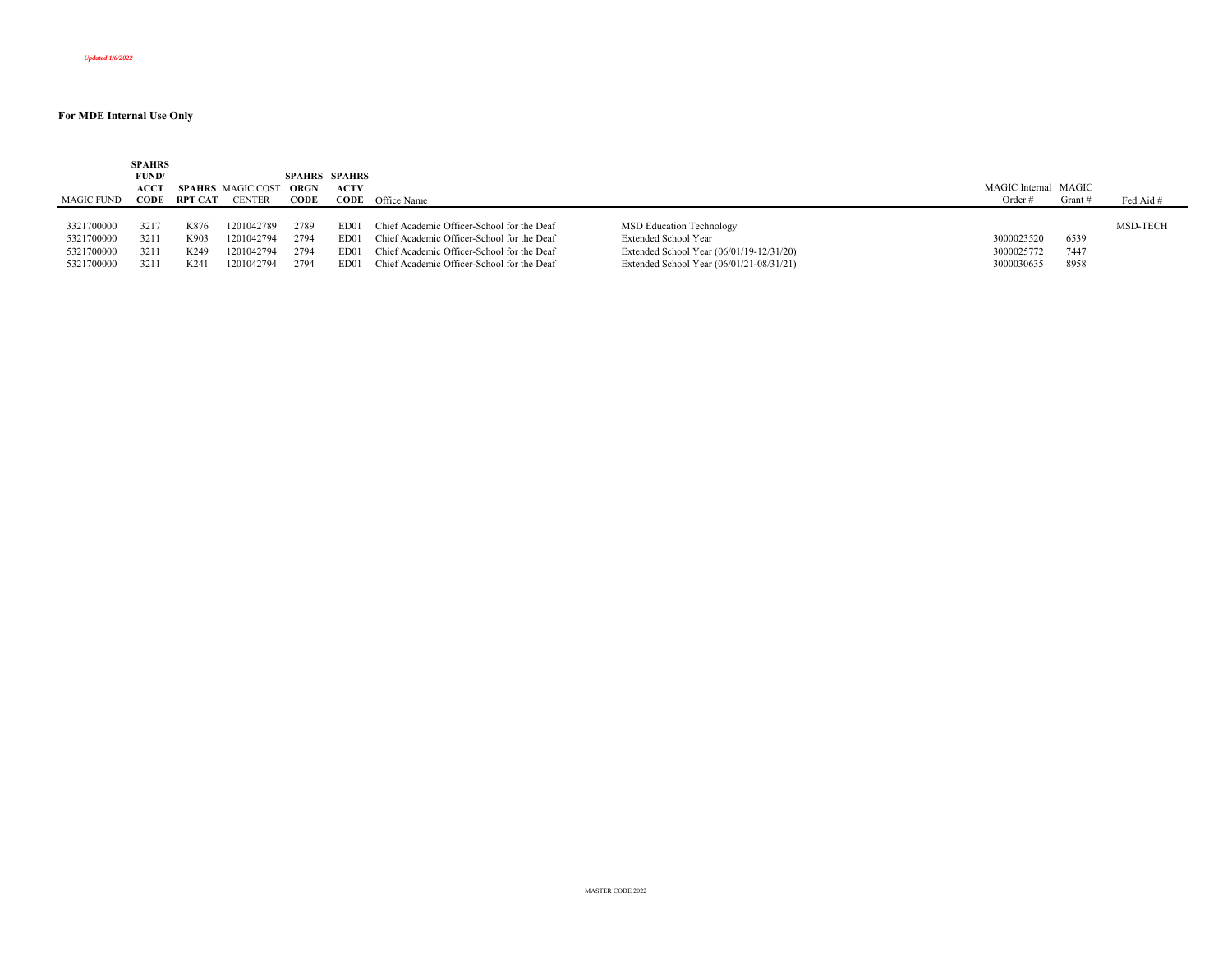*Updated 1/6/2022*

**For MDE Internal Use Only**

| MAGIC FUND | SPAHRS FUND/ ACCT CODE | SPAHRS RPT CAT | MAGIC COST CENTER | SPAHRS ORGN CODE | SPAHRS ACTV CODE | Office Name | | MAGIC Internal Order # | MAGIC Grant # | Fed Aid # |
|---|---|---|---|---|---|---|---|---|---|---|
| 3321700000 | 3217 | K876 | 1201042789 | 2789 | ED01 | Chief Academic Officer-School for the Deaf | MSD Education Technology | | | MSD-TECH |
| 5321700000 | 3211 | K903 | 1201042794 | 2794 | ED01 | Chief Academic Officer-School for the Deaf | Extended School Year | 3000023520 | 6539 | |
| 5321700000 | 3211 | K249 | 1201042794 | 2794 | ED01 | Chief Academic Officer-School for the Deaf | Extended School Year (06/01/19-12/31/20) | 3000025772 | 7447 | |
| 5321700000 | 3211 | K241 | 1201042794 | 2794 | ED01 | Chief Academic Officer-School for the Deaf | Extended School Year (06/01/21-08/31/21) | 3000030635 | 8958 | |

MASTER CODE 2022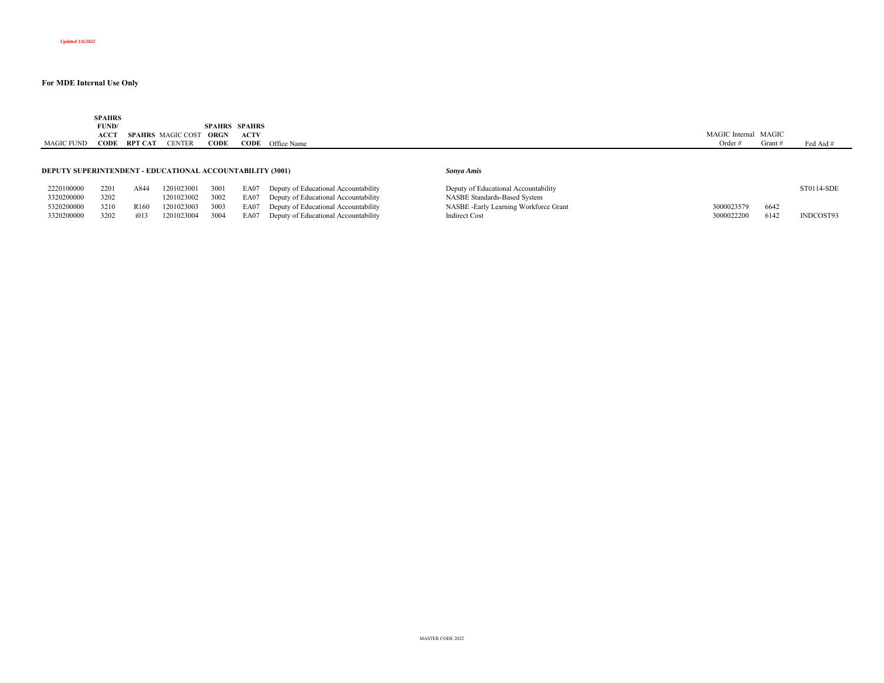*Updated 1/6/2022*

**For MDE Internal Use Only**

| MAGIC FUND | SPAHRS FUND/ ACCT CODE | SPAHRS RPT CAT | MAGIC COST CENTER | SPAHRS ORGN CODE | SPAHRS ACTV CODE | Office Name | | MAGIC Internal Order # | MAGIC Grant # | Fed Aid # |
|---|---|---|---|---|---|---|---|---|---|---|
| **DEPUTY SUPERINTENDENT - EDUCATIONAL ACCOUNTABILITY (3001)** | | | | | | | ***Sonya Amis*** | | | |
| 2220100000 | 2201 | A844 | 1201023001 | 3001 | EA07 | Deputy of Educational Accountability | Deputy of Educational Accountability | | | ST0114-SDE |
| 3320200000 | 3202 | | 1201023002 | 3002 | EA07 | Deputy of Educational Accountability | NASBE Standards-Based System | | | |
| 5320200000 | 3210 | R160 | 1201023003 | 3003 | EA07 | Deputy of Educational Accountability | NASBE -Early Learning Workforce Grant | 3000023579 | 6642 | |
| 3320200000 | 3202 | i013 | 1201023004 | 3004 | EA07 | Deputy of Educational Accountability | Indirect Cost | 3000022200 | 6142 | INDCOST93 |

MASTER CODE 2022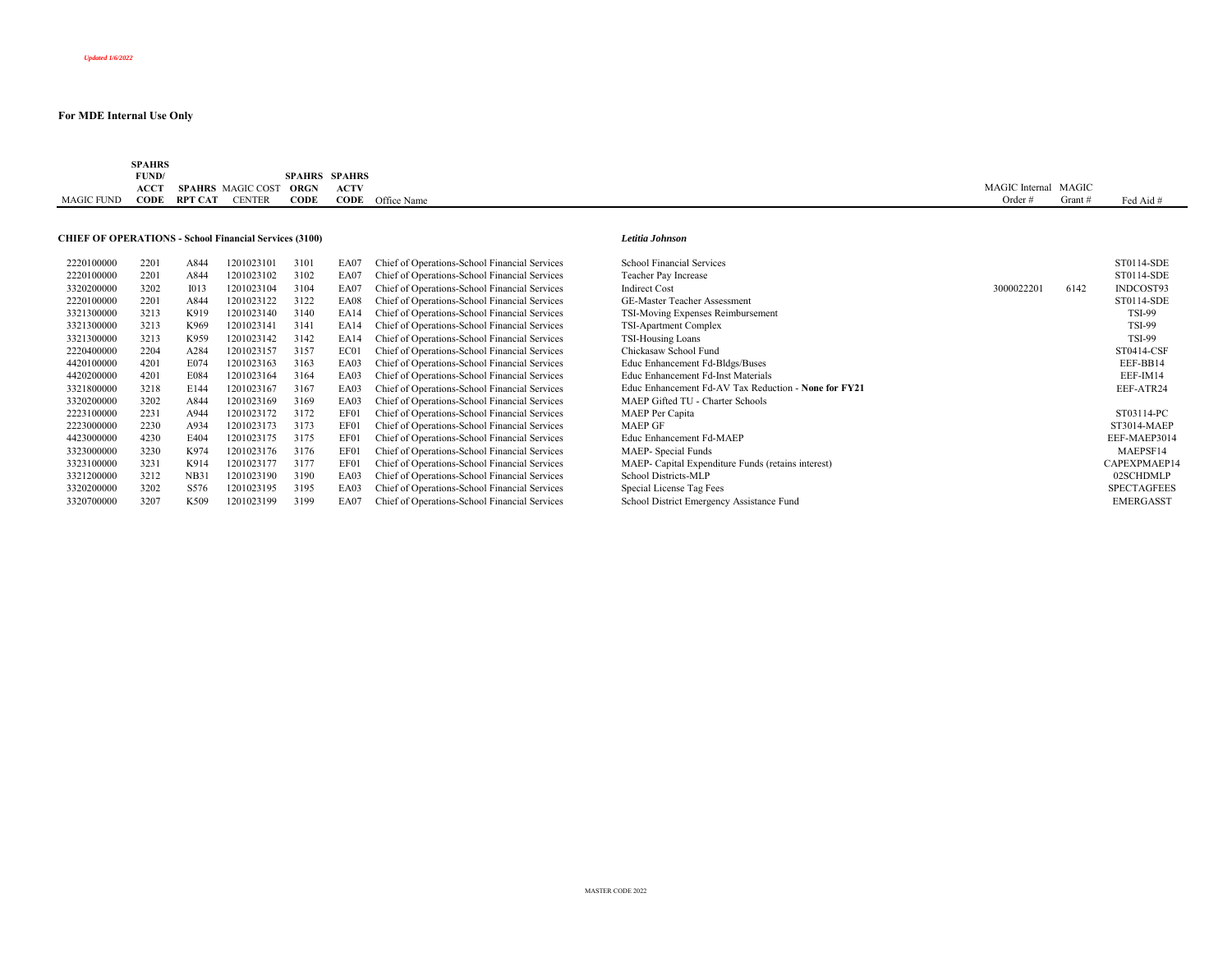*Updated 1/6/2022*

**For MDE Internal Use Only**

| MAGIC FUND | SPAHRS FUND/ ACCT CODE | SPAHRS RPT CAT | MAGIC COST CENTER | SPAHRS ORGN CODE | SPAHRS ACTV CODE | Office Name | | MAGIC Internal Order # | MAGIC Grant # | Fed Aid # |
|---|---|---|---|---|---|---|---|---|---|---|
| **CHIEF OF OPERATIONS - School Financial Services (3100)** | | | | | | | *Letitia Johnson* | | | |
| 2220100000 | 2201 | A844 | 1201023101 | 3101 | EA07 | Chief of Operations-School Financial Services | School Financial Services | | | ST0114-SDE |
| 2220100000 | 2201 | A844 | 1201023102 | 3102 | EA07 | Chief of Operations-School Financial Services | Teacher Pay Increase | | | ST0114-SDE |
| 3320200000 | 3202 | I013 | 1201023104 | 3104 | EA07 | Chief of Operations-School Financial Services | Indirect Cost | 3000022201 | 6142 | INDCOST93 |
| 2220100000 | 2201 | A844 | 1201023122 | 3122 | EA08 | Chief of Operations-School Financial Services | GE-Master Teacher Assessment | | | ST0114-SDE |
| 3321300000 | 3213 | K919 | 1201023140 | 3140 | EA14 | Chief of Operations-School Financial Services | TSI-Moving Expenses Reimbursement | | | TSI-99 |
| 3321300000 | 3213 | K969 | 1201023141 | 3141 | EA14 | Chief of Operations-School Financial Services | TSI-Apartment Complex | | | TSI-99 |
| 3321300000 | 3213 | K959 | 1201023142 | 3142 | EA14 | Chief of Operations-School Financial Services | TSI-Housing Loans | | | TSI-99 |
| 2220400000 | 2204 | A284 | 1201023157 | 3157 | EC01 | Chief of Operations-School Financial Services | Chickasaw School Fund | | | ST0414-CSF |
| 4420100000 | 4201 | E074 | 1201023163 | 3163 | EA03 | Chief of Operations-School Financial Services | Educ Enhancement Fd-Bldgs/Buses | | | EEF-BB14 |
| 4420200000 | 4201 | E084 | 1201023164 | 3164 | EA03 | Chief of Operations-School Financial Services | Educ Enhancement Fd-Inst Materials | | | EEF-IM14 |
| 3321800000 | 3218 | E144 | 1201023167 | 3167 | EA03 | Chief of Operations-School Financial Services | Educ Enhancement Fd-AV Tax Reduction - **None for FY21** | | | EEF-ATR24 |
| 3320200000 | 3202 | A844 | 1201023169 | 3169 | EA03 | Chief of Operations-School Financial Services | MAEP Gifted TU - Charter Schools | | | |
| 2223100000 | 2231 | A944 | 1201023172 | 3172 | EF01 | Chief of Operations-School Financial Services | MAEP Per Capita | | | ST03114-PC |
| 2223000000 | 2230 | A934 | 1201023173 | 3173 | EF01 | Chief of Operations-School Financial Services | MAEP GF | | | ST3014-MAEP |
| 4423000000 | 4230 | E404 | 1201023175 | 3175 | EF01 | Chief of Operations-School Financial Services | Educ Enhancement Fd-MAEP | | | EEF-MAEP3014 |
| 3323000000 | 3230 | K974 | 1201023176 | 3176 | EF01 | Chief of Operations-School Financial Services | MAEP- Special Funds | | | MAEPSF14 |
| 3323100000 | 3231 | K914 | 1201023177 | 3177 | EF01 | Chief of Operations-School Financial Services | MAEP- Capital Expenditure Funds (retains interest) | | | CAPEXPMAEP14 |
| 3321200000 | 3212 | NB31 | 1201023190 | 3190 | EA03 | Chief of Operations-School Financial Services | School Districts-MLP | | | 02SCHDMLP |
| 3320200000 | 3202 | S576 | 1201023195 | 3195 | EA03 | Chief of Operations-School Financial Services | Special License Tag Fees | | | SPECTAGFEES |
| 3320700000 | 3207 | K509 | 1201023199 | 3199 | EA07 | Chief of Operations-School Financial Services | School District Emergency Assistance Fund | | | EMERGASST |

MASTER CODE 2022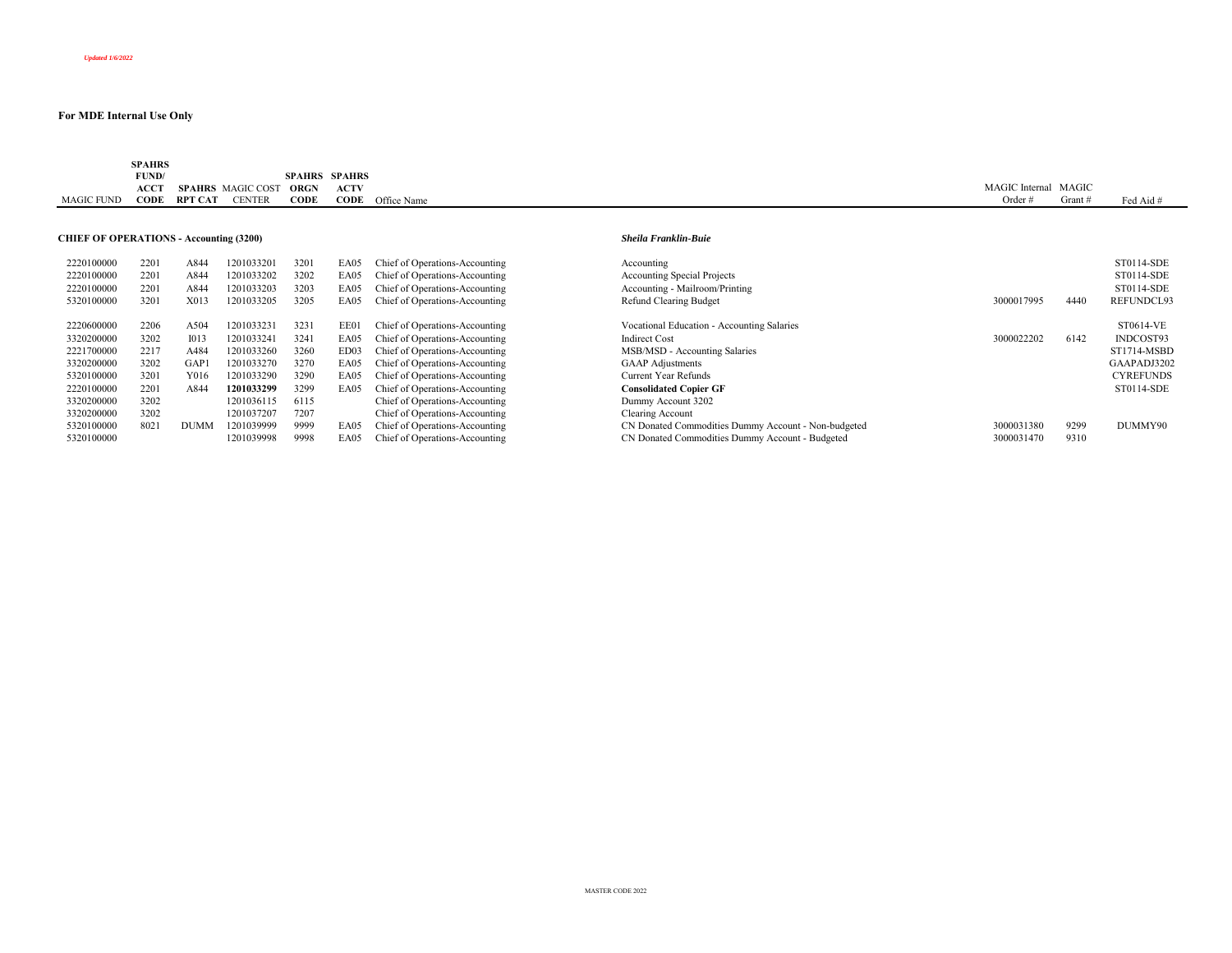*Updated 1/6/2022*

**For MDE Internal Use Only**

| MAGIC FUND | SPAHRS FUND/ ACCT CODE | SPAHRS RPT CAT | MAGIC COST CENTER | SPAHRS ORGN CODE | SPAHRS ACTV CODE | Office Name | | MAGIC Internal Order # | MAGIC Grant # | Fed Aid # |
|---|---|---|---|---|---|---|---|---|---|---|
| **CHIEF OF OPERATIONS - Accounting (3200)** | | | | | | | ***Sheila Franklin-Buie*** | | | |
| 2220100000 | 2201 | A844 | 1201033201 | 3201 | EA05 | Chief of Operations-Accounting | Accounting | | | ST0114-SDE |
| 2220100000 | 2201 | A844 | 1201033202 | 3202 | EA05 | Chief of Operations-Accounting | Accounting Special Projects | | | ST0114-SDE |
| 2220100000 | 2201 | A844 | 1201033203 | 3203 | EA05 | Chief of Operations-Accounting | Accounting - Mailroom/Printing | | | ST0114-SDE |
| 5320100000 | 3201 | X013 | 1201033205 | 3205 | EA05 | Chief of Operations-Accounting | Refund Clearing Budget | 3000017995 | 4440 | REFUNDCL93 |
| 2220600000 | 2206 | A504 | 1201033231 | 3231 | EE01 | Chief of Operations-Accounting | Vocational Education - Accounting Salaries | | | ST0614-VE |
| 3320200000 | 3202 | I013 | 1201033241 | 3241 | EA05 | Chief of Operations-Accounting | Indirect Cost | 3000022202 | 6142 | INDCOST93 |
| 2221700000 | 2217 | A484 | 1201033260 | 3260 | ED03 | Chief of Operations-Accounting | MSB/MSD - Accounting Salaries | | | ST1714-MSBD |
| 3320200000 | 3202 | GAP1 | 1201033270 | 3270 | EA05 | Chief of Operations-Accounting | GAAP Adjustments | | | GAAPADJ3202 |
| 5320100000 | 3201 | Y016 | 1201033290 | 3290 | EA05 | Chief of Operations-Accounting | Current Year Refunds | | | CYREFUNDS |
| 2220100000 | 2201 | A844 | **1201033299** | 3299 | EA05 | Chief of Operations-Accounting | **Consolidated Copier GF** | | | ST0114-SDE |
| 3320200000 | 3202 | | 1201036115 | 6115 | | Chief of Operations-Accounting | Dummy Account 3202 | | | |
| 3320200000 | 3202 | | 1201037207 | 7207 | | Chief of Operations-Accounting | Clearing Account | | | |
| 5320100000 | 8021 | DUMM | 1201039999 | 9999 | EA05 | Chief of Operations-Accounting | CN Donated Commodities Dummy Account - Non-budgeted | 3000031380 | 9299 | DUMMY90 |
| 5320100000 | | | 1201039998 | 9998 | EA05 | Chief of Operations-Accounting | CN Donated Commodities Dummy Account - Budgeted | 3000031470 | 9310 | |

MASTER CODE 2022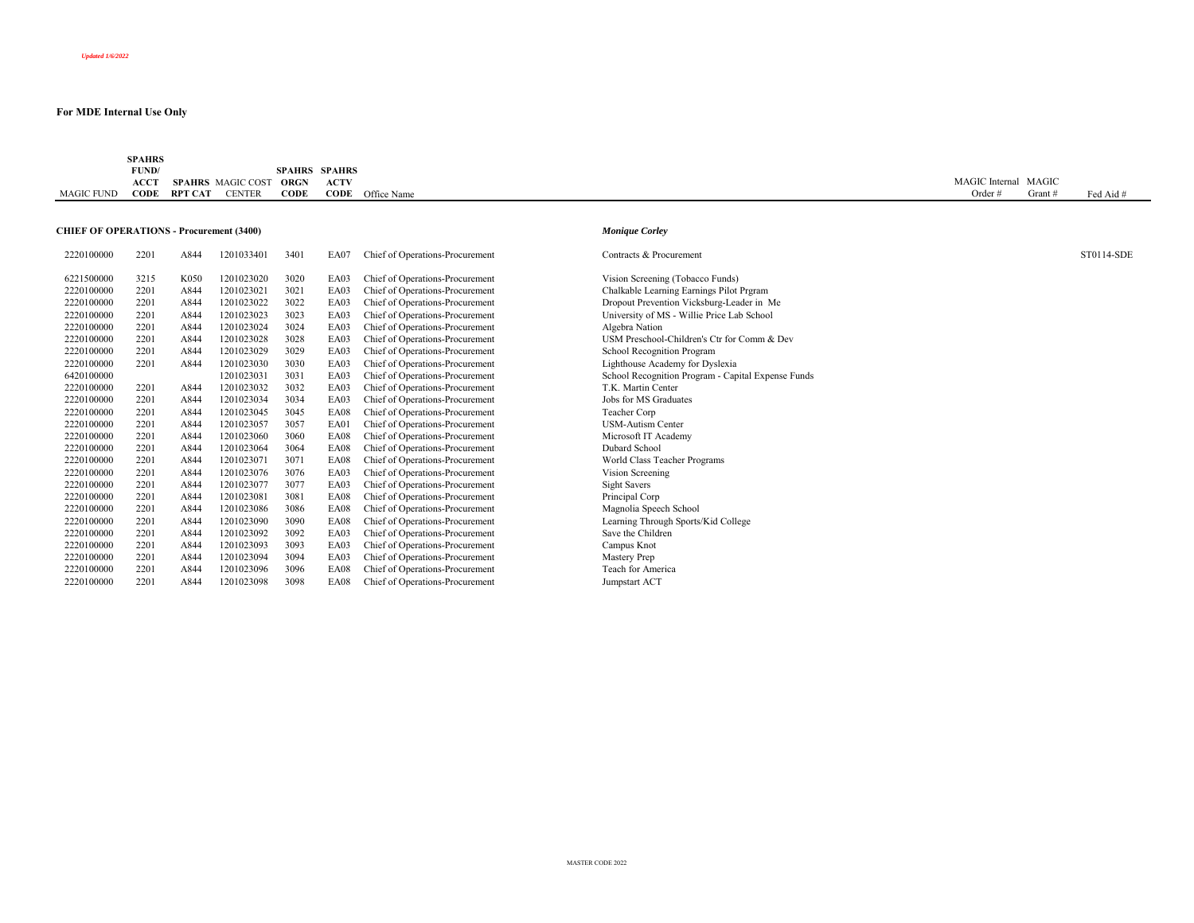*Updated 1/6/2022*

**For MDE Internal Use Only**

| MAGIC FUND | SPAHRS FUND/ ACCT CODE | SPAHRS RPT CAT | MAGIC COST CENTER | SPAHRS ORGN CODE | SPAHRS ACTV CODE | Office Name | | MAGIC Internal Order # | MAGIC Grant # | Fed Aid # |
|---|---|---|---|---|---|---|---|---|---|---|
| **CHIEF OF OPERATIONS - Procurement (3400)** | | | | | | | ***Monique Corley*** | | | |
| 2220100000 | 2201 | A844 | 1201033401 | 3401 | EA07 | Chief of Operations-Procurement | Contracts & Procurement | | | ST0114-SDE |
| 6221500000 | 3215 | K050 | 1201023020 | 3020 | EA03 | Chief of Operations-Procurement | Vision Screening (Tobacco Funds) | | | |
| 2220100000 | 2201 | A844 | 1201023021 | 3021 | EA03 | Chief of Operations-Procurement | Chalkable Learning Earnings Pilot Prgram | | | |
| 2220100000 | 2201 | A844 | 1201023022 | 3022 | EA03 | Chief of Operations-Procurement | Dropout Prevention Vicksburg-Leader in Me | | | |
| 2220100000 | 2201 | A844 | 1201023023 | 3023 | EA03 | Chief of Operations-Procurement | University of MS - Willie Price Lab School | | | |
| 2220100000 | 2201 | A844 | 1201023024 | 3024 | EA03 | Chief of Operations-Procurement | Algebra Nation | | | |
| 2220100000 | 2201 | A844 | 1201023028 | 3028 | EA03 | Chief of Operations-Procurement | USM Preschool-Children's Ctr for Comm & Dev | | | |
| 2220100000 | 2201 | A844 | 1201023029 | 3029 | EA03 | Chief of Operations-Procurement | School Recognition Program | | | |
| 2220100000 | 2201 | A844 | 1201023030 | 3030 | EA03 | Chief of Operations-Procurement | Lighthouse Academy for Dyslexia | | | |
| 6420100000 | | | 1201023031 | 3031 | EA03 | Chief of Operations-Procurement | School Recognition Program - Capital Expense Funds | | | |
| 2220100000 | 2201 | A844 | 1201023032 | 3032 | EA03 | Chief of Operations-Procurement | T.K. Martin Center | | | |
| 2220100000 | 2201 | A844 | 1201023034 | 3034 | EA03 | Chief of Operations-Procurement | Jobs for MS Graduates | | | |
| 2220100000 | 2201 | A844 | 1201023045 | 3045 | EA08 | Chief of Operations-Procurement | Teacher Corp | | | |
| 2220100000 | 2201 | A844 | 1201023057 | 3057 | EA01 | Chief of Operations-Procurement | USM-Autism Center | | | |
| 2220100000 | 2201 | A844 | 1201023060 | 3060 | EA08 | Chief of Operations-Procurement | Microsoft IT Academy | | | |
| 2220100000 | 2201 | A844 | 1201023064 | 3064 | EA08 | Chief of Operations-Procurement | Dubard School | | | |
| 2220100000 | 2201 | A844 | 1201023071 | 3071 | EA08 | Chief of Operations-Procurement | World Class Teacher Programs | | | |
| 2220100000 | 2201 | A844 | 1201023076 | 3076 | EA03 | Chief of Operations-Procurement | Vision Screening | | | |
| 2220100000 | 2201 | A844 | 1201023077 | 3077 | EA03 | Chief of Operations-Procurement | Sight Savers | | | |
| 2220100000 | 2201 | A844 | 1201023081 | 3081 | EA08 | Chief of Operations-Procurement | Principal Corp | | | |
| 2220100000 | 2201 | A844 | 1201023086 | 3086 | EA08 | Chief of Operations-Procurement | Magnolia Speech School | | | |
| 2220100000 | 2201 | A844 | 1201023090 | 3090 | EA08 | Chief of Operations-Procurement | Learning Through Sports/Kid College | | | |
| 2220100000 | 2201 | A844 | 1201023092 | 3092 | EA03 | Chief of Operations-Procurement | Save the Children | | | |
| 2220100000 | 2201 | A844 | 1201023093 | 3093 | EA03 | Chief of Operations-Procurement | Campus Knot | | | |
| 2220100000 | 2201 | A844 | 1201023094 | 3094 | EA03 | Chief of Operations-Procurement | Mastery Prep | | | |
| 2220100000 | 2201 | A844 | 1201023096 | 3096 | EA08 | Chief of Operations-Procurement | Teach for America | | | |
| 2220100000 | 2201 | A844 | 1201023098 | 3098 | EA08 | Chief of Operations-Procurement | Jumpstart ACT | | | |

MASTER CODE 2022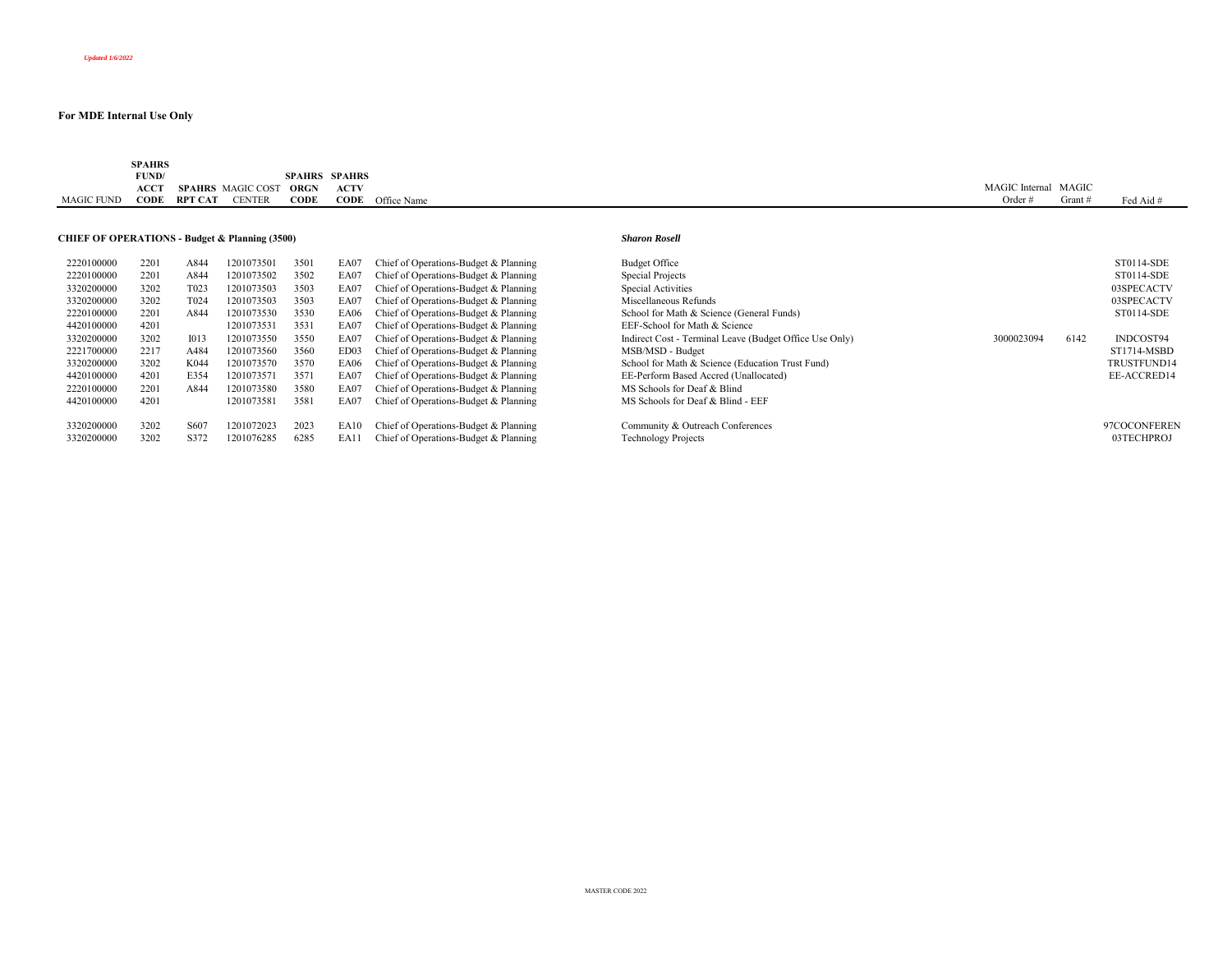*Updated 1/6/2022*

**For MDE Internal Use Only**

| MAGIC FUND | SPAHRS FUND/ ACCT CODE | SPAHRS RPT CAT | MAGIC COST CENTER | SPAHRS ORGN CODE | SPAHRS ACTV CODE | Office Name | | MAGIC Internal Order # | MAGIC Grant # | Fed Aid # |
|---|---|---|---|---|---|---|---|---|---|---|
| **CHIEF OF OPERATIONS - Budget & Planning (3500)** | | | | | | | ***Sharon Rosell*** | | | |
| 2220100000 | 2201 | A844 | 1201073501 | 3501 | EA07 | Chief of Operations-Budget & Planning | Budget Office | | | ST0114-SDE |
| 2220100000 | 2201 | A844 | 1201073502 | 3502 | EA07 | Chief of Operations-Budget & Planning | Special Projects | | | ST0114-SDE |
| 3320200000 | 3202 | T023 | 1201073503 | 3503 | EA07 | Chief of Operations-Budget & Planning | Special Activities | | | 03SPECACTV |
| 3320200000 | 3202 | T024 | 1201073503 | 3503 | EA07 | Chief of Operations-Budget & Planning | Miscellaneous Refunds | | | 03SPECACTV |
| 2220100000 | 2201 | A844 | 1201073530 | 3530 | EA06 | Chief of Operations-Budget & Planning | School for Math & Science (General Funds) | | | ST0114-SDE |
| 4420100000 | 4201 | | 1201073531 | 3531 | EA07 | Chief of Operations-Budget & Planning | EEF-School for Math & Science | | | |
| 3320200000 | 3202 | I013 | 1201073550 | 3550 | EA07 | Chief of Operations-Budget & Planning | Indirect Cost - Terminal Leave (Budget Office Use Only) | 3000023094 | 6142 | INDCOST94 |
| 2221700000 | 2217 | A484 | 1201073560 | 3560 | ED03 | Chief of Operations-Budget & Planning | MSB/MSD - Budget | | | ST1714-MSBD |
| 3320200000 | 3202 | K044 | 1201073570 | 3570 | EA06 | Chief of Operations-Budget & Planning | School for Math & Science (Education Trust Fund) | | | TRUSTFUND14 |
| 4420100000 | 4201 | E354 | 1201073571 | 3571 | EA07 | Chief of Operations-Budget & Planning | EE-Perform Based Accred (Unallocated) | | | EE-ACCRED14 |
| 2220100000 | 2201 | A844 | 1201073580 | 3580 | EA07 | Chief of Operations-Budget & Planning | MS Schools for Deaf & Blind | | | |
| 4420100000 | 4201 | | 1201073581 | 3581 | EA07 | Chief of Operations-Budget & Planning | MS Schools for Deaf & Blind - EEF | | | |
| 3320200000 | 3202 | S607 | 1201072023 | 2023 | EA10 | Chief of Operations-Budget & Planning | Community & Outreach Conferences | | | 97COCONFEREN |
| 3320200000 | 3202 | S372 | 1201076285 | 6285 | EA11 | Chief of Operations-Budget & Planning | Technology Projects | | | 03TECHPROJ |

MASTER CODE 2022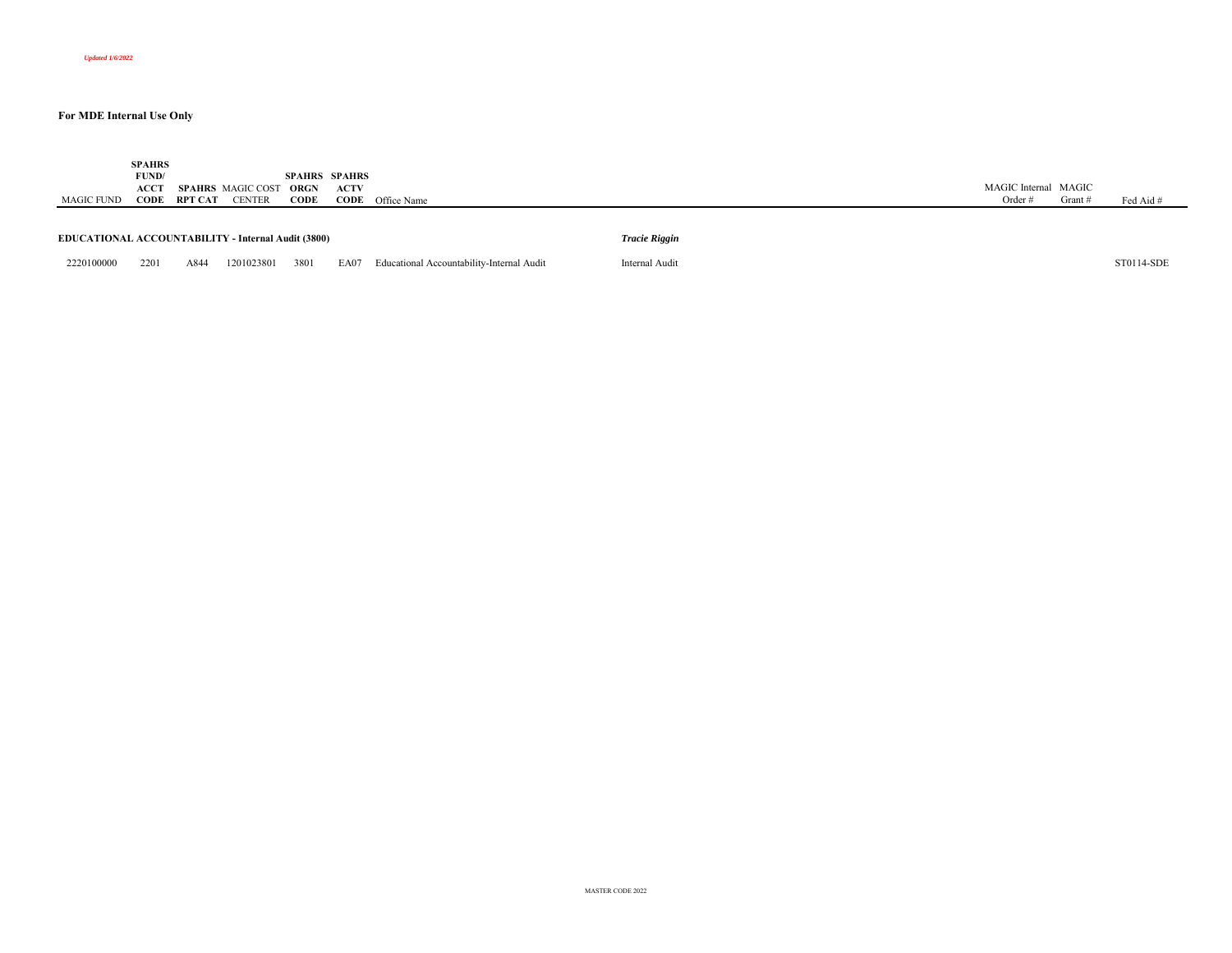*Updated 1/6/2022*

**For MDE Internal Use Only**

| MAGIC FUND | **SPAHRS FUND/ ACCT CODE** | **SPAHRS RPT CAT** | MAGIC COST CENTER | **SPAHRS ORGN CODE** | **SPAHRS ACTV CODE** | Office Name | | MAGIC Internal Order # | MAGIC Grant # | Fed Aid # |
|---|---|---|---|---|---|---|---|---|---|---|
| **EDUCATIONAL ACCOUNTABILITY - Internal Audit (3800)** | | | | | | | ***Tracie Riggin*** | | | |
| 2220100000 | 2201 | A844 | 1201023801 | 3801 | EA07 | Educational Accountability-Internal Audit | Internal Audit | | | ST0114-SDE |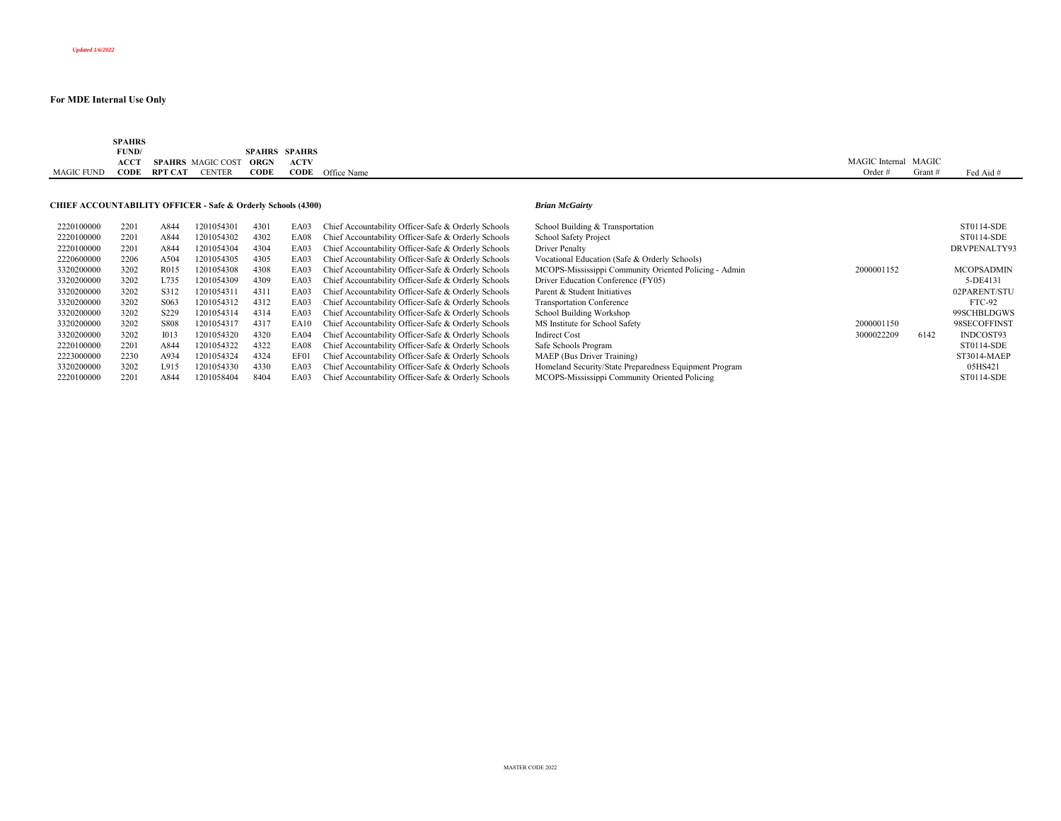*Updated 1/6/2022*

**For MDE Internal Use Only**

| MAGIC FUND | SPAHRS FUND/ ACCT CODE | SPAHRS RPT CAT | MAGIC COST CENTER | SPAHRS ORGN CODE | SPAHRS ACTV CODE | Office Name | | MAGIC Internal Order # | MAGIC Grant # | Fed Aid # |
|---|---|---|---|---|---|---|---|---|---|---|
| **CHIEF ACCOUNTABILITY OFFICER - Safe & Orderly Schools (4300)** | | | | | | | ***Brian McGairty*** | | | |
| 2220100000 | 2201 | A844 | 1201054301 | 4301 | EA03 | Chief Accountability Officer-Safe & Orderly Schools | School Building & Transportation | | | ST0114-SDE |
| 2220100000 | 2201 | A844 | 1201054302 | 4302 | EA08 | Chief Accountability Officer-Safe & Orderly Schools | School Safety Project | | | ST0114-SDE |
| 2220100000 | 2201 | A844 | 1201054304 | 4304 | EA03 | Chief Accountability Officer-Safe & Orderly Schools | Driver Penalty | | | DRVPENALTY93 |
| 2220600000 | 2206 | A504 | 1201054305 | 4305 | EA03 | Chief Accountability Officer-Safe & Orderly Schools | Vocational Education (Safe & Orderly Schools) | | | |
| 3320200000 | 3202 | R015 | 1201054308 | 4308 | EA03 | Chief Accountability Officer-Safe & Orderly Schools | MCOPS-Mississippi Community Oriented Policing - Admin | 2000001152 | | MCOPSADMIN |
| 3320200000 | 3202 | L735 | 1201054309 | 4309 | EA03 | Chief Accountability Officer-Safe & Orderly Schools | Driver Education Conference (FY05) | | | 5-DE4131 |
| 3320200000 | 3202 | S312 | 1201054311 | 4311 | EA03 | Chief Accountability Officer-Safe & Orderly Schools | Parent & Student Initiatives | | | 02PARENT/STU |
| 3320200000 | 3202 | S063 | 1201054312 | 4312 | EA03 | Chief Accountability Officer-Safe & Orderly Schools | Transportation Conference | | | FTC-92 |
| 3320200000 | 3202 | S229 | 1201054314 | 4314 | EA03 | Chief Accountability Officer-Safe & Orderly Schools | School Building Workshop | | | 99SCHBLDGWS |
| 3320200000 | 3202 | S808 | 1201054317 | 4317 | EA10 | Chief Accountability Officer-Safe & Orderly Schools | MS Institute for School Safety | 2000001150 | | 98SECOFFINST |
| 3320200000 | 3202 | I013 | 1201054320 | 4320 | EA04 | Chief Accountability Officer-Safe & Orderly Schools | Indirect Cost | 3000022209 | 6142 | INDCOST93 |
| 2220100000 | 2201 | A844 | 1201054322 | 4322 | EA08 | Chief Accountability Officer-Safe & Orderly Schools | Safe Schools Program | | | ST0114-SDE |
| 2223000000 | 2230 | A934 | 1201054324 | 4324 | EF01 | Chief Accountability Officer-Safe & Orderly Schools | MAEP (Bus Driver Training) | | | ST3014-MAEP |
| 3320200000 | 3202 | L915 | 1201054330 | 4330 | EA03 | Chief Accountability Officer-Safe & Orderly Schools | Homeland Security/State Preparedness Equipment Program | | | 05HS421 |
| 2220100000 | 2201 | A844 | 1201058404 | 8404 | EA03 | Chief Accountability Officer-Safe & Orderly Schools | MCOPS-Mississippi Community Oriented Policing | | | ST0114-SDE |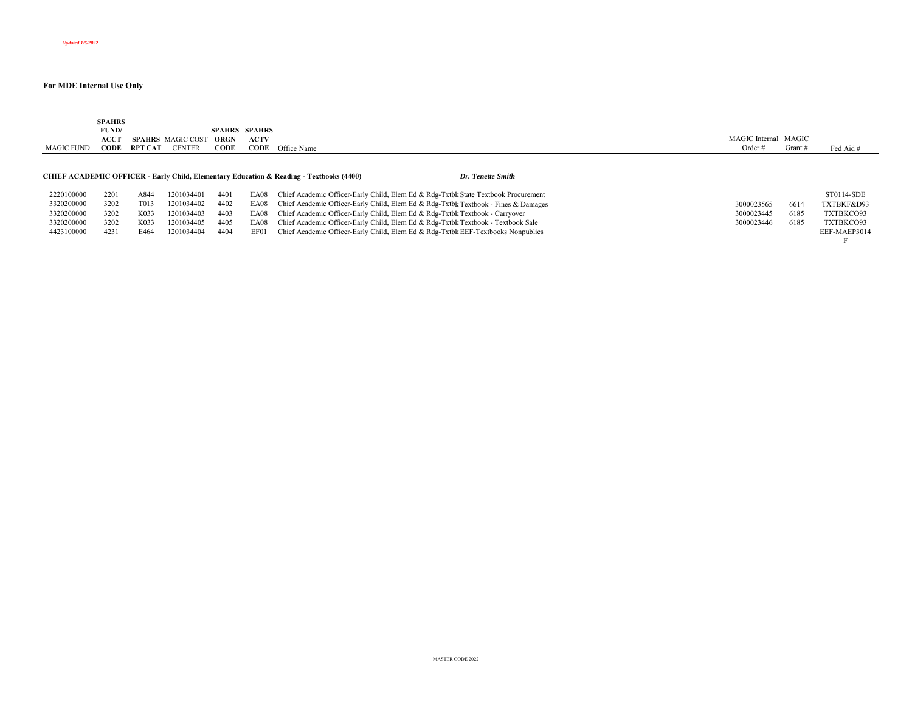*Updated 1/6/2022*

**For MDE Internal Use Only**

| MAGIC FUND | SPAHRS FUND/ ACCT CODE | SPAHRS RPT CAT | MAGIC COST CENTER | SPAHRS ORGN CODE | SPAHRS ACTV CODE | Office Name | MAGIC Internal Order # | MAGIC Grant # | Fed Aid # |
|---|---|---|---|---|---|---|---|---|---|
| **CHIEF ACADEMIC OFFICER - Early Child, Elementary Education & Reading - Textbooks (4400)** | | | | | | ***Dr. Tenette Smith*** | | | |
| 2220100000 | 2201 | A844 | 1201034401 | 4401 | EA08 | Chief Academic Officer-Early Child, Elem Ed & Rdg-Txtbk State Textbook Procurement | | | ST0114-SDE |
| 3320200000 | 3202 | T013 | 1201034402 | 4402 | EA08 | Chief Academic Officer-Early Child, Elem Ed & Rdg-Txtbk Textbook - Fines & Damages | 3000023565 | 6614 | TXTBKF&D93 |
| 3320200000 | 3202 | K033 | 1201034403 | 4403 | EA08 | Chief Academic Officer-Early Child, Elem Ed & Rdg-Txtbk Textbook - Carryover | 3000023445 | 6185 | TXTBKCO93 |
| 3320200000 | 3202 | K033 | 1201034405 | 4405 | EA08 | Chief Academic Officer-Early Child, Elem Ed & Rdg-Txtbk Textbook - Textbook Sale | 3000023446 | 6185 | TXTBKCO93 |
| 4423100000 | 4231 | E464 | 1201034404 | 4404 | EF01 | Chief Academic Officer-Early Child, Elem Ed & Rdg-Txtbk EEF-Textbooks Nonpublics | | | EEF-MAEP3014 F |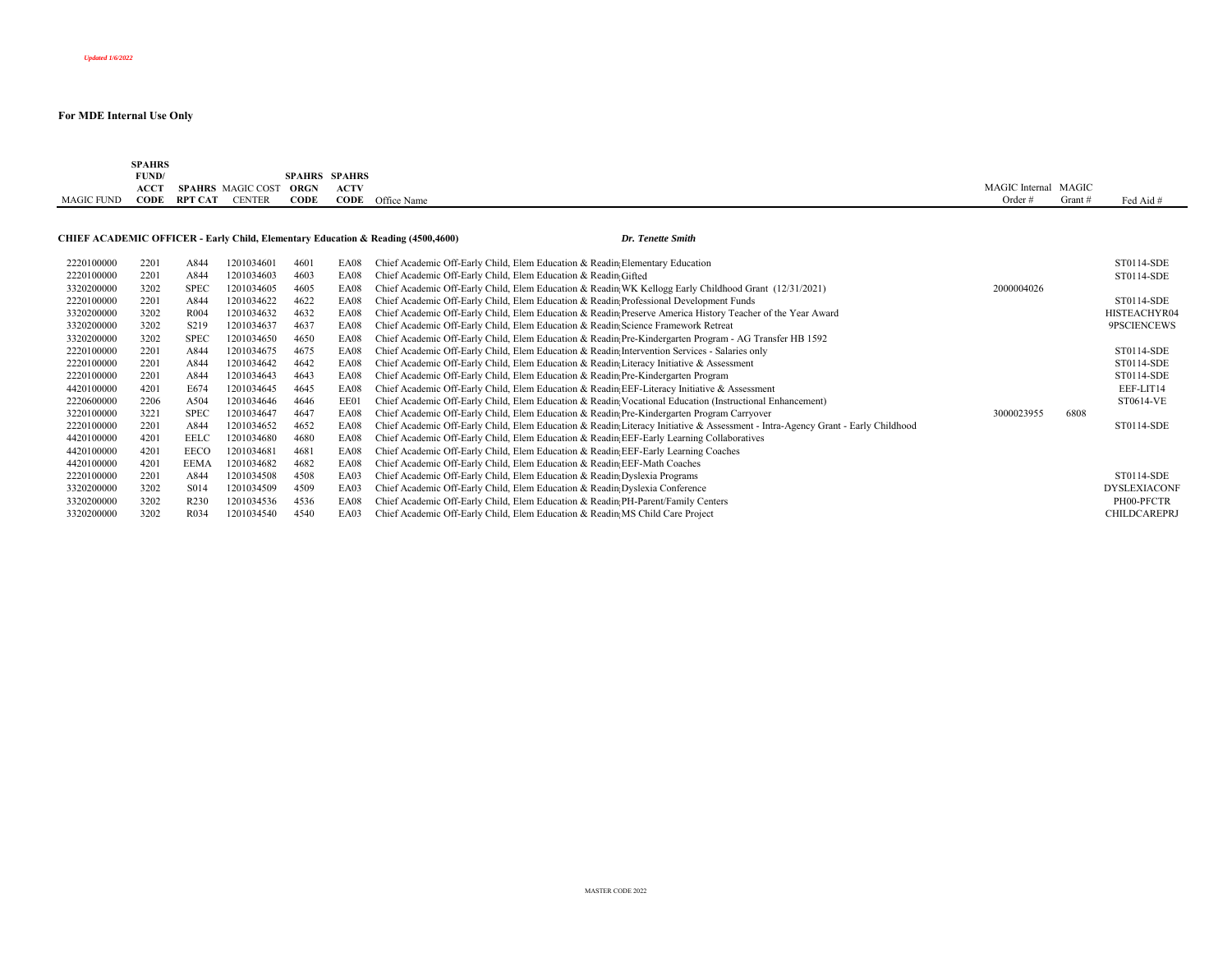*Updated 1/6/2022*

**For MDE Internal Use Only**

| MAGIC FUND | SPAHRS FUND/ ACCT CODE | SPAHRS RPT CAT | MAGIC COST CENTER | SPAHRS ORGN CODE | SPAHRS ACTV CODE | Office Name | MAGIC Internal Order # | MAGIC Grant # | Fed Aid # |
|---|---|---|---|---|---|---|---|---|---|
| **CHIEF ACADEMIC OFFICER - Early Child, Elementary Education & Reading (4500,4600)** | | | | | | ***Dr. Tenette Smith*** | | | |
| 2220100000 | 2201 | A844 | 1201034601 | 4601 | EA08 | Chief Academic Off-Early Child, Elem Education & Readin Elementary Education | | | ST0114-SDE |
| 2220100000 | 2201 | A844 | 1201034603 | 4603 | EA08 | Chief Academic Off-Early Child, Elem Education & Readin Gifted | | | ST0114-SDE |
| 3320200000 | 3202 | SPEC | 1201034605 | 4605 | EA08 | Chief Academic Off-Early Child, Elem Education & Readin WK Kellogg Early Childhood Grant (12/31/2021) | 2000004026 | | |
| 2220100000 | 2201 | A844 | 1201034622 | 4622 | EA08 | Chief Academic Off-Early Child, Elem Education & Readin Professional Development Funds | | | ST0114-SDE |
| 3320200000 | 3202 | R004 | 1201034632 | 4632 | EA08 | Chief Academic Off-Early Child, Elem Education & Readin Preserve America History Teacher of the Year Award | | | HISTEACHYR04 |
| 3320200000 | 3202 | S219 | 1201034637 | 4637 | EA08 | Chief Academic Off-Early Child, Elem Education & Readin Science Framework Retreat | | | 9PSCIENCEWS |
| 3320200000 | 3202 | SPEC | 1201034650 | 4650 | EA08 | Chief Academic Off-Early Child, Elem Education & Readin Pre-Kindergarten Program - AG Transfer HB 1592 | | | |
| 2220100000 | 2201 | A844 | 1201034675 | 4675 | EA08 | Chief Academic Off-Early Child, Elem Education & Readin Intervention Services - Salaries only | | | ST0114-SDE |
| 2220100000 | 2201 | A844 | 1201034642 | 4642 | EA08 | Chief Academic Off-Early Child, Elem Education & Readin Literacy Initiative & Assessment | | | ST0114-SDE |
| 2220100000 | 2201 | A844 | 1201034643 | 4643 | EA08 | Chief Academic Off-Early Child, Elem Education & Readin Pre-Kindergarten Program | | | ST0114-SDE |
| 4420100000 | 4201 | E674 | 1201034645 | 4645 | EA08 | Chief Academic Off-Early Child, Elem Education & Readin EEF-Literacy Initiative & Assessment | | | EEF-LIT14 |
| 2220600000 | 2206 | A504 | 1201034646 | 4646 | EE01 | Chief Academic Off-Early Child, Elem Education & Readin Vocational Education (Instructional Enhancement) | | | ST0614-VE |
| 3220100000 | 3221 | SPEC | 1201034647 | 4647 | EA08 | Chief Academic Off-Early Child, Elem Education & Readin Pre-Kindergarten Program Carryover | 3000023955 | 6808 | |
| 2220100000 | 2201 | A844 | 1201034652 | 4652 | EA08 | Chief Academic Off-Early Child, Elem Education & Readin Literacy Initiative & Assessment - Intra-Agency Grant - Early Childhood | | | ST0114-SDE |
| 4420100000 | 4201 | EELC | 1201034680 | 4680 | EA08 | Chief Academic Off-Early Child, Elem Education & Readin EEF-Early Learning Collaboratives | | | |
| 4420100000 | 4201 | EECO | 1201034681 | 4681 | EA08 | Chief Academic Off-Early Child, Elem Education & Readin EEF-Early Learning Coaches | | | |
| 4420100000 | 4201 | EEMA | 1201034682 | 4682 | EA08 | Chief Academic Off-Early Child, Elem Education & Readin EEF-Math Coaches | | | |
| 2220100000 | 2201 | A844 | 1201034508 | 4508 | EA03 | Chief Academic Off-Early Child, Elem Education & Readin Dyslexia Programs | | | ST0114-SDE |
| 3320200000 | 3202 | S014 | 1201034509 | 4509 | EA03 | Chief Academic Off-Early Child, Elem Education & Readin Dyslexia Conference | | | DYSLEXIACONF |
| 3320200000 | 3202 | R230 | 1201034536 | 4536 | EA08 | Chief Academic Off-Early Child, Elem Education & Readin PH-Parent/Family Centers | | | PH00-PFCTR |
| 3320200000 | 3202 | R034 | 1201034540 | 4540 | EA03 | Chief Academic Off-Early Child, Elem Education & Readin MS Child Care Project | | | CHILDCAREPRJ |

MASTER CODE 2022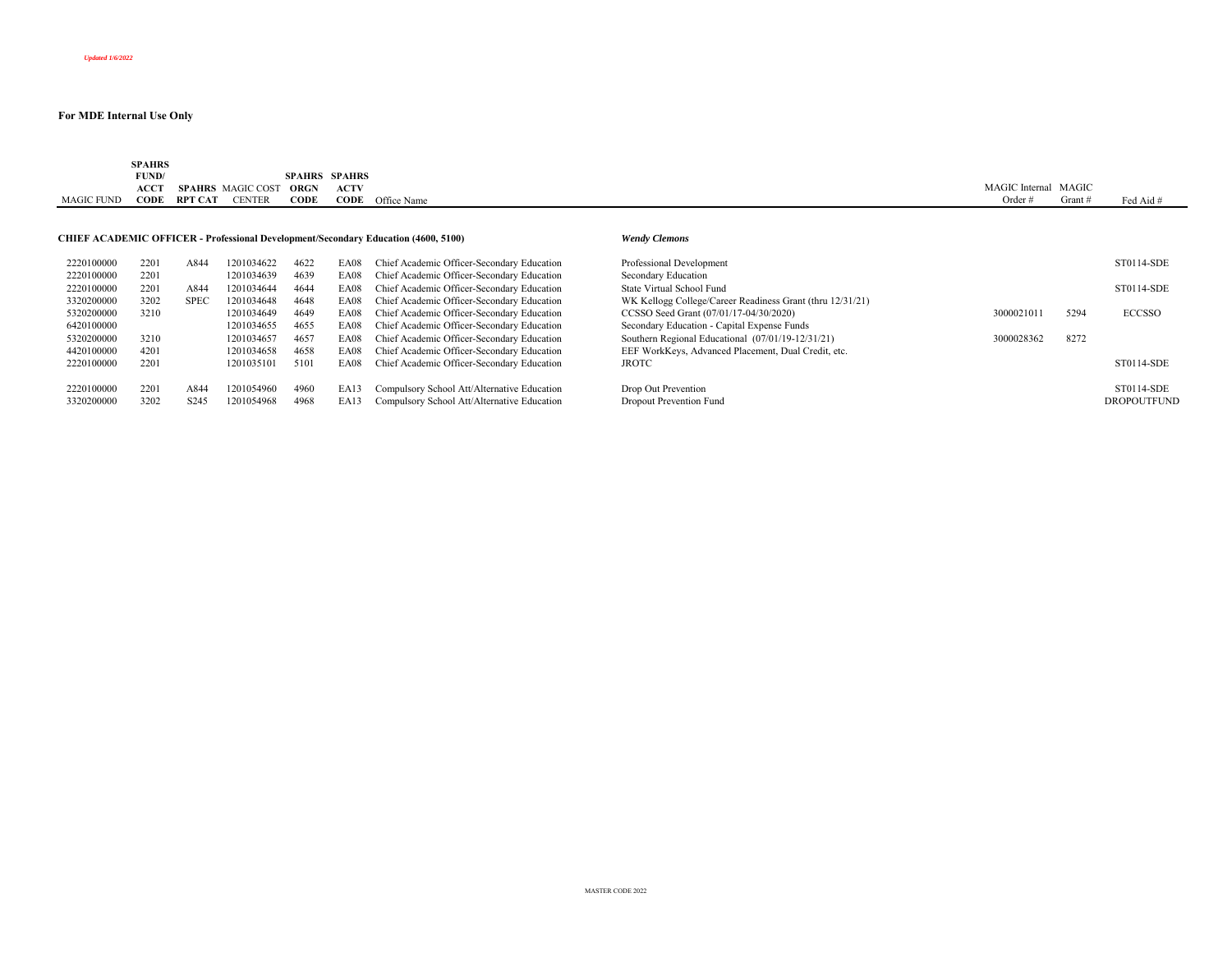*Updated 1/6/2022*

**For MDE Internal Use Only**

| MAGIC FUND | SPAHRS FUND/ ACCT CODE | SPAHRS RPT CAT | MAGIC COST CENTER | SPAHRS ORGN CODE | SPAHRS ACTV CODE | Office Name | | MAGIC Internal Order # | MAGIC Grant # | Fed Aid # |
|---|---|---|---|---|---|---|---|---|---|---|
| **CHIEF ACADEMIC OFFICER - Professional Development/Secondary Education (4600, 5100)** | | | | | | | ***Wendy Clemons*** | | | |
| 2220100000 | 2201 | A844 | 1201034622 | 4622 | EA08 | Chief Academic Officer-Secondary Education | Professional Development | | | ST0114-SDE |
| 2220100000 | 2201 | | 1201034639 | 4639 | EA08 | Chief Academic Officer-Secondary Education | Secondary Education | | | |
| 2220100000 | 2201 | A844 | 1201034644 | 4644 | EA08 | Chief Academic Officer-Secondary Education | State Virtual School Fund | | | ST0114-SDE |
| 3320200000 | 3202 | SPEC | 1201034648 | 4648 | EA08 | Chief Academic Officer-Secondary Education | WK Kellogg College/Career Readiness Grant (thru 12/31/21) | | | |
| 5320200000 | 3210 | | 1201034649 | 4649 | EA08 | Chief Academic Officer-Secondary Education | CCSSO Seed Grant (07/01/17-04/30/2020) | 3000021011 | 5294 | ECCSSO |
| 6420100000 | | | 1201034655 | 4655 | EA08 | Chief Academic Officer-Secondary Education | Secondary Education - Capital Expense Funds | | | |
| 5320200000 | 3210 | | 1201034657 | 4657 | EA08 | Chief Academic Officer-Secondary Education | Southern Regional Educational (07/01/19-12/31/21) | 3000028362 | 8272 | |
| 4420100000 | 4201 | | 1201034658 | 4658 | EA08 | Chief Academic Officer-Secondary Education | EEF WorkKeys, Advanced Placement, Dual Credit, etc. | | | |
| 2220100000 | 2201 | | 1201035101 | 5101 | EA08 | Chief Academic Officer-Secondary Education | JROTC | | | ST0114-SDE |
| 2220100000 | 2201 | A844 | 1201054960 | 4960 | EA13 | Compulsory School Att/Alternative Education | Drop Out Prevention | | | ST0114-SDE |
| 3320200000 | 3202 | S245 | 1201054968 | 4968 | EA13 | Compulsory School Att/Alternative Education | Dropout Prevention Fund | | | DROPOUTFUND |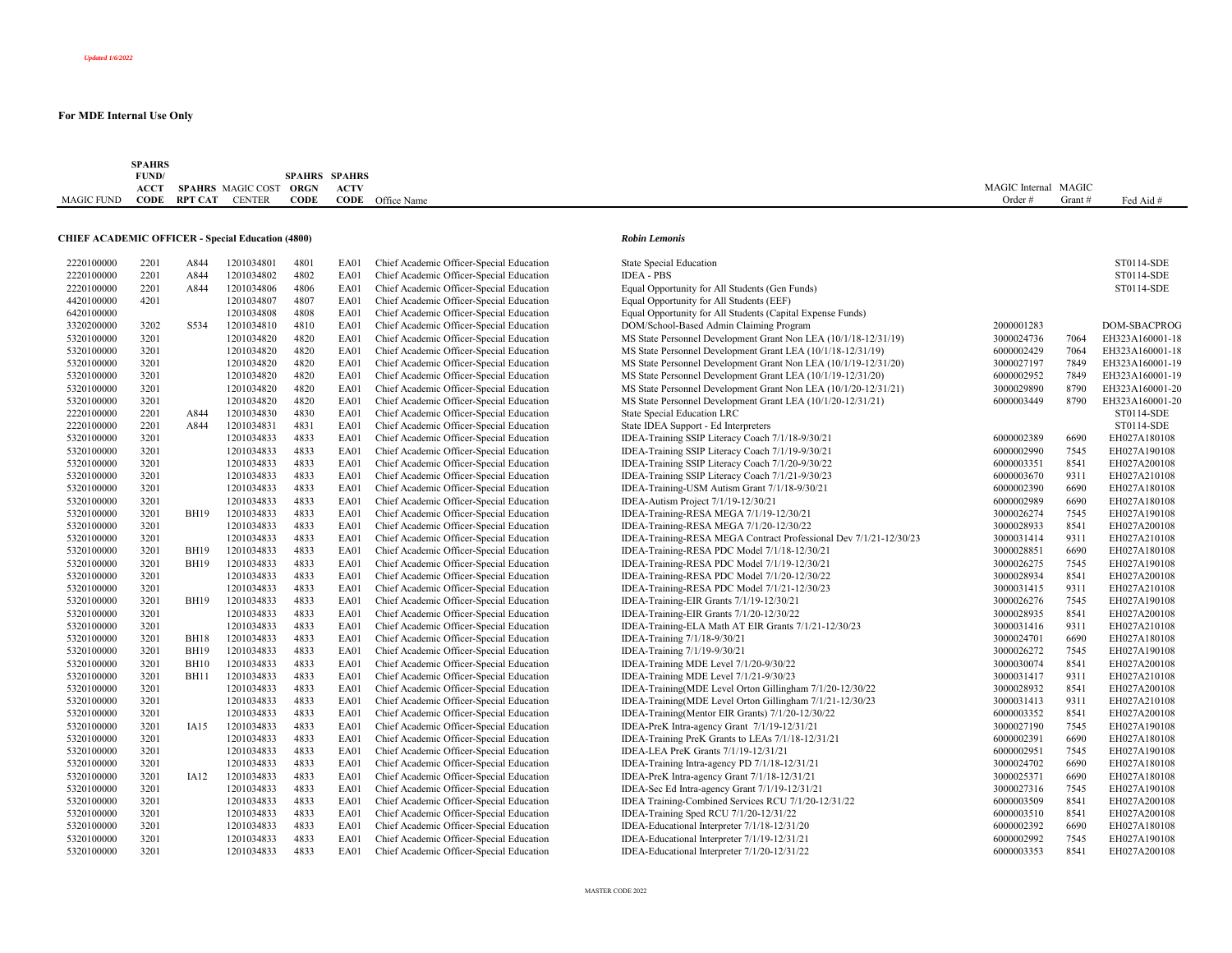*Updated 1/6/2022*

**For MDE Internal Use Only**

| MAGIC FUND | SPAHRS FUND/ ACCT CODE | SPAHRS RPT CAT | MAGIC COST CENTER | SPAHRS ORGN CODE | SPAHRS ACTV CODE | Office Name | | MAGIC Internal Order # | MAGIC Grant # | Fed Aid # |
|---|---|---|---|---|---|---|---|---|---|---|
| **CHIEF ACADEMIC OFFICER - Special Education (4800)** | | | | | | | ***Robin Lemonis*** | | | |
| 2220100000 | 2201 | A844 | 1201034801 | 4801 | EA01 | Chief Academic Officer-Special Education | State Special Education | | | ST0114-SDE |
| 2220100000 | 2201 | A844 | 1201034802 | 4802 | EA01 | Chief Academic Officer-Special Education | IDEA - PBS | | | ST0114-SDE |
| 2220100000 | 2201 | A844 | 1201034806 | 4806 | EA01 | Chief Academic Officer-Special Education | Equal Opportunity for All Students (Gen Funds) | | | ST0114-SDE |
| 4420100000 | 4201 | | 1201034807 | 4807 | EA01 | Chief Academic Officer-Special Education | Equal Opportunity for All Students (EEF) | | | |
| 6420100000 | | | 1201034808 | 4808 | EA01 | Chief Academic Officer-Special Education | Equal Opportunity for All Students (Capital Expense Funds) | | | |
| 3320200000 | 3202 | S534 | 1201034810 | 4810 | EA01 | Chief Academic Officer-Special Education | DOM/School-Based Admin Claiming Program | 2000001283 | | DOM-SBACPROG |
| 5320100000 | 3201 | | 1201034820 | 4820 | EA01 | Chief Academic Officer-Special Education | MS State Personnel Development Grant Non LEA (10/1/18-12/31/19) | 3000024736 | 7064 | EH323A160001-18 |
| 5320100000 | 3201 | | 1201034820 | 4820 | EA01 | Chief Academic Officer-Special Education | MS State Personnel Development Grant LEA (10/1/18-12/31/19) | 6000002429 | 7064 | EH323A160001-18 |
| 5320100000 | 3201 | | 1201034820 | 4820 | EA01 | Chief Academic Officer-Special Education | MS State Personnel Development Grant Non LEA (10/1/19-12/31/20) | 3000027197 | 7849 | EH323A160001-19 |
| 5320100000 | 3201 | | 1201034820 | 4820 | EA01 | Chief Academic Officer-Special Education | MS State Personnel Development Grant LEA (10/1/19-12/31/20) | 6000002952 | 7849 | EH323A160001-19 |
| 5320100000 | 3201 | | 1201034820 | 4820 | EA01 | Chief Academic Officer-Special Education | MS State Personnel Development Grant Non LEA (10/1/20-12/31/21) | 3000029890 | 8790 | EH323A160001-20 |
| 5320100000 | 3201 | | 1201034820 | 4820 | EA01 | Chief Academic Officer-Special Education | MS State Personnel Development Grant LEA (10/1/20-12/31/21) | 6000003449 | 8790 | EH323A160001-20 |
| 2220100000 | 2201 | A844 | 1201034830 | 4830 | EA01 | Chief Academic Officer-Special Education | State Special Education LRC | | | ST0114-SDE |
| 2220100000 | 2201 | A844 | 1201034831 | 4831 | EA01 | Chief Academic Officer-Special Education | State IDEA Support - Ed Interpreters | | | ST0114-SDE |
| 5320100000 | 3201 | | 1201034833 | 4833 | EA01 | Chief Academic Officer-Special Education | IDEA-Training SSIP Literacy Coach 7/1/18-9/30/21 | 6000002389 | 6690 | EH027A180108 |
| 5320100000 | 3201 | | 1201034833 | 4833 | EA01 | Chief Academic Officer-Special Education | IDEA-Training SSIP Literacy Coach 7/1/19-9/30/21 | 6000002990 | 7545 | EH027A190108 |
| 5320100000 | 3201 | | 1201034833 | 4833 | EA01 | Chief Academic Officer-Special Education | IDEA-Training SSIP Literacy Coach 7/1/20-9/30/22 | 6000003351 | 8541 | EH027A200108 |
| 5320100000 | 3201 | | 1201034833 | 4833 | EA01 | Chief Academic Officer-Special Education | IDEA-Training SSIP Literacy Coach 7/1/21-9/30/23 | 6000003670 | 9311 | EH027A210108 |
| 5320100000 | 3201 | | 1201034833 | 4833 | EA01 | Chief Academic Officer-Special Education | IDEA-Training-USM Autism Grant 7/1/18-9/30/21 | 6000002390 | 6690 | EH027A180108 |
| 5320100000 | 3201 | | 1201034833 | 4833 | EA01 | Chief Academic Officer-Special Education | IDEA-Autism Project 7/1/19-12/30/21 | 6000002989 | 6690 | EH027A180108 |
| 5320100000 | 3201 | BH19 | 1201034833 | 4833 | EA01 | Chief Academic Officer-Special Education | IDEA-Training-RESA MEGA 7/1/19-12/30/21 | 3000026274 | 7545 | EH027A190108 |
| 5320100000 | 3201 | | 1201034833 | 4833 | EA01 | Chief Academic Officer-Special Education | IDEA-Training-RESA MEGA 7/1/20-12/30/22 | 3000028933 | 8541 | EH027A200108 |
| 5320100000 | 3201 | | 1201034833 | 4833 | EA01 | Chief Academic Officer-Special Education | IDEA-Training-RESA MEGA Contract Professional Dev 7/1/21-12/30/23 | 3000031414 | 9311 | EH027A210108 |
| 5320100000 | 3201 | BH19 | 1201034833 | 4833 | EA01 | Chief Academic Officer-Special Education | IDEA-Training-RESA PDC Model 7/1/18-12/30/21 | 3000028851 | 6690 | EH027A180108 |
| 5320100000 | 3201 | BH19 | 1201034833 | 4833 | EA01 | Chief Academic Officer-Special Education | IDEA-Training-RESA PDC Model 7/1/19-12/30/21 | 3000026275 | 7545 | EH027A190108 |
| 5320100000 | 3201 | | 1201034833 | 4833 | EA01 | Chief Academic Officer-Special Education | IDEA-Training-RESA PDC Model 7/1/20-12/30/22 | 3000028934 | 8541 | EH027A200108 |
| 5320100000 | 3201 | | 1201034833 | 4833 | EA01 | Chief Academic Officer-Special Education | IDEA-Training-RESA PDC Model 7/1/21-12/30/23 | 3000031415 | 9311 | EH027A210108 |
| 5320100000 | 3201 | BH19 | 1201034833 | 4833 | EA01 | Chief Academic Officer-Special Education | IDEA-Training-EIR Grants 7/1/19-12/30/21 | 3000026276 | 7545 | EH027A190108 |
| 5320100000 | 3201 | | 1201034833 | 4833 | EA01 | Chief Academic Officer-Special Education | IDEA-Training-EIR Grants 7/1/20-12/30/22 | 3000028935 | 8541 | EH027A200108 |
| 5320100000 | 3201 | | 1201034833 | 4833 | EA01 | Chief Academic Officer-Special Education | IDEA-Training-ELA Math AT EIR Grants 7/1/21-12/30/23 | 3000031416 | 9311 | EH027A210108 |
| 5320100000 | 3201 | BH18 | 1201034833 | 4833 | EA01 | Chief Academic Officer-Special Education | IDEA-Training 7/1/18-9/30/21 | 3000024701 | 6690 | EH027A180108 |
| 5320100000 | 3201 | BH19 | 1201034833 | 4833 | EA01 | Chief Academic Officer-Special Education | IDEA-Training 7/1/19-9/30/21 | 3000026272 | 7545 | EH027A190108 |
| 5320100000 | 3201 | BH10 | 1201034833 | 4833 | EA01 | Chief Academic Officer-Special Education | IDEA-Training MDE Level 7/1/20-9/30/22 | 3000030074 | 8541 | EH027A200108 |
| 5320100000 | 3201 | BH11 | 1201034833 | 4833 | EA01 | Chief Academic Officer-Special Education | IDEA-Training MDE Level 7/1/21-9/30/23 | 3000031417 | 9311 | EH027A210108 |
| 5320100000 | 3201 | | 1201034833 | 4833 | EA01 | Chief Academic Officer-Special Education | IDEA-Training(MDE Level Orton Gillingham 7/1/20-12/30/22 | 3000028932 | 8541 | EH027A200108 |
| 5320100000 | 3201 | | 1201034833 | 4833 | EA01 | Chief Academic Officer-Special Education | IDEA-Training(MDE Level Orton Gillingham 7/1/21-12/30/23 | 3000031413 | 9311 | EH027A210108 |
| 5320100000 | 3201 | | 1201034833 | 4833 | EA01 | Chief Academic Officer-Special Education | IDEA-Training(Mentor EIR Grants) 7/1/20-12/30/22 | 6000003352 | 8541 | EH027A200108 |
| 5320100000 | 3201 | IA15 | 1201034833 | 4833 | EA01 | Chief Academic Officer-Special Education | IDEA-PreK Intra-agency Grant 7/1/19-12/31/21 | 3000027190 | 7545 | EH027A190108 |
| 5320100000 | 3201 | | 1201034833 | 4833 | EA01 | Chief Academic Officer-Special Education | IDEA-Training PreK Grants to LEAs 7/1/18-12/31/21 | 6000002391 | 6690 | EH027A180108 |
| 5320100000 | 3201 | | 1201034833 | 4833 | EA01 | Chief Academic Officer-Special Education | IDEA-LEA PreK Grants 7/1/19-12/31/21 | 6000002951 | 7545 | EH027A190108 |
| 5320100000 | 3201 | | 1201034833 | 4833 | EA01 | Chief Academic Officer-Special Education | IDEA-Training Intra-agency PD 7/1/18-12/31/21 | 3000024702 | 6690 | EH027A180108 |
| 5320100000 | 3201 | IA12 | 1201034833 | 4833 | EA01 | Chief Academic Officer-Special Education | IDEA-PreK Intra-agency Grant 7/1/18-12/31/21 | 3000025371 | 6690 | EH027A180108 |
| 5320100000 | 3201 | | 1201034833 | 4833 | EA01 | Chief Academic Officer-Special Education | IDEA-Sec Ed Intra-agency Grant 7/1/19-12/31/21 | 3000027316 | 7545 | EH027A190108 |
| 5320100000 | 3201 | | 1201034833 | 4833 | EA01 | Chief Academic Officer-Special Education | IDEA Training-Combined Services RCU 7/1/20-12/31/22 | 6000003509 | 8541 | EH027A200108 |
| 5320100000 | 3201 | | 1201034833 | 4833 | EA01 | Chief Academic Officer-Special Education | IDEA-Training Sped RCU 7/1/20-12/31/22 | 6000003510 | 8541 | EH027A200108 |
| 5320100000 | 3201 | | 1201034833 | 4833 | EA01 | Chief Academic Officer-Special Education | IDEA-Educational Interpreter 7/1/18-12/31/20 | 6000002392 | 6690 | EH027A180108 |
| 5320100000 | 3201 | | 1201034833 | 4833 | EA01 | Chief Academic Officer-Special Education | IDEA-Educational Interpreter 7/1/19-12/31/21 | 6000002992 | 7545 | EH027A190108 |
| 5320100000 | 3201 | | 1201034833 | 4833 | EA01 | Chief Academic Officer-Special Education | IDEA-Educational Interpreter 7/1/20-12/31/22 | 6000003353 | 8541 | EH027A200108 |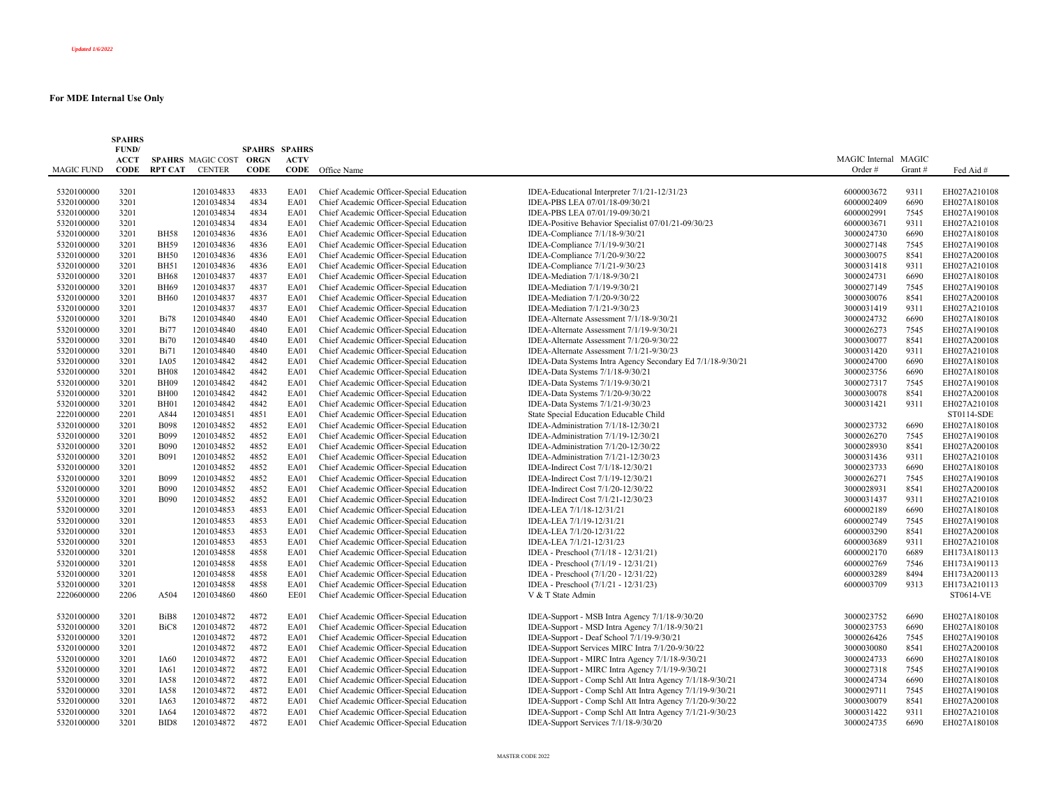*Updated 1/6/2022*

**For MDE Internal Use Only**

| MAGIC FUND | SPAHRS FUND/ ACCT CODE | SPAHRS RPT CAT | MAGIC COST CENTER | SPAHRS ORGN CODE | SPAHRS ACTV CODE | Office Name | | MAGIC Internal Order # | MAGIC Grant # | Fed Aid # |
|---|---|---|---|---|---|---|---|---|---|---|
| 5320100000 | 3201 | | 1201034833 | 4833 | EA01 | Chief Academic Officer-Special Education | IDEA-Educational Interpreter 7/1/21-12/31/23 | 6000003672 | 9311 | EH027A210108 |
| 5320100000 | 3201 | | 1201034834 | 4834 | EA01 | Chief Academic Officer-Special Education | IDEA-PBS LEA 07/01/18-09/30/21 | 6000002409 | 6690 | EH027A180108 |
| 5320100000 | 3201 | | 1201034834 | 4834 | EA01 | Chief Academic Officer-Special Education | IDEA-PBS LEA 07/01/19-09/30/21 | 6000002991 | 7545 | EH027A190108 |
| 5320100000 | 3201 | | 1201034834 | 4834 | EA01 | Chief Academic Officer-Special Education | IDEA-Positive Behavior Specialist 07/01/21-09/30/23 | 6000003671 | 9311 | EH027A210108 |
| 5320100000 | 3201 | BH58 | 1201034836 | 4836 | EA01 | Chief Academic Officer-Special Education | IDEA-Compliance 7/1/18-9/30/21 | 3000024730 | 6690 | EH027A180108 |
| 5320100000 | 3201 | BH59 | 1201034836 | 4836 | EA01 | Chief Academic Officer-Special Education | IDEA-Compliance 7/1/19-9/30/21 | 3000027148 | 7545 | EH027A190108 |
| 5320100000 | 3201 | BH50 | 1201034836 | 4836 | EA01 | Chief Academic Officer-Special Education | IDEA-Compliance 7/1/20-9/30/22 | 3000030075 | 8541 | EH027A200108 |
| 5320100000 | 3201 | BH51 | 1201034836 | 4836 | EA01 | Chief Academic Officer-Special Education | IDEA-Compliance 7/1/21-9/30/23 | 3000031418 | 9311 | EH027A210108 |
| 5320100000 | 3201 | BH68 | 1201034837 | 4837 | EA01 | Chief Academic Officer-Special Education | IDEA-Mediation 7/1/18-9/30/21 | 3000024731 | 6690 | EH027A180108 |
| 5320100000 | 3201 | BH69 | 1201034837 | 4837 | EA01 | Chief Academic Officer-Special Education | IDEA-Mediation 7/1/19-9/30/21 | 3000027149 | 7545 | EH027A190108 |
| 5320100000 | 3201 | BH60 | 1201034837 | 4837 | EA01 | Chief Academic Officer-Special Education | IDEA-Mediation 7/1/20-9/30/22 | 3000030076 | 8541 | EH027A200108 |
| 5320100000 | 3201 | | 1201034837 | 4837 | EA01 | Chief Academic Officer-Special Education | IDEA-Mediation 7/1/21-9/30/23 | 3000031419 | 9311 | EH027A210108 |
| 5320100000 | 3201 | Bi78 | 1201034840 | 4840 | EA01 | Chief Academic Officer-Special Education | IDEA-Alternate Assessment 7/1/18-9/30/21 | 3000024732 | 6690 | EH027A180108 |
| 5320100000 | 3201 | Bi77 | 1201034840 | 4840 | EA01 | Chief Academic Officer-Special Education | IDEA-Alternate Assessment 7/1/19-9/30/21 | 3000026273 | 7545 | EH027A190108 |
| 5320100000 | 3201 | Bi70 | 1201034840 | 4840 | EA01 | Chief Academic Officer-Special Education | IDEA-Alternate Assessment 7/1/20-9/30/22 | 3000030077 | 8541 | EH027A200108 |
| 5320100000 | 3201 | Bi71 | 1201034840 | 4840 | EA01 | Chief Academic Officer-Special Education | IDEA-Alternate Assessment 7/1/21-9/30/23 | 3000031420 | 9311 | EH027A210108 |
| 5320100000 | 3201 | IA05 | 1201034842 | 4842 | EA01 | Chief Academic Officer-Special Education | IDEA-Data Systems Intra Agency Secondary Ed 7/1/18-9/30/21 | 3000024700 | 6690 | EH027A180108 |
| 5320100000 | 3201 | BH08 | 1201034842 | 4842 | EA01 | Chief Academic Officer-Special Education | IDEA-Data Systems 7/1/18-9/30/21 | 3000023756 | 6690 | EH027A180108 |
| 5320100000 | 3201 | BH09 | 1201034842 | 4842 | EA01 | Chief Academic Officer-Special Education | IDEA-Data Systems 7/1/19-9/30/21 | 3000027317 | 7545 | EH027A190108 |
| 5320100000 | 3201 | BH00 | 1201034842 | 4842 | EA01 | Chief Academic Officer-Special Education | IDEA-Data Systems 7/1/20-9/30/22 | 3000030078 | 8541 | EH027A200108 |
| 5320100000 | 3201 | BH01 | 1201034842 | 4842 | EA01 | Chief Academic Officer-Special Education | IDEA-Data Systems 7/1/21-9/30/23 | 3000031421 | 9311 | EH027A210108 |
| 2220100000 | 2201 | A844 | 1201034851 | 4851 | EA01 | Chief Academic Officer-Special Education | State Special Education Educable Child | | | ST0114-SDE |
| 5320100000 | 3201 | B098 | 1201034852 | 4852 | EA01 | Chief Academic Officer-Special Education | IDEA-Administration 7/1/18-12/30/21 | 3000023732 | 6690 | EH027A180108 |
| 5320100000 | 3201 | B099 | 1201034852 | 4852 | EA01 | Chief Academic Officer-Special Education | IDEA-Administration 7/1/19-12/30/21 | 3000026270 | 7545 | EH027A190108 |
| 5320100000 | 3201 | B090 | 1201034852 | 4852 | EA01 | Chief Academic Officer-Special Education | IDEA-Administration 7/1/20-12/30/22 | 3000028930 | 8541 | EH027A200108 |
| 5320100000 | 3201 | B091 | 1201034852 | 4852 | EA01 | Chief Academic Officer-Special Education | IDEA-Administration 7/1/21-12/30/23 | 3000031436 | 9311 | EH027A210108 |
| 5320100000 | 3201 | | 1201034852 | 4852 | EA01 | Chief Academic Officer-Special Education | IDEA-Indirect Cost 7/1/18-12/30/21 | 3000023733 | 6690 | EH027A180108 |
| 5320100000 | 3201 | B099 | 1201034852 | 4852 | EA01 | Chief Academic Officer-Special Education | IDEA-Indirect Cost 7/1/19-12/30/21 | 3000026271 | 7545 | EH027A190108 |
| 5320100000 | 3201 | B090 | 1201034852 | 4852 | EA01 | Chief Academic Officer-Special Education | IDEA-Indirect Cost 7/1/20-12/30/22 | 3000028931 | 8541 | EH027A200108 |
| 5320100000 | 3201 | B090 | 1201034852 | 4852 | EA01 | Chief Academic Officer-Special Education | IDEA-Indirect Cost 7/1/21-12/30/23 | 3000031437 | 9311 | EH027A210108 |
| 5320100000 | 3201 | | 1201034853 | 4853 | EA01 | Chief Academic Officer-Special Education | IDEA-LEA 7/1/18-12/31/21 | 6000002189 | 6690 | EH027A180108 |
| 5320100000 | 3201 | | 1201034853 | 4853 | EA01 | Chief Academic Officer-Special Education | IDEA-LEA 7/1/19-12/31/21 | 6000002749 | 7545 | EH027A190108 |
| 5320100000 | 3201 | | 1201034853 | 4853 | EA01 | Chief Academic Officer-Special Education | IDEA-LEA 7/1/20-12/31/22 | 6000003290 | 8541 | EH027A200108 |
| 5320100000 | 3201 | | 1201034853 | 4853 | EA01 | Chief Academic Officer-Special Education | IDEA-LEA 7/1/21-12/31/23 | 6000003689 | 9311 | EH027A210108 |
| 5320100000 | 3201 | | 1201034858 | 4858 | EA01 | Chief Academic Officer-Special Education | IDEA - Preschool (7/1/18 - 12/31/21) | 6000002170 | 6689 | EH173A180113 |
| 5320100000 | 3201 | | 1201034858 | 4858 | EA01 | Chief Academic Officer-Special Education | IDEA - Preschool (7/1/19 - 12/31/21) | 6000002769 | 7546 | EH173A190113 |
| 5320100000 | 3201 | | 1201034858 | 4858 | EA01 | Chief Academic Officer-Special Education | IDEA - Preschool (7/1/20 - 12/31/22) | 6000003289 | 8494 | EH173A200113 |
| 5320100000 | 3201 | | 1201034858 | 4858 | EA01 | Chief Academic Officer-Special Education | IDEA - Preschool (7/1/21 - 12/31/23) | 6000003709 | 9313 | EH173A210113 |
| 2220600000 | 2206 | A504 | 1201034860 | 4860 | EE01 | Chief Academic Officer-Special Education | V & T State Admin | | | ST0614-VE |
| 5320100000 | 3201 | BiB8 | 1201034872 | 4872 | EA01 | Chief Academic Officer-Special Education | IDEA-Support - MSB Intra Agency 7/1/18-9/30/20 | 3000023752 | 6690 | EH027A180108 |
| 5320100000 | 3201 | BiC8 | 1201034872 | 4872 | EA01 | Chief Academic Officer-Special Education | IDEA-Support - MSD Intra Agency 7/1/18-9/30/21 | 3000023753 | 6690 | EH027A180108 |
| 5320100000 | 3201 | | 1201034872 | 4872 | EA01 | Chief Academic Officer-Special Education | IDEA-Support - Deaf School 7/1/19-9/30/21 | 3000026426 | 7545 | EH027A190108 |
| 5320100000 | 3201 | | 1201034872 | 4872 | EA01 | Chief Academic Officer-Special Education | IDEA-Support Services MIRC Intra 7/1/20-9/30/22 | 3000030080 | 8541 | EH027A200108 |
| 5320100000 | 3201 | IA60 | 1201034872 | 4872 | EA01 | Chief Academic Officer-Special Education | IDEA-Support - MIRC Intra Agency 7/1/18-9/30/21 | 3000024733 | 6690 | EH027A180108 |
| 5320100000 | 3201 | IA61 | 1201034872 | 4872 | EA01 | Chief Academic Officer-Special Education | IDEA-Support - MIRC Intra Agency 7/1/19-9/30/21 | 3000027318 | 7545 | EH027A190108 |
| 5320100000 | 3201 | IA58 | 1201034872 | 4872 | EA01 | Chief Academic Officer-Special Education | IDEA-Support - Comp Schl Att Intra Agency 7/1/18-9/30/21 | 3000024734 | 6690 | EH027A180108 |
| 5320100000 | 3201 | IA58 | 1201034872 | 4872 | EA01 | Chief Academic Officer-Special Education | IDEA-Support - Comp Schl Att Intra Agency 7/1/19-9/30/21 | 3000029711 | 7545 | EH027A190108 |
| 5320100000 | 3201 | IA63 | 1201034872 | 4872 | EA01 | Chief Academic Officer-Special Education | IDEA-Support - Comp Schl Att Intra Agency 7/1/20-9/30/22 | 3000030079 | 8541 | EH027A200108 |
| 5320100000 | 3201 | IA64 | 1201034872 | 4872 | EA01 | Chief Academic Officer-Special Education | IDEA-Support - Comp Schl Att Intra Agency 7/1/21-9/30/23 | 3000031422 | 9311 | EH027A210108 |
| 5320100000 | 3201 | BID8 | 1201034872 | 4872 | EA01 | Chief Academic Officer-Special Education | IDEA-Support Services 7/1/18-9/30/20 | 3000024735 | 6690 | EH027A180108 |

MASTER CODE 2022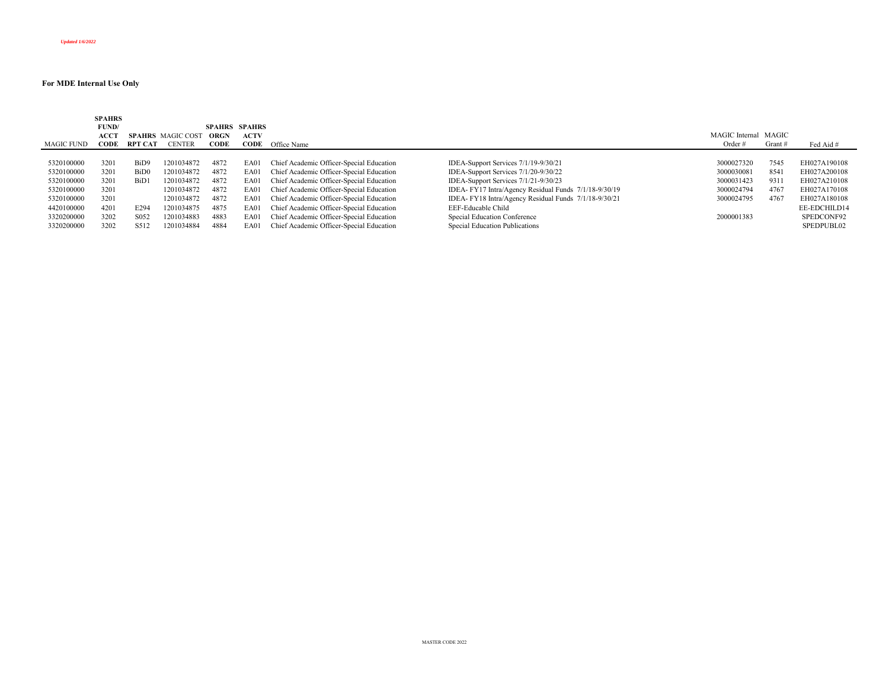*Updated 1/6/2022*

**For MDE Internal Use Only**

| MAGIC FUND | SPAHRS FUND/ ACCT CODE | SPAHRS RPT CAT | MAGIC COST CENTER | SPAHRS ORGN CODE | SPAHRS ACTV CODE | Office Name | | MAGIC Internal Order # | MAGIC Grant # | Fed Aid # |
|---|---|---|---|---|---|---|---|---|---|---|
| 5320100000 | 3201 | BiD9 | 1201034872 | 4872 | EA01 | Chief Academic Officer-Special Education | IDEA-Support Services 7/1/19-9/30/21 | 3000027320 | 7545 | EH027A190108 |
| 5320100000 | 3201 | BiD0 | 1201034872 | 4872 | EA01 | Chief Academic Officer-Special Education | IDEA-Support Services 7/1/20-9/30/22 | 3000030081 | 8541 | EH027A200108 |
| 5320100000 | 3201 | BiD1 | 1201034872 | 4872 | EA01 | Chief Academic Officer-Special Education | IDEA-Support Services 7/1/21-9/30/23 | 3000031423 | 9311 | EH027A210108 |
| 5320100000 | 3201 | | 1201034872 | 4872 | EA01 | Chief Academic Officer-Special Education | IDEA- FY17 Intra/Agency Residual Funds 7/1/18-9/30/19 | 3000024794 | 4767 | EH027A170108 |
| 5320100000 | 3201 | | 1201034872 | 4872 | EA01 | Chief Academic Officer-Special Education | IDEA- FY18 Intra/Agency Residual Funds 7/1/18-9/30/21 | 3000024795 | 4767 | EH027A180108 |
| 4420100000 | 4201 | E294 | 1201034875 | 4875 | EA01 | Chief Academic Officer-Special Education | EEF-Educable Child | | | EE-EDCHILD14 |
| 3320200000 | 3202 | S052 | 1201034883 | 4883 | EA01 | Chief Academic Officer-Special Education | Special Education Conference | 2000001383 | | SPEDCONF92 |
| 3320200000 | 3202 | S512 | 1201034884 | 4884 | EA01 | Chief Academic Officer-Special Education | Special Education Publications | | | SPEDPUBL02 |

MASTER CODE 2022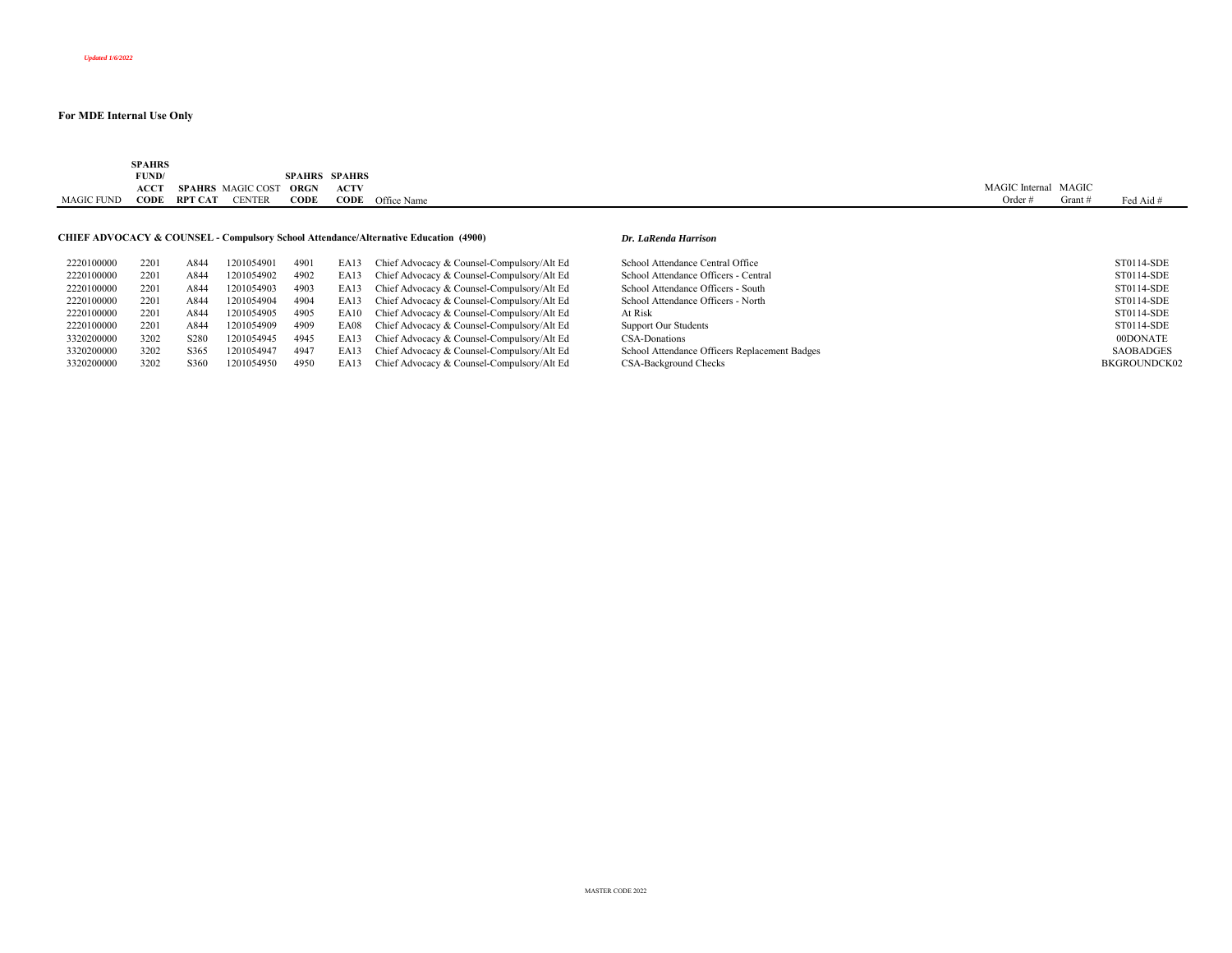*Updated 1/6/2022*

**For MDE Internal Use Only**

| MAGIC FUND | SPAHRS FUND/ ACCT CODE | SPAHRS RPT CAT | MAGIC COST CENTER | SPAHRS ORGN CODE | SPAHRS ACTV CODE | Office Name | | MAGIC Internal Order # | MAGIC Grant # | Fed Aid # |
|---|---|---|---|---|---|---|---|---|---|---|
| **CHIEF ADVOCACY & COUNSEL - Compulsory School Attendance/Alternative Education (4900)** | | | | | | | ***Dr. LaRenda Harrison*** | | | |
| 2220100000 | 2201 | A844 | 1201054901 | 4901 | EA13 | Chief Advocacy & Counsel-Compulsory/Alt Ed | School Attendance Central Office | | | ST0114-SDE |
| 2220100000 | 2201 | A844 | 1201054902 | 4902 | EA13 | Chief Advocacy & Counsel-Compulsory/Alt Ed | School Attendance Officers - Central | | | ST0114-SDE |
| 2220100000 | 2201 | A844 | 1201054903 | 4903 | EA13 | Chief Advocacy & Counsel-Compulsory/Alt Ed | School Attendance Officers - South | | | ST0114-SDE |
| 2220100000 | 2201 | A844 | 1201054904 | 4904 | EA13 | Chief Advocacy & Counsel-Compulsory/Alt Ed | School Attendance Officers - North | | | ST0114-SDE |
| 2220100000 | 2201 | A844 | 1201054905 | 4905 | EA10 | Chief Advocacy & Counsel-Compulsory/Alt Ed | At Risk | | | ST0114-SDE |
| 2220100000 | 2201 | A844 | 1201054909 | 4909 | EA08 | Chief Advocacy & Counsel-Compulsory/Alt Ed | Support Our Students | | | ST0114-SDE |
| 3320200000 | 3202 | S280 | 1201054945 | 4945 | EA13 | Chief Advocacy & Counsel-Compulsory/Alt Ed | CSA-Donations | | | 00DONATE |
| 3320200000 | 3202 | S365 | 1201054947 | 4947 | EA13 | Chief Advocacy & Counsel-Compulsory/Alt Ed | School Attendance Officers Replacement Badges | | | SAOBADGES |
| 3320200000 | 3202 | S360 | 1201054950 | 4950 | EA13 | Chief Advocacy & Counsel-Compulsory/Alt Ed | CSA-Background Checks | | | BKGROUNDCK02 |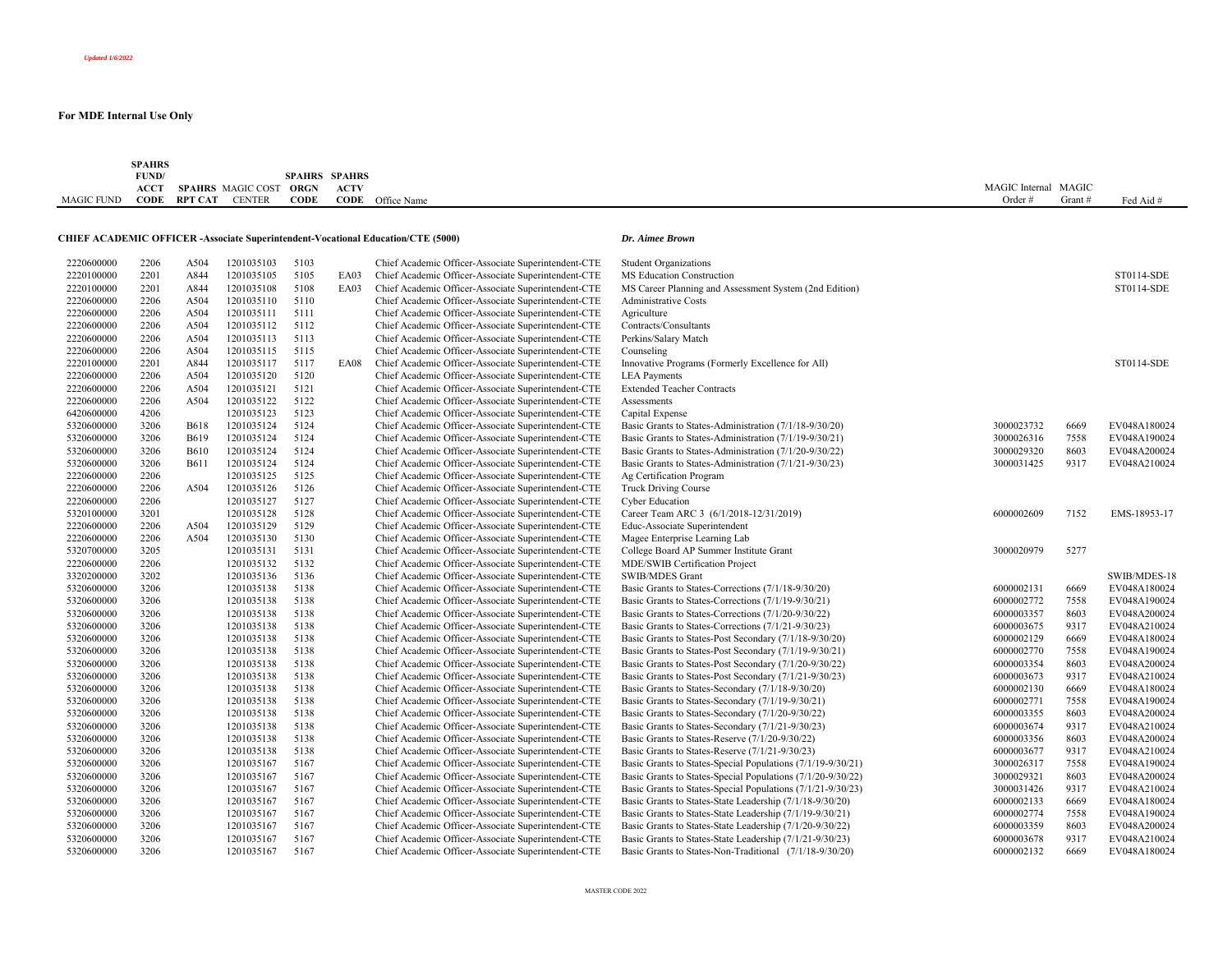*Updated 1/6/2022*

**For MDE Internal Use Only**

| MAGIC FUND | SPAHRS FUND/ ACCT CODE | SPAHRS RPT CAT | MAGIC COST CENTER | SPAHRS ORGN CODE | SPAHRS ACTV CODE | Office Name | | MAGIC Internal Order # | MAGIC Grant # | Fed Aid # |
|---|---|---|---|---|---|---|---|---|---|---|
| **CHIEF ACADEMIC OFFICER -Associate Superintendent-Vocational Education/CTE (5000)** | | | | | | | ***Dr. Aimee Brown*** | | | |
| 2220600000 | 2206 | A504 | 1201035103 | 5103 | | Chief Academic Officer-Associate Superintendent-CTE | Student Organizations | | | |
| 2220100000 | 2201 | A844 | 1201035105 | 5105 | EA03 | Chief Academic Officer-Associate Superintendent-CTE | MS Education Construction | | | ST0114-SDE |
| 2220100000 | 2201 | A844 | 1201035108 | 5108 | EA03 | Chief Academic Officer-Associate Superintendent-CTE | MS Career Planning and Assessment System (2nd Edition) | | | ST0114-SDE |
| 2220600000 | 2206 | A504 | 1201035110 | 5110 | | Chief Academic Officer-Associate Superintendent-CTE | Administrative Costs | | | |
| 2220600000 | 2206 | A504 | 1201035111 | 5111 | | Chief Academic Officer-Associate Superintendent-CTE | Agriculture | | | |
| 2220600000 | 2206 | A504 | 1201035112 | 5112 | | Chief Academic Officer-Associate Superintendent-CTE | Contracts/Consultants | | | |
| 2220600000 | 2206 | A504 | 1201035113 | 5113 | | Chief Academic Officer-Associate Superintendent-CTE | Perkins/Salary Match | | | |
| 2220600000 | 2206 | A504 | 1201035115 | 5115 | | Chief Academic Officer-Associate Superintendent-CTE | Counseling | | | |
| 2220100000 | 2201 | A844 | 1201035117 | 5117 | EA08 | Chief Academic Officer-Associate Superintendent-CTE | Innovative Programs (Formerly Excellence for All) | | | ST0114-SDE |
| 2220600000 | 2206 | A504 | 1201035120 | 5120 | | Chief Academic Officer-Associate Superintendent-CTE | LEA Payments | | | |
| 2220600000 | 2206 | A504 | 1201035121 | 5121 | | Chief Academic Officer-Associate Superintendent-CTE | Extended Teacher Contracts | | | |
| 2220600000 | 2206 | A504 | 1201035122 | 5122 | | Chief Academic Officer-Associate Superintendent-CTE | Assessments | | | |
| 6420600000 | 4206 | | 1201035123 | 5123 | | Chief Academic Officer-Associate Superintendent-CTE | Capital Expense | | | |
| 5320600000 | 3206 | B618 | 1201035124 | 5124 | | Chief Academic Officer-Associate Superintendent-CTE | Basic Grants to States-Administration (7/1/18-9/30/20) | 3000023732 | 6669 | EV048A180024 |
| 5320600000 | 3206 | B619 | 1201035124 | 5124 | | Chief Academic Officer-Associate Superintendent-CTE | Basic Grants to States-Administration (7/1/19-9/30/21) | 3000026316 | 7558 | EV048A190024 |
| 5320600000 | 3206 | B610 | 1201035124 | 5124 | | Chief Academic Officer-Associate Superintendent-CTE | Basic Grants to States-Administration (7/1/20-9/30/22) | 3000029320 | 8603 | EV048A200024 |
| 5320600000 | 3206 | B611 | 1201035124 | 5124 | | Chief Academic Officer-Associate Superintendent-CTE | Basic Grants to States-Administration (7/1/21-9/30/23) | 3000031425 | 9317 | EV048A210024 |
| 2220600000 | 2206 | | 1201035125 | 5125 | | Chief Academic Officer-Associate Superintendent-CTE | Ag Certification Program | | | |
| 2220600000 | 2206 | A504 | 1201035126 | 5126 | | Chief Academic Officer-Associate Superintendent-CTE | Truck Driving Course | | | |
| 2220600000 | 2206 | | 1201035127 | 5127 | | Chief Academic Officer-Associate Superintendent-CTE | Cyber Education | | | |
| 5320100000 | 3201 | | 1201035128 | 5128 | | Chief Academic Officer-Associate Superintendent-CTE | Career Team ARC 3 (6/1/2018-12/31/2019) | 6000002609 | 7152 | EMS-18953-17 |
| 2220600000 | 2206 | A504 | 1201035129 | 5129 | | Chief Academic Officer-Associate Superintendent-CTE | Educ-Associate Superintendent | | | |
| 2220600000 | 2206 | A504 | 1201035130 | 5130 | | Chief Academic Officer-Associate Superintendent-CTE | Magee Enterprise Learning Lab | | | |
| 5320700000 | 3205 | | 1201035131 | 5131 | | Chief Academic Officer-Associate Superintendent-CTE | College Board AP Summer Institute Grant | 3000020979 | 5277 | |
| 2220600000 | 2206 | | 1201035132 | 5132 | | Chief Academic Officer-Associate Superintendent-CTE | MDE/SWIB Certification Project | | | |
| 3320200000 | 3202 | | 1201035136 | 5136 | | Chief Academic Officer-Associate Superintendent-CTE | SWIB/MDES Grant | | | SWIB/MDES-18 |
| 5320600000 | 3206 | | 1201035138 | 5138 | | Chief Academic Officer-Associate Superintendent-CTE | Basic Grants to States-Corrections (7/1/18-9/30/20) | 6000002131 | 6669 | EV048A180024 |
| 5320600000 | 3206 | | 1201035138 | 5138 | | Chief Academic Officer-Associate Superintendent-CTE | Basic Grants to States-Corrections (7/1/19-9/30/21) | 6000002772 | 7558 | EV048A190024 |
| 5320600000 | 3206 | | 1201035138 | 5138 | | Chief Academic Officer-Associate Superintendent-CTE | Basic Grants to States-Corrections (7/1/20-9/30/22) | 6000003357 | 8603 | EV048A200024 |
| 5320600000 | 3206 | | 1201035138 | 5138 | | Chief Academic Officer-Associate Superintendent-CTE | Basic Grants to States-Corrections (7/1/21-9/30/23) | 6000003675 | 9317 | EV048A210024 |
| 5320600000 | 3206 | | 1201035138 | 5138 | | Chief Academic Officer-Associate Superintendent-CTE | Basic Grants to States-Post Secondary (7/1/18-9/30/20) | 6000002129 | 6669 | EV048A180024 |
| 5320600000 | 3206 | | 1201035138 | 5138 | | Chief Academic Officer-Associate Superintendent-CTE | Basic Grants to States-Post Secondary (7/1/19-9/30/21) | 6000002770 | 7558 | EV048A190024 |
| 5320600000 | 3206 | | 1201035138 | 5138 | | Chief Academic Officer-Associate Superintendent-CTE | Basic Grants to States-Post Secondary (7/1/20-9/30/22) | 6000003354 | 8603 | EV048A200024 |
| 5320600000 | 3206 | | 1201035138 | 5138 | | Chief Academic Officer-Associate Superintendent-CTE | Basic Grants to States-Post Secondary (7/1/21-9/30/23) | 6000003673 | 9317 | EV048A210024 |
| 5320600000 | 3206 | | 1201035138 | 5138 | | Chief Academic Officer-Associate Superintendent-CTE | Basic Grants to States-Secondary (7/1/18-9/30/20) | 6000002130 | 6669 | EV048A180024 |
| 5320600000 | 3206 | | 1201035138 | 5138 | | Chief Academic Officer-Associate Superintendent-CTE | Basic Grants to States-Secondary (7/1/19-9/30/21) | 6000002771 | 7558 | EV048A190024 |
| 5320600000 | 3206 | | 1201035138 | 5138 | | Chief Academic Officer-Associate Superintendent-CTE | Basic Grants to States-Secondary (7/1/20-9/30/22) | 6000003355 | 8603 | EV048A200024 |
| 5320600000 | 3206 | | 1201035138 | 5138 | | Chief Academic Officer-Associate Superintendent-CTE | Basic Grants to States-Secondary (7/1/21-9/30/23) | 6000003674 | 9317 | EV048A210024 |
| 5320600000 | 3206 | | 1201035138 | 5138 | | Chief Academic Officer-Associate Superintendent-CTE | Basic Grants to States-Reserve (7/1/20-9/30/22) | 6000003356 | 8603 | EV048A200024 |
| 5320600000 | 3206 | | 1201035138 | 5138 | | Chief Academic Officer-Associate Superintendent-CTE | Basic Grants to States-Reserve (7/1/21-9/30/23) | 6000003677 | 9317 | EV048A210024 |
| 5320600000 | 3206 | | 1201035167 | 5167 | | Chief Academic Officer-Associate Superintendent-CTE | Basic Grants to States-Special Populations (7/1/19-9/30/21) | 3000026317 | 7558 | EV048A190024 |
| 5320600000 | 3206 | | 1201035167 | 5167 | | Chief Academic Officer-Associate Superintendent-CTE | Basic Grants to States-Special Populations (7/1/20-9/30/22) | 3000029321 | 8603 | EV048A200024 |
| 5320600000 | 3206 | | 1201035167 | 5167 | | Chief Academic Officer-Associate Superintendent-CTE | Basic Grants to States-Special Populations (7/1/21-9/30/23) | 3000031426 | 9317 | EV048A210024 |
| 5320600000 | 3206 | | 1201035167 | 5167 | | Chief Academic Officer-Associate Superintendent-CTE | Basic Grants to States-State Leadership (7/1/18-9/30/20) | 6000002133 | 6669 | EV048A180024 |
| 5320600000 | 3206 | | 1201035167 | 5167 | | Chief Academic Officer-Associate Superintendent-CTE | Basic Grants to States-State Leadership (7/1/19-9/30/21) | 6000002774 | 7558 | EV048A190024 |
| 5320600000 | 3206 | | 1201035167 | 5167 | | Chief Academic Officer-Associate Superintendent-CTE | Basic Grants to States-State Leadership (7/1/20-9/30/22) | 6000003359 | 8603 | EV048A200024 |
| 5320600000 | 3206 | | 1201035167 | 5167 | | Chief Academic Officer-Associate Superintendent-CTE | Basic Grants to States-State Leadership (7/1/21-9/30/23) | 6000003678 | 9317 | EV048A210024 |
| 5320600000 | 3206 | | 1201035167 | 5167 | | Chief Academic Officer-Associate Superintendent-CTE | Basic Grants to States-Non-Traditional (7/1/18-9/30/20) | 6000002132 | 6669 | EV048A180024 |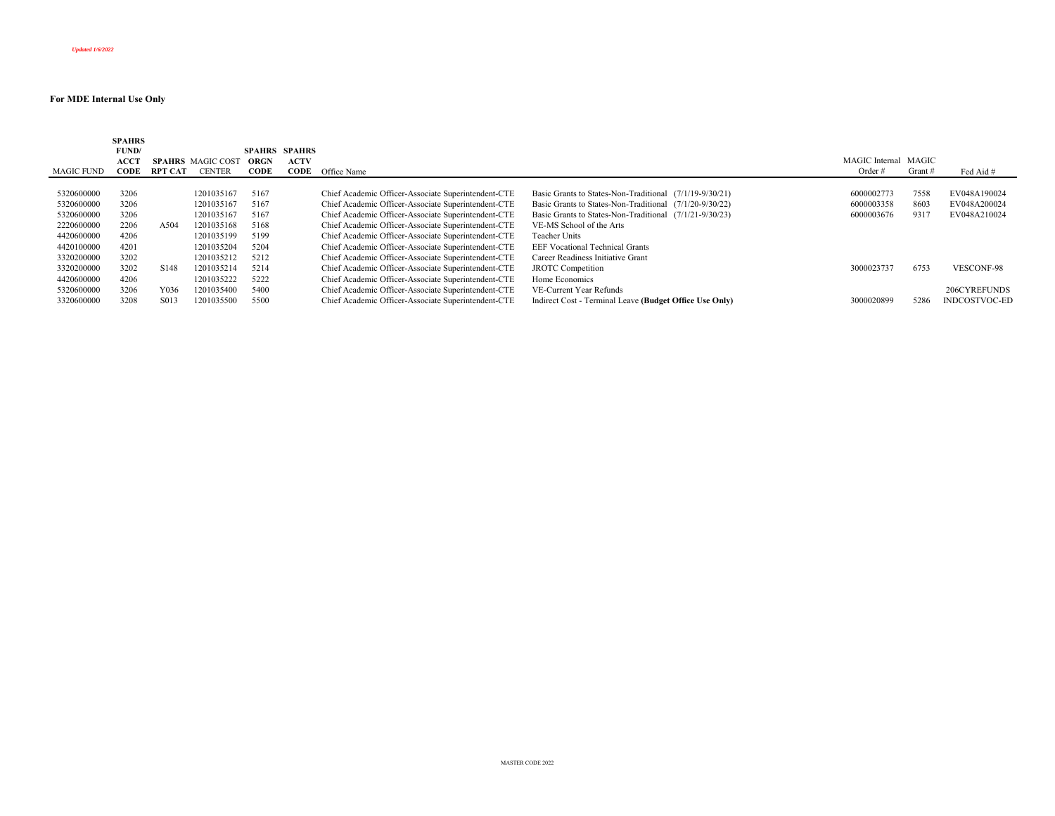*Updated 1/6/2022*

**For MDE Internal Use Only**

| MAGIC FUND | SPAHRS FUND/ ACCT CODE | SPAHRS RPT CAT | MAGIC COST CENTER | SPAHRS ORGN CODE | SPAHRS ACTV CODE | Office Name | | MAGIC Internal Order # | MAGIC Grant # | Fed Aid # |
|---|---|---|---|---|---|---|---|---|---|---|
| 5320600000 | 3206 | | 1201035167 | 5167 | | Chief Academic Officer-Associate Superintendent-CTE | Basic Grants to States-Non-Traditional (7/1/19-9/30/21) | 6000002773 | 7558 | EV048A190024 |
| 5320600000 | 3206 | | 1201035167 | 5167 | | Chief Academic Officer-Associate Superintendent-CTE | Basic Grants to States-Non-Traditional (7/1/20-9/30/22) | 6000003358 | 8603 | EV048A200024 |
| 5320600000 | 3206 | | 1201035167 | 5167 | | Chief Academic Officer-Associate Superintendent-CTE | Basic Grants to States-Non-Traditional (7/1/21-9/30/23) | 6000003676 | 9317 | EV048A210024 |
| 2220600000 | 2206 | A504 | 1201035168 | 5168 | | Chief Academic Officer-Associate Superintendent-CTE | VE-MS School of the Arts | | | |
| 4420600000 | 4206 | | 1201035199 | 5199 | | Chief Academic Officer-Associate Superintendent-CTE | Teacher Units | | | |
| 4420100000 | 4201 | | 1201035204 | 5204 | | Chief Academic Officer-Associate Superintendent-CTE | EEF Vocational Technical Grants | | | |
| 3320200000 | 3202 | | 1201035212 | 5212 | | Chief Academic Officer-Associate Superintendent-CTE | Career Readiness Initiative Grant | | | |
| 3320200000 | 3202 | S148 | 1201035214 | 5214 | | Chief Academic Officer-Associate Superintendent-CTE | JROTC Competition | 3000023737 | 6753 | VESCONF-98 |
| 4420600000 | 4206 | | 1201035222 | 5222 | | Chief Academic Officer-Associate Superintendent-CTE | Home Economics | | | |
| 5320600000 | 3206 | Y036 | 1201035400 | 5400 | | Chief Academic Officer-Associate Superintendent-CTE | VE-Current Year Refunds | | | 206CYREFUNDS |
| 3320600000 | 3208 | S013 | 1201035500 | 5500 | | Chief Academic Officer-Associate Superintendent-CTE | Indirect Cost - Terminal Leave **(Budget Office Use Only)** | 3000020899 | 5286 | INDCOSTVOC-ED |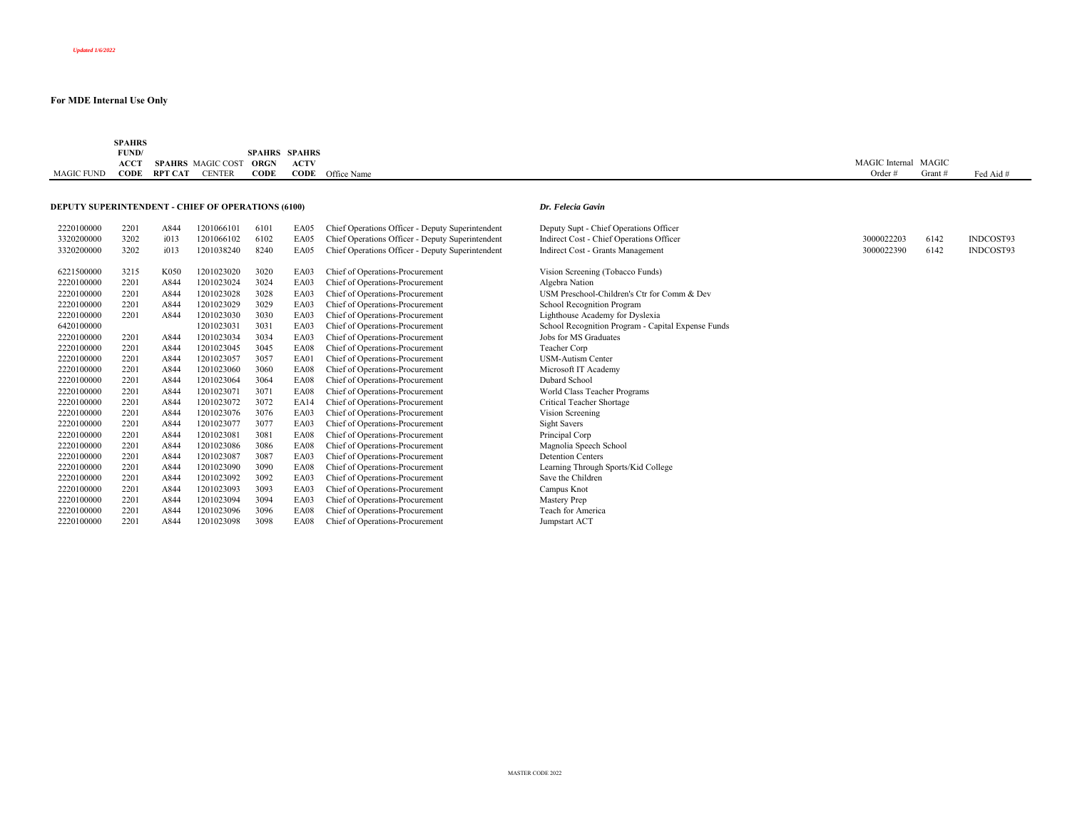*Updated 1/6/2022*

**For MDE Internal Use Only**

| MAGIC FUND | SPAHRS FUND/ ACCT CODE | SPAHRS RPT CAT | MAGIC COST CENTER | SPAHRS ORGN CODE | SPAHRS ACTV CODE | Office Name | | MAGIC Internal Order # | MAGIC Grant # | Fed Aid # |
|---|---|---|---|---|---|---|---|---|---|---|
| **DEPUTY SUPERINTENDENT - CHIEF OF OPERATIONS (6100)** | | | | | | | ***Dr. Felecia Gavin*** | | | |
| 2220100000 | 2201 | A844 | 1201066101 | 6101 | EA05 | Chief Operations Officer - Deputy Superintendent | Deputy Supt - Chief Operations Officer | | | |
| 3320200000 | 3202 | i013 | 1201066102 | 6102 | EA05 | Chief Operations Officer - Deputy Superintendent | Indirect Cost - Chief Operations Officer | 3000022203 | 6142 | INDCOST93 |
| 3320200000 | 3202 | i013 | 1201038240 | 8240 | EA05 | Chief Operations Officer - Deputy Superintendent | Indirect Cost - Grants Management | 3000022390 | 6142 | INDCOST93 |
| 6221500000 | 3215 | K050 | 1201023020 | 3020 | EA03 | Chief of Operations-Procurement | Vision Screening (Tobacco Funds) | | | |
| 2220100000 | 2201 | A844 | 1201023024 | 3024 | EA03 | Chief of Operations-Procurement | Algebra Nation | | | |
| 2220100000 | 2201 | A844 | 1201023028 | 3028 | EA03 | Chief of Operations-Procurement | USM Preschool-Children's Ctr for Comm & Dev | | | |
| 2220100000 | 2201 | A844 | 1201023029 | 3029 | EA03 | Chief of Operations-Procurement | School Recognition Program | | | |
| 2220100000 | 2201 | A844 | 1201023030 | 3030 | EA03 | Chief of Operations-Procurement | Lighthouse Academy for Dyslexia | | | |
| 6420100000 | | | 1201023031 | 3031 | EA03 | Chief of Operations-Procurement | School Recognition Program - Capital Expense Funds | | | |
| 2220100000 | 2201 | A844 | 1201023034 | 3034 | EA03 | Chief of Operations-Procurement | Jobs for MS Graduates | | | |
| 2220100000 | 2201 | A844 | 1201023045 | 3045 | EA08 | Chief of Operations-Procurement | Teacher Corp | | | |
| 2220100000 | 2201 | A844 | 1201023057 | 3057 | EA01 | Chief of Operations-Procurement | USM-Autism Center | | | |
| 2220100000 | 2201 | A844 | 1201023060 | 3060 | EA08 | Chief of Operations-Procurement | Microsoft IT Academy | | | |
| 2220100000 | 2201 | A844 | 1201023064 | 3064 | EA08 | Chief of Operations-Procurement | Dubard School | | | |
| 2220100000 | 2201 | A844 | 1201023071 | 3071 | EA08 | Chief of Operations-Procurement | World Class Teacher Programs | | | |
| 2220100000 | 2201 | A844 | 1201023072 | 3072 | EA14 | Chief of Operations-Procurement | Critical Teacher Shortage | | | |
| 2220100000 | 2201 | A844 | 1201023076 | 3076 | EA03 | Chief of Operations-Procurement | Vision Screening | | | |
| 2220100000 | 2201 | A844 | 1201023077 | 3077 | EA03 | Chief of Operations-Procurement | Sight Savers | | | |
| 2220100000 | 2201 | A844 | 1201023081 | 3081 | EA08 | Chief of Operations-Procurement | Principal Corp | | | |
| 2220100000 | 2201 | A844 | 1201023086 | 3086 | EA08 | Chief of Operations-Procurement | Magnolia Speech School | | | |
| 2220100000 | 2201 | A844 | 1201023087 | 3087 | EA03 | Chief of Operations-Procurement | Detention Centers | | | |
| 2220100000 | 2201 | A844 | 1201023090 | 3090 | EA08 | Chief of Operations-Procurement | Learning Through Sports/Kid College | | | |
| 2220100000 | 2201 | A844 | 1201023092 | 3092 | EA03 | Chief of Operations-Procurement | Save the Children | | | |
| 2220100000 | 2201 | A844 | 1201023093 | 3093 | EA03 | Chief of Operations-Procurement | Campus Knot | | | |
| 2220100000 | 2201 | A844 | 1201023094 | 3094 | EA03 | Chief of Operations-Procurement | Mastery Prep | | | |
| 2220100000 | 2201 | A844 | 1201023096 | 3096 | EA08 | Chief of Operations-Procurement | Teach for America | | | |
| 2220100000 | 2201 | A844 | 1201023098 | 3098 | EA08 | Chief of Operations-Procurement | Jumpstart ACT | | | |

MASTER CODE 2022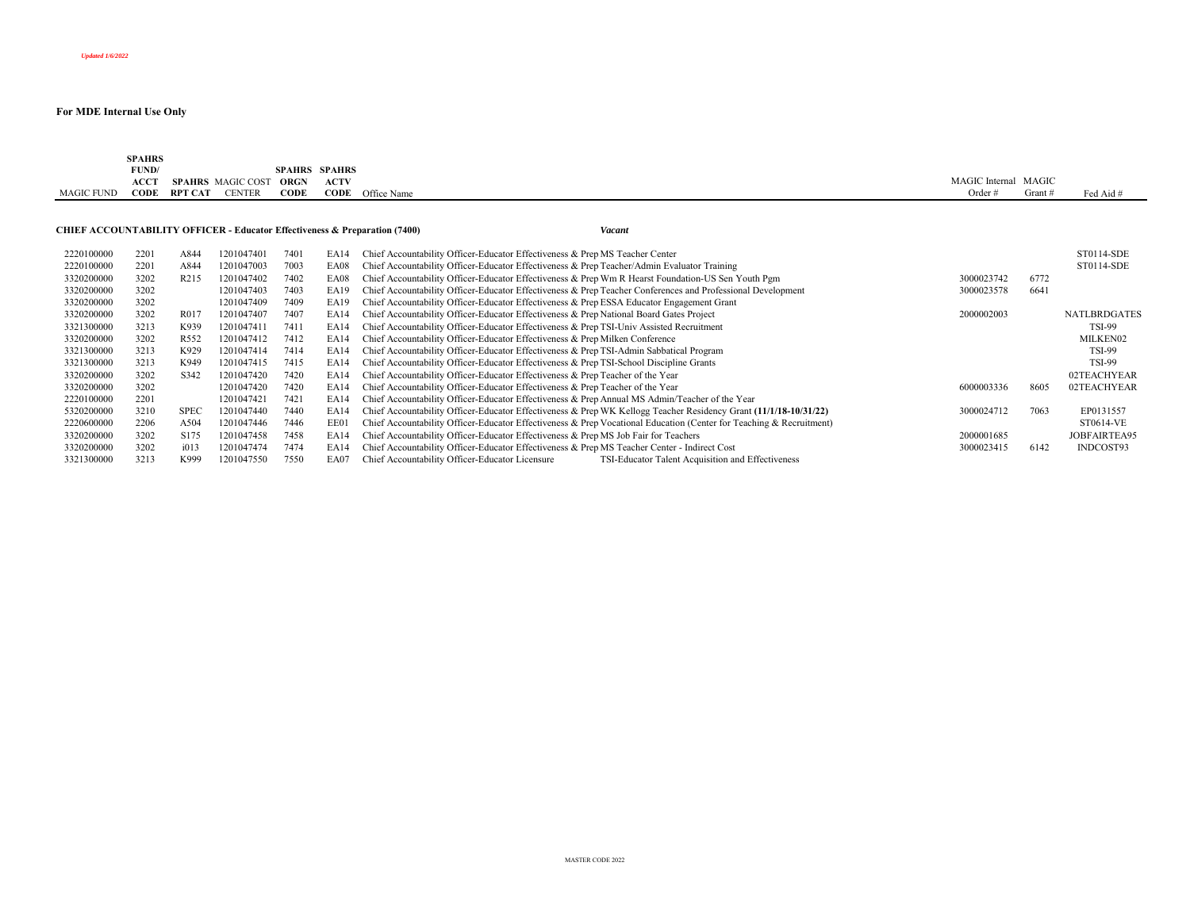*Updated 1/6/2022*

**For MDE Internal Use Only**

| MAGIC FUND | SPAHRS FUND/ ACCT CODE | SPAHRS RPT CAT | MAGIC COST CENTER | SPAHRS ORGN CODE | SPAHRS ACTV CODE | Office Name | MAGIC Internal Order # | MAGIC Grant # | Fed Aid # |
|---|---|---|---|---|---|---|---|---|---|
| **CHIEF ACCOUNTABILITY OFFICER - Educator Effectiveness & Preparation (7400)** | | | | | | *Vacant* | | | |
| 2220100000 | 2201 | A844 | 1201047401 | 7401 | EA14 | Chief Accountability Officer-Educator Effectiveness & Prep MS Teacher Center | | | ST0114-SDE |
| 2220100000 | 2201 | A844 | 1201047003 | 7003 | EA08 | Chief Accountability Officer-Educator Effectiveness & Prep Teacher/Admin Evaluator Training | | | ST0114-SDE |
| 3320200000 | 3202 | R215 | 1201047402 | 7402 | EA08 | Chief Accountability Officer-Educator Effectiveness & Prep Wm R Hearst Foundation-US Sen Youth Pgm | 3000023742 | 6772 | |
| 3320200000 | 3202 | | 1201047403 | 7403 | EA19 | Chief Accountability Officer-Educator Effectiveness & Prep Teacher Conferences and Professional Development | 3000023578 | 6641 | |
| 3320200000 | 3202 | | 1201047409 | 7409 | EA19 | Chief Accountability Officer-Educator Effectiveness & Prep ESSA Educator Engagement Grant | | | |
| 3320200000 | 3202 | R017 | 1201047407 | 7407 | EA14 | Chief Accountability Officer-Educator Effectiveness & Prep National Board Gates Project | 2000002003 | | NATLBRDGATES |
| 3321300000 | 3213 | K939 | 1201047411 | 7411 | EA14 | Chief Accountability Officer-Educator Effectiveness & Prep TSI-Univ Assisted Recruitment | | | TSI-99 |
| 3320200000 | 3202 | R552 | 1201047412 | 7412 | EA14 | Chief Accountability Officer-Educator Effectiveness & Prep Milken Conference | | | MILKEN02 |
| 3321300000 | 3213 | K929 | 1201047414 | 7414 | EA14 | Chief Accountability Officer-Educator Effectiveness & Prep TSI-Admin Sabbatical Program | | | TSI-99 |
| 3321300000 | 3213 | K949 | 1201047415 | 7415 | EA14 | Chief Accountability Officer-Educator Effectiveness & Prep TSI-School Discipline Grants | | | TSI-99 |
| 3320200000 | 3202 | S342 | 1201047420 | 7420 | EA14 | Chief Accountability Officer-Educator Effectiveness & Prep Teacher of the Year | | | 02TEACHYEAR |
| 3320200000 | 3202 | | 1201047420 | 7420 | EA14 | Chief Accountability Officer-Educator Effectiveness & Prep Teacher of the Year | 6000003336 | 8605 | 02TEACHYEAR |
| 2220100000 | 2201 | | 1201047421 | 7421 | EA14 | Chief Accountability Officer-Educator Effectiveness & Prep Annual MS Admin/Teacher of the Year | | | |
| 5320200000 | 3210 | SPEC | 1201047440 | 7440 | EA14 | Chief Accountability Officer-Educator Effectiveness & Prep WK Kellogg Teacher Residency Grant **(11/1/18-10/31/22)** | 3000024712 | 7063 | EP0131557 |
| 2220600000 | 2206 | A504 | 1201047446 | 7446 | EE01 | Chief Accountability Officer-Educator Effectiveness & Prep Vocational Education (Center for Teaching & Recruitment) | | | ST0614-VE |
| 3320200000 | 3202 | S175 | 1201047458 | 7458 | EA14 | Chief Accountability Officer-Educator Effectiveness & Prep MS Job Fair for Teachers | 2000001685 | | JOBFAIRTEA95 |
| 3320200000 | 3202 | i013 | 1201047474 | 7474 | EA14 | Chief Accountability Officer-Educator Effectiveness & Prep MS Teacher Center - Indirect Cost | 3000023415 | 6142 | INDCOST93 |
| 3321300000 | 3213 | K999 | 1201047550 | 7550 | EA07 | Chief Accountability Officer-Educator Licensure TSI-Educator Talent Acquisition and Effectiveness | | | |

MASTER CODE 2022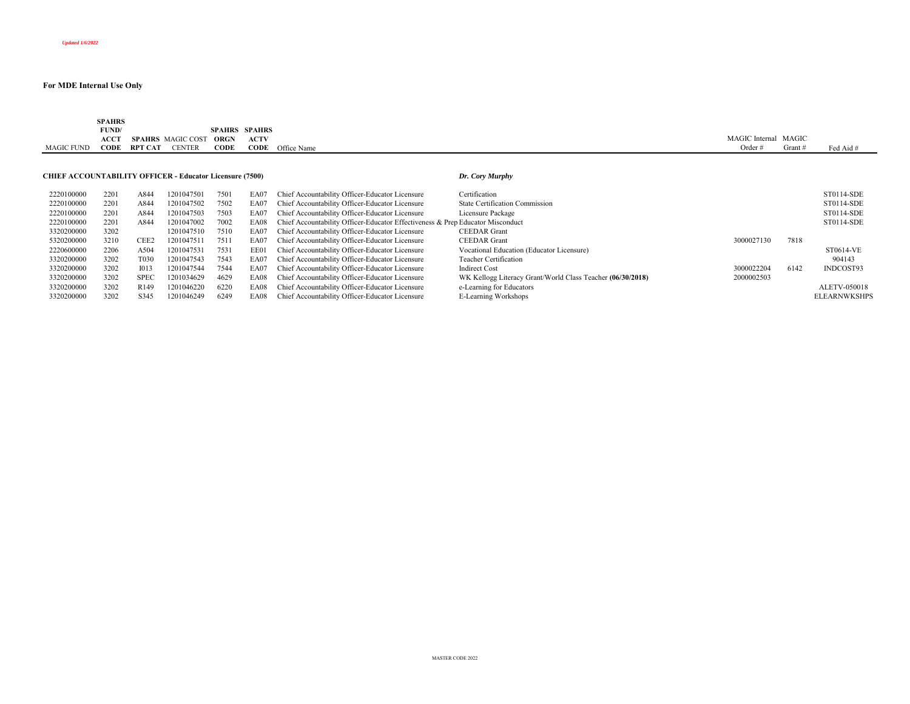*Updated 1/6/2022*

**For MDE Internal Use Only**

| MAGIC FUND | SPAHRS FUND/ ACCT CODE | SPAHRS RPT CAT | MAGIC COST CENTER | SPAHRS ORGN CODE | SPAHRS ACTV CODE | Office Name | | MAGIC Internal Order # | MAGIC Grant # | Fed Aid # |
|---|---|---|---|---|---|---|---|---|---|---|
| **CHIEF ACCOUNTABILITY OFFICER - Educator Licensure (7500)** | | | | | | | ***Dr. Cory Murphy*** | | | |
| 2220100000 | 2201 | A844 | 1201047501 | 7501 | EA07 | Chief Accountability Officer-Educator Licensure | Certification | | | ST0114-SDE |
| 2220100000 | 2201 | A844 | 1201047502 | 7502 | EA07 | Chief Accountability Officer-Educator Licensure | State Certification Commission | | | ST0114-SDE |
| 2220100000 | 2201 | A844 | 1201047503 | 7503 | EA07 | Chief Accountability Officer-Educator Licensure | Licensure Package | | | ST0114-SDE |
| 2220100000 | 2201 | A844 | 1201047002 | 7002 | EA08 | Chief Accountability Officer-Educator Effectiveness & Prep | Educator Misconduct | | | ST0114-SDE |
| 3320200000 | 3202 | | 1201047510 | 7510 | EA07 | Chief Accountability Officer-Educator Licensure | CEEDAR Grant | | | |
| 5320200000 | 3210 | CEE2 | 1201047511 | 7511 | EA07 | Chief Accountability Officer-Educator Licensure | CEEDAR Grant | 3000027130 | 7818 | |
| 2220600000 | 2206 | A504 | 1201047531 | 7531 | EE01 | Chief Accountability Officer-Educator Licensure | Vocational Education (Educator Licensure) | | | ST0614-VE |
| 3320200000 | 3202 | T030 | 1201047543 | 7543 | EA07 | Chief Accountability Officer-Educator Licensure | Teacher Certification | | | 904143 |
| 3320200000 | 3202 | I013 | 1201047544 | 7544 | EA07 | Chief Accountability Officer-Educator Licensure | Indirect Cost | 3000022204 | 6142 | INDCOST93 |
| 3320200000 | 3202 | SPEC | 1201034629 | 4629 | EA08 | Chief Accountability Officer-Educator Licensure | WK Kellogg Literacy Grant/World Class Teacher **(06/30/2018)** | 2000002503 | | |
| 3320200000 | 3202 | R149 | 1201046220 | 6220 | EA08 | Chief Accountability Officer-Educator Licensure | e-Learning for Educators | | | ALETV-050018 |
| 3320200000 | 3202 | S345 | 1201046249 | 6249 | EA08 | Chief Accountability Officer-Educator Licensure | E-Learning Workshops | | | ELEARNWKSHPS |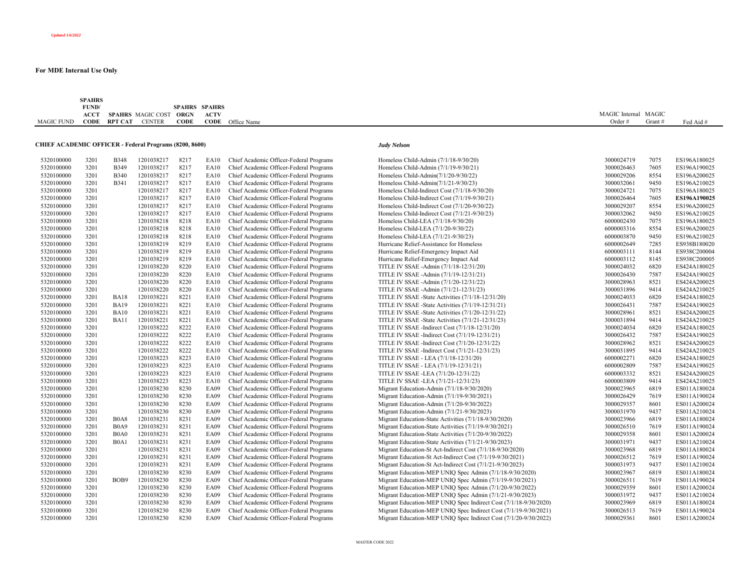*Updated 1/6/2022*

**For MDE Internal Use Only**

| MAGIC FUND | SPAHRS FUND/ ACCT CODE | SPAHRS RPT CAT | MAGIC COST CENTER | SPAHRS ORGN CODE | SPAHRS ACTV CODE | Office Name | | MAGIC Internal Order # | MAGIC Grant # | Fed Aid # |
|---|---|---|---|---|---|---|---|---|---|---|
| **CHIEF ACADEMIC OFFICER - Federal Programs (8200, 8600)** | | | | | | | ***Judy Nelson*** | | | |
| 5320100000 | 3201 | B348 | 1201038217 | 8217 | EA10 | Chief Academic Officer-Federal Programs | Homeless Child-Admin (7/1/18-9/30/20) | 3000024719 | 7075 | ES196A180025 |
| 5320100000 | 3201 | B349 | 1201038217 | 8217 | EA10 | Chief Academic Officer-Federal Programs | Homeless Child-Admin (7/1/19-9/30/21) | 3000026463 | 7605 | ES196A190025 |
| 5320100000 | 3201 | B340 | 1201038217 | 8217 | EA10 | Chief Academic Officer-Federal Programs | Homeless Child-Admin(7/1/20-9/30/22) | 3000029206 | 8554 | ES196A200025 |
| 5320100000 | 3201 | B341 | 1201038217 | 8217 | EA10 | Chief Academic Officer-Federal Programs | Homeless Child-Admin(7/1/21-9/30/23) | 3000032061 | 9450 | ES196A210025 |
| 5320100000 | 3201 | | 1201038217 | 8217 | EA10 | Chief Academic Officer-Federal Programs | Homeless Child-Indirect Cost (7/1/18-9/30/20) | 3000024721 | 7075 | ES196A180025 |
| 5320100000 | 3201 | | 1201038217 | 8217 | EA10 | Chief Academic Officer-Federal Programs | Homeless Child-Indirect Cost (7/1/19-9/30/21) | 3000026464 | 7605 | **ES196A190025** |
| 5320100000 | 3201 | | 1201038217 | 8217 | EA10 | Chief Academic Officer-Federal Programs | Homeless Child-Indirect Cost (7/1/20-9/30/22) | 3000029207 | 8554 | ES196A200025 |
| 5320100000 | 3201 | | 1201038217 | 8217 | EA10 | Chief Academic Officer-Federal Programs | Homeless Child-Indirect Cost (7/1/21-9/30/23) | 3000032062 | 9450 | ES196A210025 |
| 5320100000 | 3201 | | 1201038218 | 8218 | EA10 | Chief Academic Officer-Federal Programs | Homeless Child-LEA (7/1/18-9/30/20) | 6000002430 | 7075 | ES196A180025 |
| 5320100000 | 3201 | | 1201038218 | 8218 | EA10 | Chief Academic Officer-Federal Programs | Homeless Child-LEA (7/1/20-9/30/22) | 6000003316 | 8554 | ES196A200025 |
| 5320100000 | 3201 | | 1201038218 | 8218 | EA10 | Chief Academic Officer-Federal Programs | Homeless Child-LEA (7/1/21-9/30/23) | 6000003870 | 9450 | ES196A210025 |
| 5320100000 | 3201 | | 1201038219 | 8219 | EA10 | Chief Academic Officer-Federal Programs | Hurricane Relief-Assistance for Homeless | 6000002649 | 7285 | ES938B180020 |
| 5320100000 | 3201 | | 1201038219 | 8219 | EA10 | Chief Academic Officer-Federal Programs | Hurricane Relief-Emergency Impact Aid | 6000003111 | 8144 | ES938C200004 |
| 5320100000 | 3201 | | 1201038219 | 8219 | EA10 | Chief Academic Officer-Federal Programs | Hurricane Relief-Emergency Impact Aid | 6000003112 | 8145 | ES938C200005 |
| 5320100000 | 3201 | | 1201038220 | 8220 | EA10 | Chief Academic Officer-Federal Programs | TITLE IV SSAE -Admin (7/1/18-12/31/20) | 3000024032 | 6820 | ES424A180025 |
| 5320100000 | 3201 | | 1201038220 | 8220 | EA10 | Chief Academic Officer-Federal Programs | TITLE IV SSAE -Admin (7/1/19-12/31/21) | 3000026430 | 7587 | ES424A190025 |
| 5320100000 | 3201 | | 1201038220 | 8220 | EA10 | Chief Academic Officer-Federal Programs | TITLE IV SSAE -Admin (7/1/20-12/31/22) | 3000028963 | 8521 | ES424A200025 |
| 5320100000 | 3201 | | 1201038220 | 8220 | EA10 | Chief Academic Officer-Federal Programs | TITLE IV SSAE -Admin (7/1/21-12/31/23) | 3000031896 | 9414 | ES424A210025 |
| 5320100000 | 3201 | BA18 | 1201038221 | 8221 | EA10 | Chief Academic Officer-Federal Programs | TITLE IV SSAE -State Activities (7/1/18-12/31/20) | 3000024033 | 6820 | ES424A180025 |
| 5320100000 | 3201 | BA19 | 1201038221 | 8221 | EA10 | Chief Academic Officer-Federal Programs | TITLE IV SSAE -State Activities (7/1/19-12/31/21) | 3000026431 | 7587 | ES424A190025 |
| 5320100000 | 3201 | BA10 | 1201038221 | 8221 | EA10 | Chief Academic Officer-Federal Programs | TITLE IV SSAE -State Activities (7/1/20-12/31/22) | 3000028961 | 8521 | ES424A200025 |
| 5320100000 | 3201 | BA11 | 1201038221 | 8221 | EA10 | Chief Academic Officer-Federal Programs | TITLE IV SSAE -State Activities (7/1/21-12/31/23) | 3000031894 | 9414 | ES424A210025 |
| 5320100000 | 3201 | | 1201038222 | 8222 | EA10 | Chief Academic Officer-Federal Programs | TITLE IV SSAE -Indirect Cost (7/1/18-12/31/20) | 3000024034 | 6820 | ES424A180025 |
| 5320100000 | 3201 | | 1201038222 | 8222 | EA10 | Chief Academic Officer-Federal Programs | TITLE IV SSAE -Indirect Cost (7/1/19-12/31/21) | 3000026432 | 7587 | ES424A190025 |
| 5320100000 | 3201 | | 1201038222 | 8222 | EA10 | Chief Academic Officer-Federal Programs | TITLE IV SSAE -Indirect Cost (7/1/20-12/31/22) | 3000028962 | 8521 | ES424A200025 |
| 5320100000 | 3201 | | 1201038222 | 8222 | EA10 | Chief Academic Officer-Federal Programs | TITLE IV SSAE -Indirect Cost (7/1/21-12/31/23) | 3000031895 | 9414 | ES424A210025 |
| 5320100000 | 3201 | | 1201038223 | 8223 | EA10 | Chief Academic Officer-Federal Programs | TITLE IV SSAE - LEA (7/1/18-12/31/20) | 6000002271 | 6820 | ES424A180025 |
| 5320100000 | 3201 | | 1201038223 | 8223 | EA10 | Chief Academic Officer-Federal Programs | TITLE IV SSAE - LEA (7/1/19-12/31/21) | 6000002809 | 7587 | ES424A190025 |
| 5320100000 | 3201 | | 1201038223 | 8223 | EA10 | Chief Academic Officer-Federal Programs | TITLE IV SSAE -LEA (7/1/20-12/31/22) | 6000003332 | 8521 | ES424A200025 |
| 5320100000 | 3201 | | 1201038223 | 8223 | EA10 | Chief Academic Officer-Federal Programs | TITLE IV SSAE -LEA (7/1/21-12/31/23) | 6000003809 | 9414 | ES424A210025 |
| 5320100000 | 3201 | | 1201038230 | 8230 | EA09 | Chief Academic Officer-Federal Programs | Migrant Education-Admin (7/1/18-9/30/2020) | 3000023965 | 6819 | ES011A180024 |
| 5320100000 | 3201 | | 1201038230 | 8230 | EA09 | Chief Academic Officer-Federal Programs | Migrant Education-Admin (7/1/19-9/30/2021) | 3000026429 | 7619 | ES011A190024 |
| 5320100000 | 3201 | | 1201038230 | 8230 | EA09 | Chief Academic Officer-Federal Programs | Migrant Education-Admin (7/1/20-9/30/2022) | 3000029357 | 8601 | ES011A200024 |
| 5320100000 | 3201 | | 1201038230 | 8230 | EA09 | Chief Academic Officer-Federal Programs | Migrant Education-Admin (7/1/21-9/30/2023) | 3000031970 | 9437 | ES011A210024 |
| 5320100000 | 3201 | B0A8 | 1201038231 | 8231 | EA09 | Chief Academic Officer-Federal Programs | Migrant Education-State Activities (7/1/18-9/30/2020) | 3000023966 | 6819 | ES011A180024 |
| 5320100000 | 3201 | B0A9 | 1201038231 | 8231 | EA09 | Chief Academic Officer-Federal Programs | Migrant Education-State Activities (7/1/19-9/30/2021) | 3000026510 | 7619 | ES011A190024 |
| 5320100000 | 3201 | B0A0 | 1201038231 | 8231 | EA09 | Chief Academic Officer-Federal Programs | Migrant Education-State Activities (7/1/20-9/30/2022) | 3000029358 | 8601 | ES011A200024 |
| 5320100000 | 3201 | B0A1 | 1201038231 | 8231 | EA09 | Chief Academic Officer-Federal Programs | Migrant Education-State Activities (7/1/21-9/30/2023) | 3000031971 | 9437 | ES011A210024 |
| 5320100000 | 3201 | | 1201038231 | 8231 | EA09 | Chief Academic Officer-Federal Programs | Migrant Education-St Act-Indirect Cost (7/1/18-9/30/2020) | 3000023968 | 6819 | ES011A180024 |
| 5320100000 | 3201 | | 1201038231 | 8231 | EA09 | Chief Academic Officer-Federal Programs | Migrant Education-St Act-Indirect Cost (7/1/19-9/30/2021) | 3000026512 | 7619 | ES011A190024 |
| 5320100000 | 3201 | | 1201038231 | 8231 | EA09 | Chief Academic Officer-Federal Programs | Migrant Education-St Act-Indirect Cost (7/1/21-9/30/2023) | 3000031973 | 9437 | ES011A210024 |
| 5320100000 | 3201 | | 1201038230 | 8230 | EA09 | Chief Academic Officer-Federal Programs | Migrant Education-MEP UNIQ Spec Admin (7/1/18-9/30/2020) | 3000023967 | 6819 | ES011A180024 |
| 5320100000 | 3201 | BOB9 | 1201038230 | 8230 | EA09 | Chief Academic Officer-Federal Programs | Migrant Education-MEP UNIQ Spec Admin (7/1/19-9/30/2021) | 3000026511 | 7619 | ES011A190024 |
| 5320100000 | 3201 | | 1201038230 | 8230 | EA09 | Chief Academic Officer-Federal Programs | Migrant Education-MEP UNIQ Spec Admin (7/1/20-9/30/2022) | 3000029359 | 8601 | ES011A200024 |
| 5320100000 | 3201 | | 1201038230 | 8230 | EA09 | Chief Academic Officer-Federal Programs | Migrant Education-MEP UNIQ Spec Admin (7/1/21-9/30/2023) | 3000031972 | 9437 | ES011A210024 |
| 5320100000 | 3201 | | 1201038230 | 8230 | EA09 | Chief Academic Officer-Federal Programs | Migrant Education-MEP UNIQ Spec Indirect Cost (7/1/18-9/30/2020) | 3000023969 | 6819 | ES011A180024 |
| 5320100000 | 3201 | | 1201038230 | 8230 | EA09 | Chief Academic Officer-Federal Programs | Migrant Education-MEP UNIQ Spec Indirect Cost (7/1/19-9/30/2021) | 3000026513 | 7619 | ES011A190024 |
| 5320100000 | 3201 | | 1201038230 | 8230 | EA09 | Chief Academic Officer-Federal Programs | Migrant Education-MEP UNIQ Spec Indirect Cost (7/1/20-9/30/2022) | 3000029361 | 8601 | ES011A200024 |

MASTER CODE 2022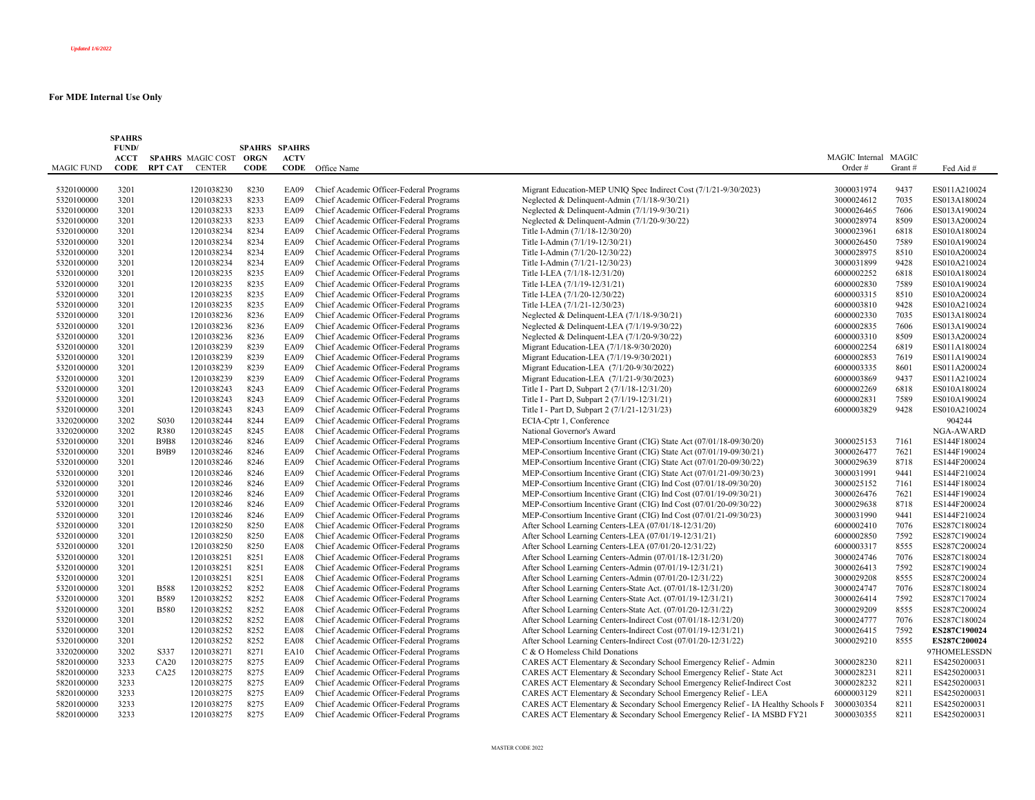*Updated 1/6/2022*

**For MDE Internal Use Only**

| MAGIC FUND | SPAHRS FUND/ ACCT CODE | SPAHRS RPT CAT | MAGIC COST CENTER | SPAHRS ORGN CODE | SPAHRS ACTV CODE | Office Name | | MAGIC Internal Order # | MAGIC Grant # | Fed Aid # |
|---|---|---|---|---|---|---|---|---|---|---|
| 5320100000 | 3201 | | 1201038230 | 8230 | EA09 | Chief Academic Officer-Federal Programs | Migrant Education-MEP UNIQ Spec Indirect Cost (7/1/21-9/30/2023) | 3000031974 | 9437 | ES011A210024 |
| 5320100000 | 3201 | | 1201038233 | 8233 | EA09 | Chief Academic Officer-Federal Programs | Neglected & Delinquent-Admin (7/1/18-9/30/21) | 3000024612 | 7035 | ES013A180024 |
| 5320100000 | 3201 | | 1201038233 | 8233 | EA09 | Chief Academic Officer-Federal Programs | Neglected & Delinquent-Admin (7/1/19-9/30/21) | 3000026465 | 7606 | ES013A190024 |
| 5320100000 | 3201 | | 1201038233 | 8233 | EA09 | Chief Academic Officer-Federal Programs | Neglected & Delinquent-Admin (7/1/20-9/30/22) | 3000028974 | 8509 | ES013A200024 |
| 5320100000 | 3201 | | 1201038234 | 8234 | EA09 | Chief Academic Officer-Federal Programs | Title I-Admin (7/1/18-12/30/20) | 3000023961 | 6818 | ES010A180024 |
| 5320100000 | 3201 | | 1201038234 | 8234 | EA09 | Chief Academic Officer-Federal Programs | Title I-Admin (7/1/19-12/30/21) | 3000026450 | 7589 | ES010A190024 |
| 5320100000 | 3201 | | 1201038234 | 8234 | EA09 | Chief Academic Officer-Federal Programs | Title I-Admin (7/1/20-12/30/22) | 3000028975 | 8510 | ES010A200024 |
| 5320100000 | 3201 | | 1201038234 | 8234 | EA09 | Chief Academic Officer-Federal Programs | Title I-Admin (7/1/21-12/30/23) | 3000031899 | 9428 | ES010A210024 |
| 5320100000 | 3201 | | 1201038235 | 8235 | EA09 | Chief Academic Officer-Federal Programs | Title I-LEA (7/1/18-12/31/20) | 6000002252 | 6818 | ES010A180024 |
| 5320100000 | 3201 | | 1201038235 | 8235 | EA09 | Chief Academic Officer-Federal Programs | Title I-LEA (7/1/19-12/31/21) | 6000002830 | 7589 | ES010A190024 |
| 5320100000 | 3201 | | 1201038235 | 8235 | EA09 | Chief Academic Officer-Federal Programs | Title I-LEA (7/1/20-12/30/22) | 6000003315 | 8510 | ES010A200024 |
| 5320100000 | 3201 | | 1201038235 | 8235 | EA09 | Chief Academic Officer-Federal Programs | Title I-LEA (7/1/21-12/30/23) | 6000003810 | 9428 | ES010A210024 |
| 5320100000 | 3201 | | 1201038236 | 8236 | EA09 | Chief Academic Officer-Federal Programs | Neglected & Delinquent-LEA (7/1/18-9/30/21) | 6000002330 | 7035 | ES013A180024 |
| 5320100000 | 3201 | | 1201038236 | 8236 | EA09 | Chief Academic Officer-Federal Programs | Neglected & Delinquent-LEA (7/1/19-9/30/22) | 6000002835 | 7606 | ES013A190024 |
| 5320100000 | 3201 | | 1201038236 | 8236 | EA09 | Chief Academic Officer-Federal Programs | Neglected & Delinquent-LEA (7/1/20-9/30/22) | 6000003310 | 8509 | ES013A200024 |
| 5320100000 | 3201 | | 1201038239 | 8239 | EA09 | Chief Academic Officer-Federal Programs | Migrant Education-LEA (7/1/18-9/30/2020) | 6000002254 | 6819 | ES011A180024 |
| 5320100000 | 3201 | | 1201038239 | 8239 | EA09 | Chief Academic Officer-Federal Programs | Migrant Education-LEA (7/1/19-9/30/2021) | 6000002853 | 7619 | ES011A190024 |
| 5320100000 | 3201 | | 1201038239 | 8239 | EA09 | Chief Academic Officer-Federal Programs | Migrant Education-LEA (7/1/20-9/30/2022) | 6000003335 | 8601 | ES011A200024 |
| 5320100000 | 3201 | | 1201038239 | 8239 | EA09 | Chief Academic Officer-Federal Programs | Migrant Education-LEA (7/1/21-9/30/2023) | 6000003869 | 9437 | ES011A210024 |
| 5320100000 | 3201 | | 1201038243 | 8243 | EA09 | Chief Academic Officer-Federal Programs | Title I - Part D, Subpart 2 (7/1/18-12/31/20) | 6000002269 | 6818 | ES010A180024 |
| 5320100000 | 3201 | | 1201038243 | 8243 | EA09 | Chief Academic Officer-Federal Programs | Title I - Part D, Subpart 2 (7/1/19-12/31/21) | 6000002831 | 7589 | ES010A190024 |
| 5320100000 | 3201 | | 1201038243 | 8243 | EA09 | Chief Academic Officer-Federal Programs | Title I - Part D, Subpart 2 (7/1/21-12/31/23) | 6000003829 | 9428 | ES010A210024 |
| 3320200000 | 3202 | S030 | 1201038244 | 8244 | EA09 | Chief Academic Officer-Federal Programs | ECIA-Cptr 1, Conference | | | 904244 |
| 3320200000 | 3202 | R380 | 1201038245 | 8245 | EA08 | Chief Academic Officer-Federal Programs | National Governor's Award | | | NGA-AWARD |
| 5320100000 | 3201 | B9B8 | 1201038246 | 8246 | EA09 | Chief Academic Officer-Federal Programs | MEP-Consortium Incentive Grant (CIG) State Act (07/01/18-09/30/20) | 3000025153 | 7161 | ES144F180024 |
| 5320100000 | 3201 | B9B9 | 1201038246 | 8246 | EA09 | Chief Academic Officer-Federal Programs | MEP-Consortium Incentive Grant (CIG) State Act (07/01/19-09/30/21) | 3000026477 | 7621 | ES144F190024 |
| 5320100000 | 3201 | | 1201038246 | 8246 | EA09 | Chief Academic Officer-Federal Programs | MEP-Consortium Incentive Grant (CIG) State Act (07/01/20-09/30/22) | 3000029639 | 8718 | ES144F200024 |
| 5320100000 | 3201 | | 1201038246 | 8246 | EA09 | Chief Academic Officer-Federal Programs | MEP-Consortium Incentive Grant (CIG) State Act (07/01/21-09/30/23) | 3000031991 | 9441 | ES144F210024 |
| 5320100000 | 3201 | | 1201038246 | 8246 | EA09 | Chief Academic Officer-Federal Programs | MEP-Consortium Incentive Grant (CIG) Ind Cost (07/01/18-09/30/20) | 3000025152 | 7161 | ES144F180024 |
| 5320100000 | 3201 | | 1201038246 | 8246 | EA09 | Chief Academic Officer-Federal Programs | MEP-Consortium Incentive Grant (CIG) Ind Cost (07/01/19-09/30/21) | 3000026476 | 7621 | ES144F190024 |
| 5320100000 | 3201 | | 1201038246 | 8246 | EA09 | Chief Academic Officer-Federal Programs | MEP-Consortium Incentive Grant (CIG) Ind Cost (07/01/20-09/30/22) | 3000029638 | 8718 | ES144F200024 |
| 5320100000 | 3201 | | 1201038246 | 8246 | EA09 | Chief Academic Officer-Federal Programs | MEP-Consortium Incentive Grant (CIG) Ind Cost (07/01/21-09/30/23) | 3000031990 | 9441 | ES144F210024 |
| 5320100000 | 3201 | | 1201038250 | 8250 | EA08 | Chief Academic Officer-Federal Programs | After School Learning Centers-LEA (07/01/18-12/31/20) | 6000002410 | 7076 | ES287C180024 |
| 5320100000 | 3201 | | 1201038250 | 8250 | EA08 | Chief Academic Officer-Federal Programs | After School Learning Centers-LEA (07/01/19-12/31/21) | 6000002850 | 7592 | ES287C190024 |
| 5320100000 | 3201 | | 1201038250 | 8250 | EA08 | Chief Academic Officer-Federal Programs | After School Learning Centers-LEA (07/01/20-12/31/22) | 6000003317 | 8555 | ES287C200024 |
| 5320100000 | 3201 | | 1201038251 | 8251 | EA08 | Chief Academic Officer-Federal Programs | After School Learning Centers-Admin (07/01/18-12/31/20) | 3000024746 | 7076 | ES287C180024 |
| 5320100000 | 3201 | | 1201038251 | 8251 | EA08 | Chief Academic Officer-Federal Programs | After School Learning Centers-Admin (07/01/19-12/31/21) | 3000026413 | 7592 | ES287C190024 |
| 5320100000 | 3201 | | 1201038251 | 8251 | EA08 | Chief Academic Officer-Federal Programs | After School Learning Centers-Admin (07/01/20-12/31/22) | 3000029208 | 8555 | ES287C200024 |
| 5320100000 | 3201 | B588 | 1201038252 | 8252 | EA08 | Chief Academic Officer-Federal Programs | After School Learning Centers-State Act. (07/01/18-12/31/20) | 3000024747 | 7076 | ES287C180024 |
| 5320100000 | 3201 | B589 | 1201038252 | 8252 | EA08 | Chief Academic Officer-Federal Programs | After School Learning Centers-State Act. (07/01/19-12/31/21) | 3000026414 | 7592 | ES287C170024 |
| 5320100000 | 3201 | B580 | 1201038252 | 8252 | EA08 | Chief Academic Officer-Federal Programs | After School Learning Centers-State Act. (07/01/20-12/31/22) | 3000029209 | 8555 | ES287C200024 |
| 5320100000 | 3201 | | 1201038252 | 8252 | EA08 | Chief Academic Officer-Federal Programs | After School Learning Centers-Indirect Cost (07/01/18-12/31/20) | 3000024777 | 7076 | ES287C180024 |
| 5320100000 | 3201 | | 1201038252 | 8252 | EA08 | Chief Academic Officer-Federal Programs | After School Learning Centers-Indirect Cost (07/01/19-12/31/21) | 3000026415 | 7592 | **ES287C190024** |
| 5320100000 | 3201 | | 1201038252 | 8252 | EA08 | Chief Academic Officer-Federal Programs | After School Learning Centers-Indirect Cost (07/01/20-12/31/22) | 3000029210 | 8555 | **ES287C200024** |
| 3320200000 | 3202 | S337 | 1201038271 | 8271 | EA10 | Chief Academic Officer-Federal Programs | C & O Homeless Child Donations | | | 97HOMELESSDN |
| 5820100000 | 3233 | CA20 | 1201038275 | 8275 | EA09 | Chief Academic Officer-Federal Programs | CARES ACT Elementary & Secondary School Emergency Relief - Admin | 3000028230 | 8211 | ES4250200031 |
| 5820100000 | 3233 | CA25 | 1201038275 | 8275 | EA09 | Chief Academic Officer-Federal Programs | CARES ACT Elementary & Secondary School Emergency Relief - State Act | 3000028231 | 8211 | ES4250200031 |
| 5820100000 | 3233 | | 1201038275 | 8275 | EA09 | Chief Academic Officer-Federal Programs | CARES ACT Elementary & Secondary School Emergency Relief-Indirect Cost | 3000028232 | 8211 | ES4250200031 |
| 5820100000 | 3233 | | 1201038275 | 8275 | EA09 | Chief Academic Officer-Federal Programs | CARES ACT Elementary & Secondary School Emergency Relief - LEA | 6000003129 | 8211 | ES4250200031 |
| 5820100000 | 3233 | | 1201038275 | 8275 | EA09 | Chief Academic Officer-Federal Programs | CARES ACT Elementary & Secondary School Emergency Relief - IA Healthy Schools F | 3000030354 | 8211 | ES4250200031 |
| 5820100000 | 3233 | | 1201038275 | 8275 | EA09 | Chief Academic Officer-Federal Programs | CARES ACT Elementary & Secondary School Emergency Relief - IA MSBD FY21 | 3000030355 | 8211 | ES4250200031 |

MASTER CODE 2022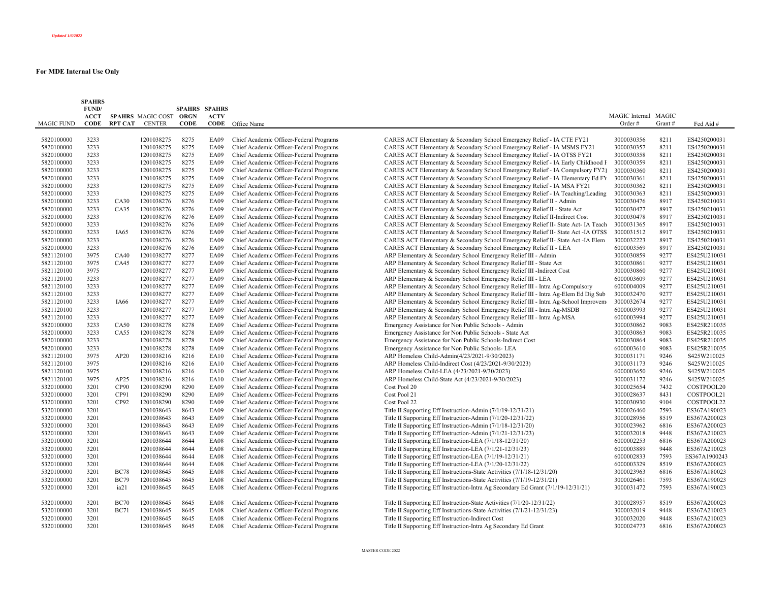*Updated 1/6/2022*

**For MDE Internal Use Only**

| MAGIC FUND | SPAHRS FUND/ ACCT CODE | SPAHRS RPT CAT | MAGIC COST CENTER | SPAHRS ORGN CODE | SPAHRS ACTV CODE | Office Name | | MAGIC Internal Order # | MAGIC Grant # | Fed Aid # |
|---|---|---|---|---|---|---|---|---|---|---|
| 5820100000 | 3233 | | 1201038275 | 8275 | EA09 | Chief Academic Officer-Federal Programs | CARES ACT Elementary & Secondary School Emergency Relief - IA CTE FY21 | 3000030356 | 8211 | ES4250200031 |
| 5820100000 | 3233 | | 1201038275 | 8275 | EA09 | Chief Academic Officer-Federal Programs | CARES ACT Elementary & Secondary School Emergency Relief - IA MSMS FY21 | 3000030357 | 8211 | ES4250200031 |
| 5820100000 | 3233 | | 1201038275 | 8275 | EA09 | Chief Academic Officer-Federal Programs | CARES ACT Elementary & Secondary School Emergency Relief - IA OTSS FY21 | 3000030358 | 8211 | ES4250200031 |
| 5820100000 | 3233 | | 1201038275 | 8275 | EA09 | Chief Academic Officer-Federal Programs | CARES ACT Elementary & Secondary School Emergency Relief - IA Early Childhood I | 3000030359 | 8211 | ES4250200031 |
| 5820100000 | 3233 | | 1201038275 | 8275 | EA09 | Chief Academic Officer-Federal Programs | CARES ACT Elementary & Secondary School Emergency Relief - IA Compulsory FY21 | 3000030360 | 8211 | ES4250200031 |
| 5820100000 | 3233 | | 1201038275 | 8275 | EA09 | Chief Academic Officer-Federal Programs | CARES ACT Elementary & Secondary School Emergency Relief - IA Elementary Ed FY | 3000030361 | 8211 | ES4250200031 |
| 5820100000 | 3233 | | 1201038275 | 8275 | EA09 | Chief Academic Officer-Federal Programs | CARES ACT Elementary & Secondary School Emergency Relief - IA MSA FY21 | 3000030362 | 8211 | ES4250200031 |
| 5820100000 | 3233 | | 1201038275 | 8275 | EA09 | Chief Academic Officer-Federal Programs | CARES ACT Elementary & Secondary School Emergency Relief - IA Teaching/Leading | 3000030363 | 8211 | ES4250200031 |
| 5820100000 | 3233 | CA30 | 1201038276 | 8276 | EA09 | Chief Academic Officer-Federal Programs | CARES ACT Elementary & Secondary School Emergency Relief II - Admin | 3000030476 | 8917 | ES4250210031 |
| 5820100000 | 3233 | CA35 | 1201038276 | 8276 | EA09 | Chief Academic Officer-Federal Programs | CARES ACT Elementary & Secondary School Emergency Relief II - State Act | 3000030477 | 8917 | ES4250210031 |
| 5820100000 | 3233 | | 1201038276 | 8276 | EA09 | Chief Academic Officer-Federal Programs | CARES ACT Elementary & Secondary School Emergency Relief II-Indirect Cost | 3000030478 | 8917 | ES4250210031 |
| 5820100000 | 3233 | | 1201038276 | 8276 | EA09 | Chief Academic Officer-Federal Programs | CARES ACT Elementary & Secondary School Emergency Relief II- State Act- IA Teach | 3000031365 | 8917 | ES4250210031 |
| 5820100000 | 3233 | IA65 | 1201038276 | 8276 | EA09 | Chief Academic Officer-Federal Programs | CARES ACT Elementary & Secondary School Emergency Relief II- State Act -IA OTSS | 3000031512 | 8917 | ES4250210031 |
| 5820100000 | 3233 | | 1201038276 | 8276 | EA09 | Chief Academic Officer-Federal Programs | CARES ACT Elementary & Secondary School Emergency Relief II- State Act -IA Elem | 3000032223 | 8917 | ES4250210031 |
| 5820100000 | 3233 | | 1201038276 | 8276 | EA09 | Chief Academic Officer-Federal Programs | CARES ACT Elementary & Secondary School Emergency Relief II - LEA | 6000003569 | 8917 | ES4250210031 |
| 5821120100 | 3975 | CA40 | 1201038277 | 8277 | EA09 | Chief Academic Officer-Federal Programs | ARP Elementary & Secondary School Emergency Relief III - Admin | 3000030859 | 9277 | ES425U210031 |
| 5821120100 | 3975 | CA45 | 1201038277 | 8277 | EA09 | Chief Academic Officer-Federal Programs | ARP Elementary & Secondary School Emergency Relief III - State Act | 3000030861 | 9277 | ES425U210031 |
| 5821120100 | 3975 | | 1201038277 | 8277 | EA09 | Chief Academic Officer-Federal Programs | ARP Elementary & Secondary School Emergency Relief III -Indirect Cost | 3000030860 | 9277 | ES425U210031 |
| 5821120100 | 3233 | | 1201038277 | 8277 | EA09 | Chief Academic Officer-Federal Programs | ARP Elementary & Secondary School Emergency Relief III - LEA | 6000003609 | 9277 | ES425U210031 |
| 5821120100 | 3233 | | 1201038277 | 8277 | EA09 | Chief Academic Officer-Federal Programs | ARP Elementary & Secondary School Emergency Relief III - Intra Ag-Compulsory | 6000004009 | 9277 | ES425U210031 |
| 5821120100 | 3233 | | 1201038277 | 8277 | EA09 | Chief Academic Officer-Federal Programs | ARP Elementary & Secondary School Emergency Relief III - Intra Ag-Elem Ed Dig Sub | 3000032470 | 9277 | ES425U210031 |
| 5821120100 | 3233 | IA66 | 1201038277 | 8277 | EA09 | Chief Academic Officer-Federal Programs | ARP Elementary & Secondary School Emergency Relief III - Intra Ag-School Improvem | 3000032674 | 9277 | ES425U210031 |
| 5821120100 | 3233 | | 1201038277 | 8277 | EA09 | Chief Academic Officer-Federal Programs | ARP Elementary & Secondary School Emergency Relief III - Intra Ag-MSDB | 6000003993 | 9277 | ES425U210031 |
| 5821120100 | 3233 | | 1201038277 | 8277 | EA09 | Chief Academic Officer-Federal Programs | ARP Elementary & Secondary School Emergency Relief III - Intra Ag-MSA | 6000003994 | 9277 | ES425U210031 |
| 5820100000 | 3233 | CA50 | 1201038278 | 8278 | EA09 | Chief Academic Officer-Federal Programs | Emergency Assistance for Non Public Schools - Admin | 3000030862 | 9083 | ES425R210035 |
| 5820100000 | 3233 | CA55 | 1201038278 | 8278 | EA09 | Chief Academic Officer-Federal Programs | Emergency Assistance for Non Public Schools - State Act | 3000030863 | 9083 | ES425R210035 |
| 5820100000 | 3233 | | 1201038278 | 8278 | EA09 | Chief Academic Officer-Federal Programs | Emergency Assistance for Non Public Schools-Indirect Cost | 3000030864 | 9083 | ES425R210035 |
| 5820100000 | 3233 | | 1201038278 | 8278 | EA09 | Chief Academic Officer-Federal Programs | Emergency Assistance for Non Public Schools- LEA | 6000003610 | 9083 | ES425R210035 |
| 5821120100 | 3975 | AP20 | 1201038216 | 8216 | EA10 | Chief Academic Officer-Federal Programs | ARP Homeless Child-Admin(4/23/2021-9/30/2023) | 3000031171 | 9246 | S425W210025 |
| 5821120100 | 3975 | | 1201038216 | 8216 | EA10 | Chief Academic Officer-Federal Programs | ARP Homeless Child-Indirect Cost (4/23/2021-9/30/2023) | 3000031173 | 9246 | S425W210025 |
| 5821120100 | 3975 | | 1201038216 | 8216 | EA10 | Chief Academic Officer-Federal Programs | ARP Homeless Child-LEA (4/23/2021-9/30/2023) | 6000003650 | 9246 | S425W210025 |
| 5821120100 | 3975 | AP25 | 1201038216 | 8216 | EA10 | Chief Academic Officer-Federal Programs | ARP Homeless Child-State Act (4/23/2021-9/30/2023) | 3000031172 | 9246 | S425W210025 |
| 5320100000 | 3201 | CP90 | 1201038290 | 8290 | EA09 | Chief Academic Officer-Federal Programs | Cost Pool 20 | 3000025654 | 7432 | COSTPOOL20 |
| 5320100000 | 3201 | CP91 | 1201038290 | 8290 | EA09 | Chief Academic Officer-Federal Programs | Cost Pool 21 | 3000028637 | 8431 | COSTPOOL21 |
| 5320100000 | 3201 | CP92 | 1201038290 | 8290 | EA09 | Chief Academic Officer-Federal Programs | Cost Pool 22 | 3000030930 | 9104 | COSTPOOL22 |
| 5320100000 | 3201 | | 1201038643 | 8643 | EA09 | Chief Academic Officer-Federal Programs | Title II Supporting Eff Instruction-Admin (7/1/19-12/31/21) | 3000026460 | 7593 | ES367A190023 |
| 5320100000 | 3201 | | 1201038643 | 8643 | EA09 | Chief Academic Officer-Federal Programs | Title II Supporting Eff Instruction-Admin (7/1/20-12/31/22) | 3000028956 | 8519 | ES367A200023 |
| 5320100000 | 3201 | | 1201038643 | 8643 | EA09 | Chief Academic Officer-Federal Programs | Title II Supporting Eff Instruction-Admin (7/1/18-12/31/20) | 3000023962 | 6816 | ES367A200023 |
| 5320100000 | 3201 | | 1201038643 | 8643 | EA09 | Chief Academic Officer-Federal Programs | Title II Supporting Eff Instruction-Admin (7/1/21-12/31/23) | 3000032018 | 9448 | ES367A210023 |
| 5320100000 | 3201 | | 1201038644 | 8644 | EA08 | Chief Academic Officer-Federal Programs | Title II Supporting Eff Instruction-LEA (7/1/18-12/31/20) | 6000002253 | 6816 | ES367A200023 |
| 5320100000 | 3201 | | 1201038644 | 8644 | EA08 | Chief Academic Officer-Federal Programs | Title II Supporting Eff Instruction-LEA (7/1/21-12/31/23) | 6000003889 | 9448 | ES367A210023 |
| 5320100000 | 3201 | | 1201038644 | 8644 | EA08 | Chief Academic Officer-Federal Programs | Title II Supporting Eff Instruction-LEA (7/1/19-12/31/21) | 6000002833 | 7593 | ES367A1900243 |
| 5320100000 | 3201 | | 1201038644 | 8644 | EA08 | Chief Academic Officer-Federal Programs | Title II Supporting Eff Instruction-LEA (7/1/20-12/31/22) | 6000003329 | 8519 | ES367A200023 |
| 5320100000 | 3201 | BC78 | 1201038645 | 8645 | EA08 | Chief Academic Officer-Federal Programs | Title II Supporting Eff Instructions-State Activities (7/1/18-12/31/20) | 3000023963 | 6816 | ES367A180023 |
| 5320100000 | 3201 | BC79 | 1201038645 | 8645 | EA08 | Chief Academic Officer-Federal Programs | Title II Supporting Eff Instructions-State Activities (7/1/19-12/31/21) | 3000026461 | 7593 | ES367A190023 |
| 5320100000 | 3201 | ia21 | 1201038645 | 8645 | EA08 | Chief Academic Officer-Federal Programs | Title II Supporting Eff Instruction-Intra Ag Secondary Ed Grant (7/1/19-12/31/21) | 3000031472 | 7593 | ES367A190023 |
| 5320100000 | 3201 | BC70 | 1201038645 | 8645 | EA08 | Chief Academic Officer-Federal Programs | Title II Supporting Eff Instructions-State Activities (7/1/20-12/31/22) | 3000028957 | 8519 | ES367A200023 |
| 5320100000 | 3201 | BC71 | 1201038645 | 8645 | EA08 | Chief Academic Officer-Federal Programs | Title II Supporting Eff Instructions-State Activities (7/1/21-12/31/23) | 3000032019 | 9448 | ES367A210023 |
| 5320100000 | 3201 | | 1201038645 | 8645 | EA08 | Chief Academic Officer-Federal Programs | Title II Supporting Eff Instruction-Indirect Cost | 3000032020 | 9448 | ES367A210023 |
| 5320100000 | 3201 | | 1201038645 | 8645 | EA08 | Chief Academic Officer-Federal Programs | Title II Supporting Eff Instruction-Intra Ag Secondary Ed Grant | 3000024773 | 6816 | ES367A200023 |

MASTER CODE 2022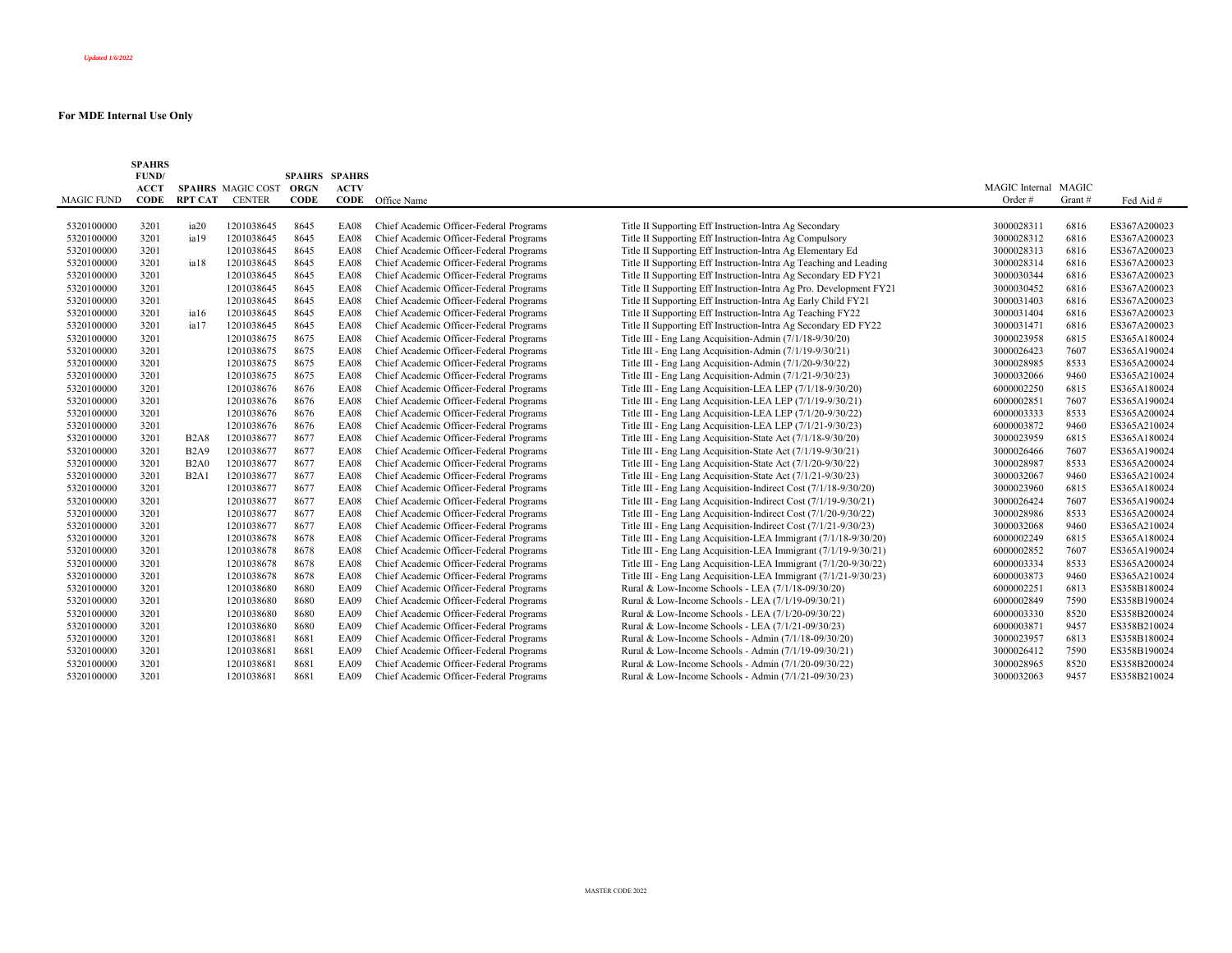*Updated 1/6/2022*

**For MDE Internal Use Only**

| MAGIC FUND | SPAHRS FUND/ ACCT CODE | SPAHRS RPT CAT | MAGIC COST CENTER | SPAHRS ORGN CODE | SPAHRS ACTV CODE | Office Name | | MAGIC Internal Order # | MAGIC Grant # | Fed Aid # |
|---|---|---|---|---|---|---|---|---|---|---|
| 5320100000 | 3201 | ia20 | 1201038645 | 8645 | EA08 | Chief Academic Officer-Federal Programs | Title II Supporting Eff Instruction-Intra Ag Secondary | 3000028311 | 6816 | ES367A200023 |
| 5320100000 | 3201 | ia19 | 1201038645 | 8645 | EA08 | Chief Academic Officer-Federal Programs | Title II Supporting Eff Instruction-Intra Ag Compulsory | 3000028312 | 6816 | ES367A200023 |
| 5320100000 | 3201 | | 1201038645 | 8645 | EA08 | Chief Academic Officer-Federal Programs | Title II Supporting Eff Instruction-Intra Ag Elementary Ed | 3000028313 | 6816 | ES367A200023 |
| 5320100000 | 3201 | ia18 | 1201038645 | 8645 | EA08 | Chief Academic Officer-Federal Programs | Title II Supporting Eff Instruction-Intra Ag Teaching and Leading | 3000028314 | 6816 | ES367A200023 |
| 5320100000 | 3201 | | 1201038645 | 8645 | EA08 | Chief Academic Officer-Federal Programs | Title II Supporting Eff Instruction-Intra Ag Secondary ED FY21 | 3000030344 | 6816 | ES367A200023 |
| 5320100000 | 3201 | | 1201038645 | 8645 | EA08 | Chief Academic Officer-Federal Programs | Title II Supporting Eff Instruction-Intra Ag Pro. Development FY21 | 3000030452 | 6816 | ES367A200023 |
| 5320100000 | 3201 | | 1201038645 | 8645 | EA08 | Chief Academic Officer-Federal Programs | Title II Supporting Eff Instruction-Intra Ag Early Child FY21 | 3000031403 | 6816 | ES367A200023 |
| 5320100000 | 3201 | ia16 | 1201038645 | 8645 | EA08 | Chief Academic Officer-Federal Programs | Title II Supporting Eff Instruction-Intra Ag Teaching FY22 | 3000031404 | 6816 | ES367A200023 |
| 5320100000 | 3201 | ia17 | 1201038645 | 8645 | EA08 | Chief Academic Officer-Federal Programs | Title II Supporting Eff Instruction-Intra Ag Secondary ED FY22 | 3000031471 | 6816 | ES367A200023 |
| 5320100000 | 3201 | | 1201038675 | 8675 | EA08 | Chief Academic Officer-Federal Programs | Title III - Eng Lang Acquisition-Admin (7/1/18-9/30/20) | 3000023958 | 6815 | ES365A180024 |
| 5320100000 | 3201 | | 1201038675 | 8675 | EA08 | Chief Academic Officer-Federal Programs | Title III - Eng Lang Acquisition-Admin (7/1/19-9/30/21) | 3000026423 | 7607 | ES365A190024 |
| 5320100000 | 3201 | | 1201038675 | 8675 | EA08 | Chief Academic Officer-Federal Programs | Title III - Eng Lang Acquisition-Admin (7/1/20-9/30/22) | 3000028985 | 8533 | ES365A200024 |
| 5320100000 | 3201 | | 1201038675 | 8675 | EA08 | Chief Academic Officer-Federal Programs | Title III - Eng Lang Acquisition-Admin (7/1/21-9/30/23) | 3000032066 | 9460 | ES365A210024 |
| 5320100000 | 3201 | | 1201038676 | 8676 | EA08 | Chief Academic Officer-Federal Programs | Title III - Eng Lang Acquisition-LEA LEP (7/1/18-9/30/20) | 6000002250 | 6815 | ES365A180024 |
| 5320100000 | 3201 | | 1201038676 | 8676 | EA08 | Chief Academic Officer-Federal Programs | Title III - Eng Lang Acquisition-LEA LEP (7/1/19-9/30/21) | 6000002851 | 7607 | ES365A190024 |
| 5320100000 | 3201 | | 1201038676 | 8676 | EA08 | Chief Academic Officer-Federal Programs | Title III - Eng Lang Acquisition-LEA LEP (7/1/20-9/30/22) | 6000003333 | 8533 | ES365A200024 |
| 5320100000 | 3201 | | 1201038676 | 8676 | EA08 | Chief Academic Officer-Federal Programs | Title III - Eng Lang Acquisition-LEA LEP (7/1/21-9/30/23) | 6000003872 | 9460 | ES365A210024 |
| 5320100000 | 3201 | B2A8 | 1201038677 | 8677 | EA08 | Chief Academic Officer-Federal Programs | Title III - Eng Lang Acquisition-State Act (7/1/18-9/30/20) | 3000023959 | 6815 | ES365A180024 |
| 5320100000 | 3201 | B2A9 | 1201038677 | 8677 | EA08 | Chief Academic Officer-Federal Programs | Title III - Eng Lang Acquisition-State Act (7/1/19-9/30/21) | 3000026466 | 7607 | ES365A190024 |
| 5320100000 | 3201 | B2A0 | 1201038677 | 8677 | EA08 | Chief Academic Officer-Federal Programs | Title III - Eng Lang Acquisition-State Act (7/1/20-9/30/22) | 3000028987 | 8533 | ES365A200024 |
| 5320100000 | 3201 | B2A1 | 1201038677 | 8677 | EA08 | Chief Academic Officer-Federal Programs | Title III - Eng Lang Acquisition-State Act (7/1/21-9/30/23) | 3000032067 | 9460 | ES365A210024 |
| 5320100000 | 3201 | | 1201038677 | 8677 | EA08 | Chief Academic Officer-Federal Programs | Title III - Eng Lang Acquisition-Indirect Cost (7/1/18-9/30/20) | 3000023960 | 6815 | ES365A180024 |
| 5320100000 | 3201 | | 1201038677 | 8677 | EA08 | Chief Academic Officer-Federal Programs | Title III - Eng Lang Acquisition-Indirect Cost (7/1/19-9/30/21) | 3000026424 | 7607 | ES365A190024 |
| 5320100000 | 3201 | | 1201038677 | 8677 | EA08 | Chief Academic Officer-Federal Programs | Title III - Eng Lang Acquisition-Indirect Cost (7/1/20-9/30/22) | 3000028986 | 8533 | ES365A200024 |
| 5320100000 | 3201 | | 1201038677 | 8677 | EA08 | Chief Academic Officer-Federal Programs | Title III - Eng Lang Acquisition-Indirect Cost (7/1/21-9/30/23) | 3000032068 | 9460 | ES365A210024 |
| 5320100000 | 3201 | | 1201038678 | 8678 | EA08 | Chief Academic Officer-Federal Programs | Title III - Eng Lang Acquisition-LEA Immigrant (7/1/18-9/30/20) | 6000002249 | 6815 | ES365A180024 |
| 5320100000 | 3201 | | 1201038678 | 8678 | EA08 | Chief Academic Officer-Federal Programs | Title III - Eng Lang Acquisition-LEA Immigrant (7/1/19-9/30/21) | 6000002852 | 7607 | ES365A190024 |
| 5320100000 | 3201 | | 1201038678 | 8678 | EA08 | Chief Academic Officer-Federal Programs | Title III - Eng Lang Acquisition-LEA Immigrant (7/1/20-9/30/22) | 6000003334 | 8533 | ES365A200024 |
| 5320100000 | 3201 | | 1201038678 | 8678 | EA08 | Chief Academic Officer-Federal Programs | Title III - Eng Lang Acquisition-LEA Immigrant (7/1/21-9/30/23) | 6000003873 | 9460 | ES365A210024 |
| 5320100000 | 3201 | | 1201038680 | 8680 | EA09 | Chief Academic Officer-Federal Programs | Rural & Low-Income Schools - LEA (7/1/18-09/30/20) | 6000002251 | 6813 | ES358B180024 |
| 5320100000 | 3201 | | 1201038680 | 8680 | EA09 | Chief Academic Officer-Federal Programs | Rural & Low-Income Schools - LEA (7/1/19-09/30/21) | 6000002849 | 7590 | ES358B190024 |
| 5320100000 | 3201 | | 1201038680 | 8680 | EA09 | Chief Academic Officer-Federal Programs | Rural & Low-Income Schools - LEA (7/1/20-09/30/22) | 6000003330 | 8520 | ES358B200024 |
| 5320100000 | 3201 | | 1201038680 | 8680 | EA09 | Chief Academic Officer-Federal Programs | Rural & Low-Income Schools - LEA (7/1/21-09/30/23) | 6000003871 | 9457 | ES358B210024 |
| 5320100000 | 3201 | | 1201038681 | 8681 | EA09 | Chief Academic Officer-Federal Programs | Rural & Low-Income Schools - Admin (7/1/18-09/30/20) | 3000023957 | 6813 | ES358B180024 |
| 5320100000 | 3201 | | 1201038681 | 8681 | EA09 | Chief Academic Officer-Federal Programs | Rural & Low-Income Schools - Admin (7/1/19-09/30/21) | 3000026412 | 7590 | ES358B190024 |
| 5320100000 | 3201 | | 1201038681 | 8681 | EA09 | Chief Academic Officer-Federal Programs | Rural & Low-Income Schools - Admin (7/1/20-09/30/22) | 3000028965 | 8520 | ES358B200024 |
| 5320100000 | 3201 | | 1201038681 | 8681 | EA09 | Chief Academic Officer-Federal Programs | Rural & Low-Income Schools - Admin (7/1/21-09/30/23) | 3000032063 | 9457 | ES358B210024 |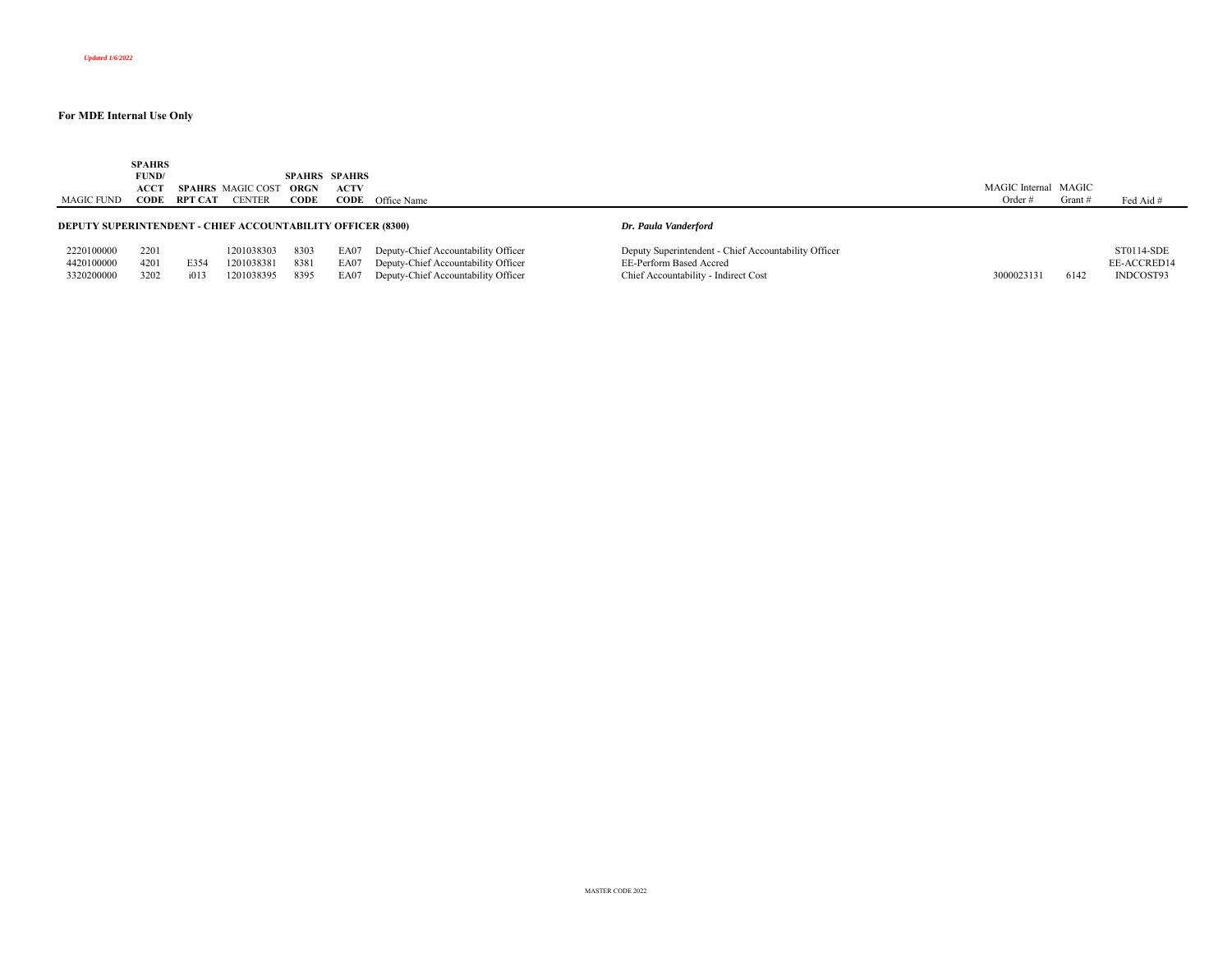*Updated 1/6/2022*

**For MDE Internal Use Only**

| MAGIC FUND | SPAHRS FUND/ ACCT CODE | SPAHRS RPT CAT | MAGIC COST CENTER | SPAHRS ORGN CODE | SPAHRS ACTV CODE | Office Name | | MAGIC Internal Order # | MAGIC Grant # | Fed Aid # |
|---|---|---|---|---|---|---|---|---|---|---|
| **DEPUTY SUPERINTENDENT - CHIEF ACCOUNTABILITY OFFICER (8300)** | | | | | | | ***Dr. Paula Vanderford*** | | | |
| 2220100000 | 2201 | | 1201038303 | 8303 | EA07 | Deputy-Chief Accountability Officer | Deputy Superintendent - Chief Accountability Officer | | | ST0114-SDE |
| 4420100000 | 4201 | E354 | 1201038381 | 8381 | EA07 | Deputy-Chief Accountability Officer | EE-Perform Based Accred | | | EE-ACCRED14 |
| 3320200000 | 3202 | i013 | 1201038395 | 8395 | EA07 | Deputy-Chief Accountability Officer | Chief Accountability - Indirect Cost | 3000023131 | 6142 | INDCOST93 |

MASTER CODE 2022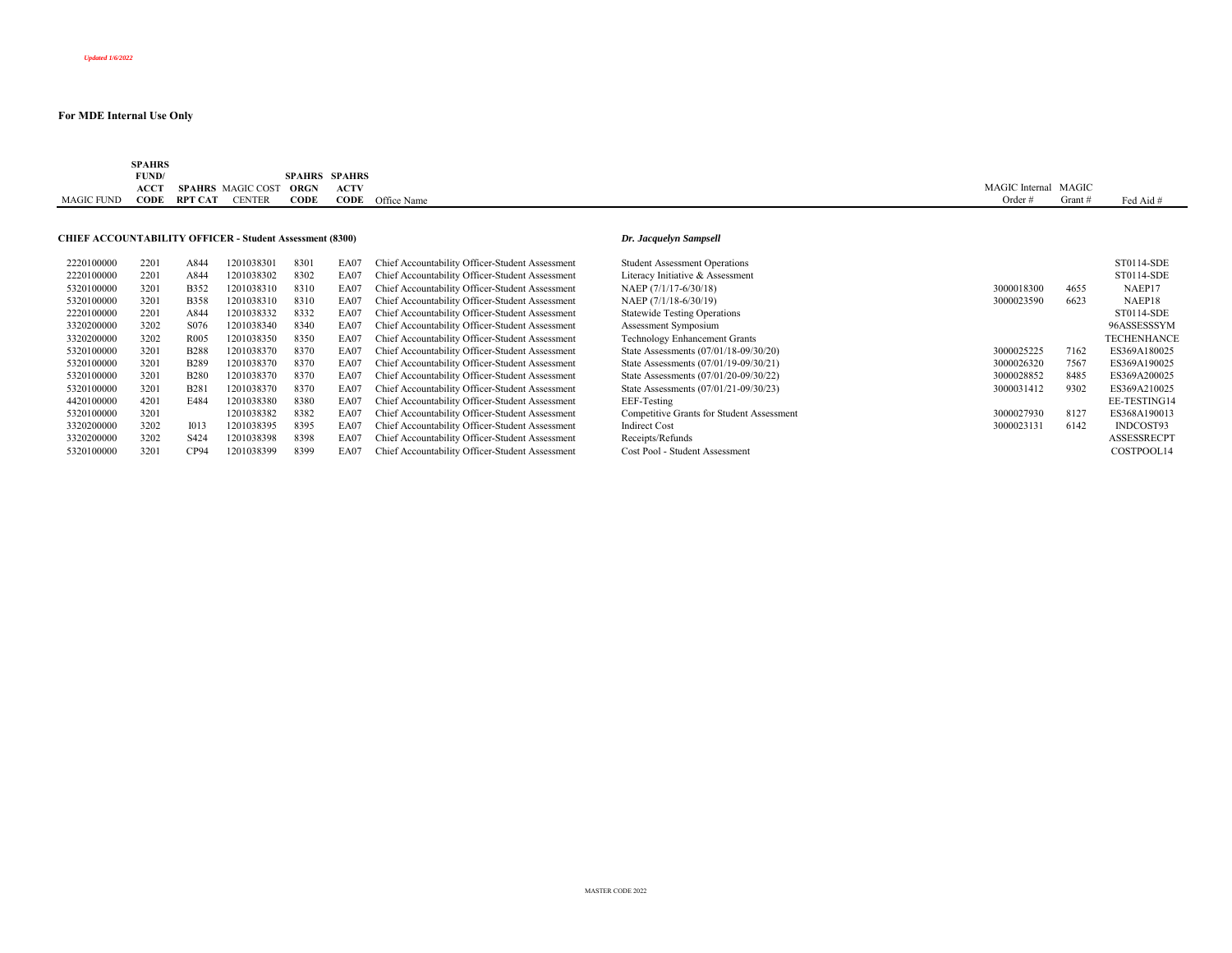*Updated 1/6/2022*

**For MDE Internal Use Only**

| MAGIC FUND | SPAHRS FUND/ ACCT CODE | SPAHRS RPT CAT | MAGIC COST CENTER | SPAHRS ORGN CODE | SPAHRS ACTV CODE | Office Name | | MAGIC Internal Order # | MAGIC Grant # | Fed Aid # |
|---|---|---|---|---|---|---|---|---|---|---|
| **CHIEF ACCOUNTABILITY OFFICER - Student Assessment (8300)** | | | | | | | ***Dr. Jacquelyn Sampsell*** | | | |
| 2220100000 | 2201 | A844 | 1201038301 | 8301 | EA07 | Chief Accountability Officer-Student Assessment | Student Assessment Operations | | | ST0114-SDE |
| 2220100000 | 2201 | A844 | 1201038302 | 8302 | EA07 | Chief Accountability Officer-Student Assessment | Literacy Initiative & Assessment | | | ST0114-SDE |
| 5320100000 | 3201 | B352 | 1201038310 | 8310 | EA07 | Chief Accountability Officer-Student Assessment | NAEP (7/1/17-6/30/18) | 3000018300 | 4655 | NAEP17 |
| 5320100000 | 3201 | B358 | 1201038310 | 8310 | EA07 | Chief Accountability Officer-Student Assessment | NAEP (7/1/18-6/30/19) | 3000023590 | 6623 | NAEP18 |
| 2220100000 | 2201 | A844 | 1201038332 | 8332 | EA07 | Chief Accountability Officer-Student Assessment | Statewide Testing Operations | | | ST0114-SDE |
| 3320200000 | 3202 | S076 | 1201038340 | 8340 | EA07 | Chief Accountability Officer-Student Assessment | Assessment Symposium | | | 96ASSESSSYM |
| 3320200000 | 3202 | R005 | 1201038350 | 8350 | EA07 | Chief Accountability Officer-Student Assessment | Technology Enhancement Grants | | | TECHENHANCE |
| 5320100000 | 3201 | B288 | 1201038370 | 8370 | EA07 | Chief Accountability Officer-Student Assessment | State Assessments (07/01/18-09/30/20) | 3000025225 | 7162 | ES369A180025 |
| 5320100000 | 3201 | B289 | 1201038370 | 8370 | EA07 | Chief Accountability Officer-Student Assessment | State Assessments (07/01/19-09/30/21) | 3000026320 | 7567 | ES369A190025 |
| 5320100000 | 3201 | B280 | 1201038370 | 8370 | EA07 | Chief Accountability Officer-Student Assessment | State Assessments (07/01/20-09/30/22) | 3000028852 | 8485 | ES369A200025 |
| 5320100000 | 3201 | B281 | 1201038370 | 8370 | EA07 | Chief Accountability Officer-Student Assessment | State Assessments (07/01/21-09/30/23) | 3000031412 | 9302 | ES369A210025 |
| 4420100000 | 4201 | E484 | 1201038380 | 8380 | EA07 | Chief Accountability Officer-Student Assessment | EEF-Testing | | | EE-TESTING14 |
| 5320100000 | 3201 | | 1201038382 | 8382 | EA07 | Chief Accountability Officer-Student Assessment | Competitive Grants for Student Assessment | 3000027930 | 8127 | ES368A190013 |
| 3320200000 | 3202 | I013 | 1201038395 | 8395 | EA07 | Chief Accountability Officer-Student Assessment | Indirect Cost | 3000023131 | 6142 | INDCOST93 |
| 3320200000 | 3202 | S424 | 1201038398 | 8398 | EA07 | Chief Accountability Officer-Student Assessment | Receipts/Refunds | | | ASSESSRECPT |
| 5320100000 | 3201 | CP94 | 1201038399 | 8399 | EA07 | Chief Accountability Officer-Student Assessment | Cost Pool - Student Assessment | | | COSTPOOL14 |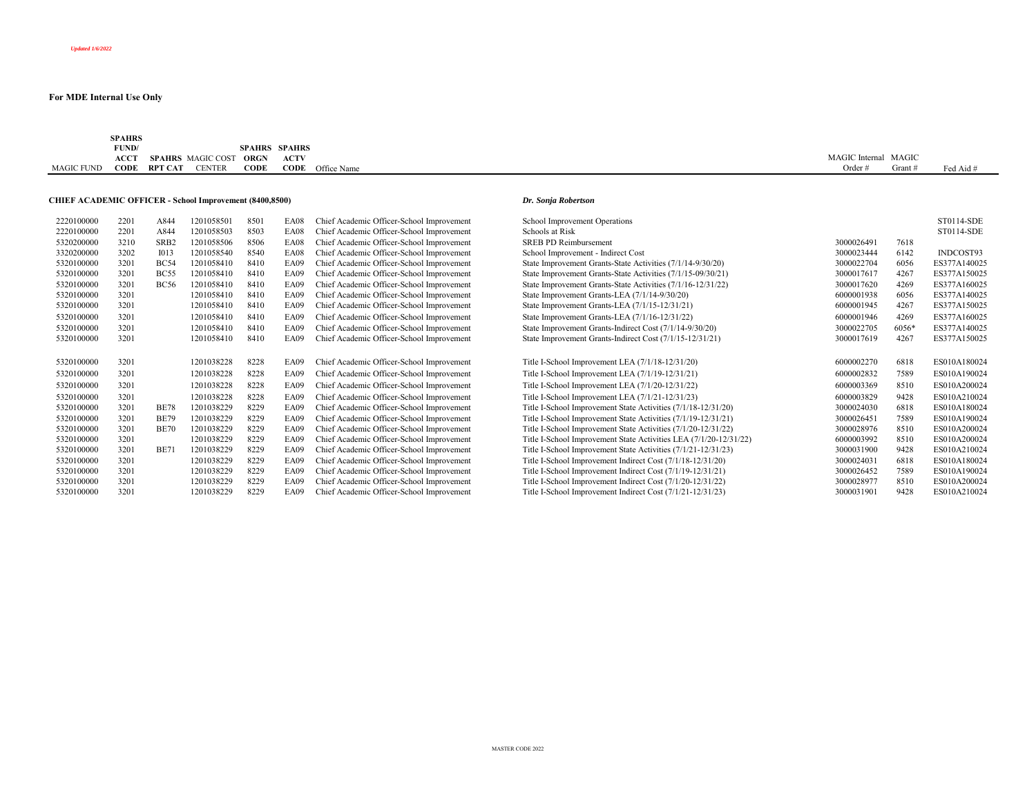*Updated 1/6/2022*

**For MDE Internal Use Only**

| MAGIC FUND | SPAHRS FUND/ ACCT CODE | SPAHRS RPT CAT | MAGIC COST CENTER | SPAHRS ORGN CODE | SPAHRS ACTV CODE | Office Name | | MAGIC Internal Order # | MAGIC Grant # | Fed Aid # |
|---|---|---|---|---|---|---|---|---|---|---|
| **CHIEF ACADEMIC OFFICER - School Improvement (8400,8500)** | | | | | | | ***Dr. Sonja Robertson*** | | | |
| 2220100000 | 2201 | A844 | 1201058501 | 8501 | EA08 | Chief Academic Officer-School Improvement | School Improvement Operations | | | ST0114-SDE |
| 2220100000 | 2201 | A844 | 1201058503 | 8503 | EA08 | Chief Academic Officer-School Improvement | Schools at Risk | | | ST0114-SDE |
| 5320200000 | 3210 | SRB2 | 1201058506 | 8506 | EA08 | Chief Academic Officer-School Improvement | SREB PD Reimbursement | 3000026491 | 7618 | |
| 3320200000 | 3202 | I013 | 1201058540 | 8540 | EA08 | Chief Academic Officer-School Improvement | School Improvement - Indirect Cost | 3000023444 | 6142 | INDCOST93 |
| 5320100000 | 3201 | BC54 | 1201058410 | 8410 | EA09 | Chief Academic Officer-School Improvement | State Improvement Grants-State Activities (7/1/14-9/30/20) | 3000022704 | 6056 | ES377A140025 |
| 5320100000 | 3201 | BC55 | 1201058410 | 8410 | EA09 | Chief Academic Officer-School Improvement | State Improvement Grants-State Activities (7/1/15-09/30/21) | 3000017617 | 4267 | ES377A150025 |
| 5320100000 | 3201 | BC56 | 1201058410 | 8410 | EA09 | Chief Academic Officer-School Improvement | State Improvement Grants-State Activities (7/1/16-12/31/22) | 3000017620 | 4269 | ES377A160025 |
| 5320100000 | 3201 | | 1201058410 | 8410 | EA09 | Chief Academic Officer-School Improvement | State Improvement Grants-LEA (7/1/14-9/30/20) | 6000001938 | 6056 | ES377A140025 |
| 5320100000 | 3201 | | 1201058410 | 8410 | EA09 | Chief Academic Officer-School Improvement | State Improvement Grants-LEA (7/1/15-12/31/21) | 6000001945 | 4267 | ES377A150025 |
| 5320100000 | 3201 | | 1201058410 | 8410 | EA09 | Chief Academic Officer-School Improvement | State Improvement Grants-LEA (7/1/16-12/31/22) | 6000001946 | 4269 | ES377A160025 |
| 5320100000 | 3201 | | 1201058410 | 8410 | EA09 | Chief Academic Officer-School Improvement | State Improvement Grants-Indirect Cost (7/1/14-9/30/20) | 3000022705 | 6056* | ES377A140025 |
| 5320100000 | 3201 | | 1201058410 | 8410 | EA09 | Chief Academic Officer-School Improvement | State Improvement Grants-Indirect Cost (7/1/15-12/31/21) | 3000017619 | 4267 | ES377A150025 |
| 5320100000 | 3201 | | 1201038228 | 8228 | EA09 | Chief Academic Officer-School Improvement | Title I-School Improvement LEA (7/1/18-12/31/20) | 6000002270 | 6818 | ES010A180024 |
| 5320100000 | 3201 | | 1201038228 | 8228 | EA09 | Chief Academic Officer-School Improvement | Title I-School Improvement LEA (7/1/19-12/31/21) | 6000002832 | 7589 | ES010A190024 |
| 5320100000 | 3201 | | 1201038228 | 8228 | EA09 | Chief Academic Officer-School Improvement | Title I-School Improvement LEA (7/1/20-12/31/22) | 6000003369 | 8510 | ES010A200024 |
| 5320100000 | 3201 | | 1201038228 | 8228 | EA09 | Chief Academic Officer-School Improvement | Title I-School Improvement LEA (7/1/21-12/31/23) | 6000003829 | 9428 | ES010A210024 |
| 5320100000 | 3201 | BE78 | 1201038229 | 8229 | EA09 | Chief Academic Officer-School Improvement | Title I-School Improvement State Activities (7/1/18-12/31/20) | 3000024030 | 6818 | ES010A180024 |
| 5320100000 | 3201 | BE79 | 1201038229 | 8229 | EA09 | Chief Academic Officer-School Improvement | Title I-School Improvement State Activities (7/1/19-12/31/21) | 3000026451 | 7589 | ES010A190024 |
| 5320100000 | 3201 | BE70 | 1201038229 | 8229 | EA09 | Chief Academic Officer-School Improvement | Title I-School Improvement State Activities (7/1/20-12/31/22) | 3000028976 | 8510 | ES010A200024 |
| 5320100000 | 3201 | | 1201038229 | 8229 | EA09 | Chief Academic Officer-School Improvement | Title I-School Improvement State Activities LEA (7/1/20-12/31/22) | 6000003992 | 8510 | ES010A200024 |
| 5320100000 | 3201 | BE71 | 1201038229 | 8229 | EA09 | Chief Academic Officer-School Improvement | Title I-School Improvement State Activities (7/1/21-12/31/23) | 3000031900 | 9428 | ES010A210024 |
| 5320100000 | 3201 | | 1201038229 | 8229 | EA09 | Chief Academic Officer-School Improvement | Title I-School Improvement Indirect Cost (7/1/18-12/31/20) | 3000024031 | 6818 | ES010A180024 |
| 5320100000 | 3201 | | 1201038229 | 8229 | EA09 | Chief Academic Officer-School Improvement | Title I-School Improvement Indirect Cost (7/1/19-12/31/21) | 3000026452 | 7589 | ES010A190024 |
| 5320100000 | 3201 | | 1201038229 | 8229 | EA09 | Chief Academic Officer-School Improvement | Title I-School Improvement Indirect Cost (7/1/20-12/31/22) | 3000028977 | 8510 | ES010A200024 |
| 5320100000 | 3201 | | 1201038229 | 8229 | EA09 | Chief Academic Officer-School Improvement | Title I-School Improvement Indirect Cost (7/1/21-12/31/23) | 3000031901 | 9428 | ES010A210024 |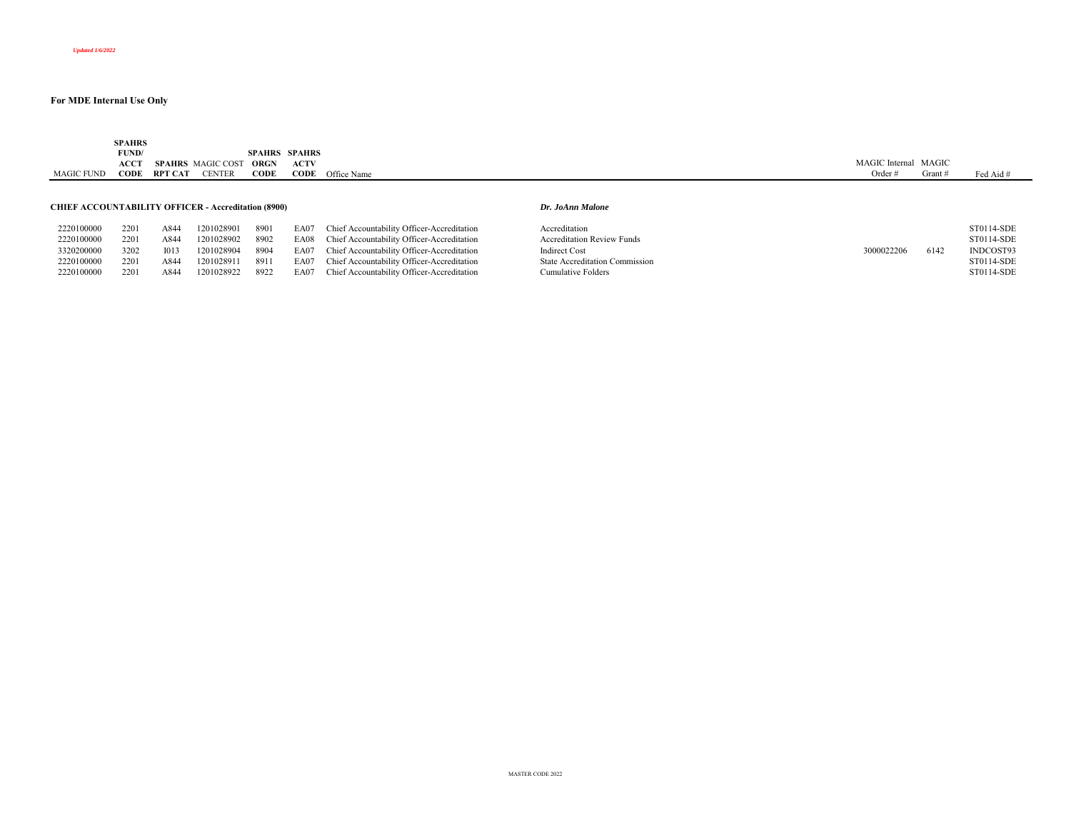*Updated 1/6/2022*

**For MDE Internal Use Only**

| MAGIC FUND | SPAHRS FUND/ ACCT CODE | SPAHRS RPT CAT | MAGIC COST CENTER | SPAHRS ORGN CODE | SPAHRS ACTV CODE | Office Name | | MAGIC Internal Order # | MAGIC Grant # | Fed Aid # |
|---|---|---|---|---|---|---|---|---|---|---|
| **CHIEF ACCOUNTABILITY OFFICER - Accreditation (8900)** | | | | | | | ***Dr. JoAnn Malone*** | | | |
| 2220100000 | 2201 | A844 | 1201028901 | 8901 | EA07 | Chief Accountability Officer-Accreditation | Accreditation | | | ST0114-SDE |
| 2220100000 | 2201 | A844 | 1201028902 | 8902 | EA08 | Chief Accountability Officer-Accreditation | Accreditation Review Funds | | | ST0114-SDE |
| 3320200000 | 3202 | I013 | 1201028904 | 8904 | EA07 | Chief Accountability Officer-Accreditation | Indirect Cost | 3000022206 | 6142 | INDCOST93 |
| 2220100000 | 2201 | A844 | 1201028911 | 8911 | EA07 | Chief Accountability Officer-Accreditation | State Accreditation Commission | | | ST0114-SDE |
| 2220100000 | 2201 | A844 | 1201028922 | 8922 | EA07 | Chief Accountability Officer-Accreditation | Cumulative Folders | | | ST0114-SDE |

MASTER CODE 2022